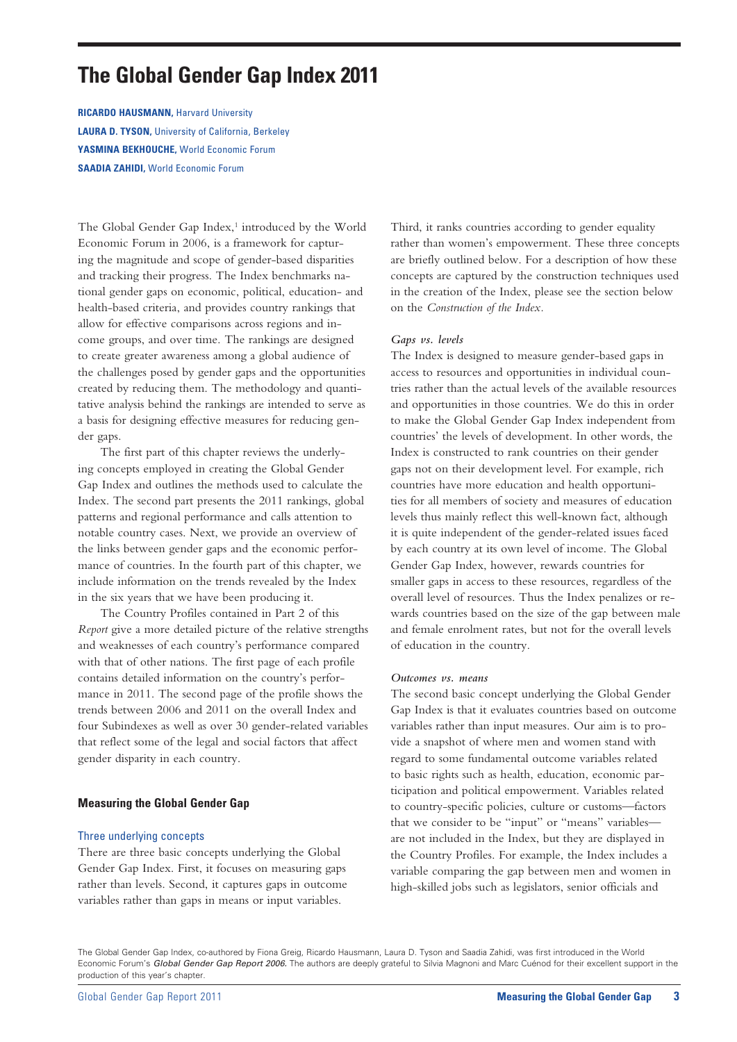# The Global Gender Gap Index 2011

**RICARDO HAUSMANN,** Harvard University
**LAURA D. TYSON,** University of California, Berkeley
**YASMINA BEKHOUCHE,** World Economic Forum
**SAADIA ZAHIDI,** World Economic Forum

The Global Gender Gap Index,[1] introduced by the World Economic Forum in 2006, is a framework for capturing the magnitude and scope of gender-based disparities and tracking their progress. The Index benchmarks national gender gaps on economic, political, education- and health-based criteria, and provides country rankings that allow for effective comparisons across regions and income groups, and over time. The rankings are designed to create greater awareness among a global audience of the challenges posed by gender gaps and the opportunities created by reducing them. The methodology and quantitative analysis behind the rankings are intended to serve as a basis for designing effective measures for reducing gender gaps.

The first part of this chapter reviews the underlying concepts employed in creating the Global Gender Gap Index and outlines the methods used to calculate the Index. The second part presents the 2011 rankings, global patterns and regional performance and calls attention to notable country cases. Next, we provide an overview of the links between gender gaps and the economic performance of countries. In the fourth part of this chapter, we include information on the trends revealed by the Index in the six years that we have been producing it.

The Country Profiles contained in Part 2 of this *Report* give a more detailed picture of the relative strengths and weaknesses of each country's performance compared with that of other nations. The first page of each profile contains detailed information on the country's performance in 2011. The second page of the profile shows the trends between 2006 and 2011 on the overall Index and four Subindexes as well as over 30 gender-related variables that reflect some of the legal and social factors that affect gender disparity in each country.

## Measuring the Global Gender Gap

### Three underlying concepts

There are three basic concepts underlying the Global Gender Gap Index. First, it focuses on measuring gaps rather than levels. Second, it captures gaps in outcome variables rather than gaps in means or input variables. Third, it ranks countries according to gender equality rather than women's empowerment. These three concepts are briefly outlined below. For a description of how these concepts are captured by the construction techniques used in the creation of the Index, please see the section below on the *Construction of the Index*.

#### *Gaps vs. levels*

The Index is designed to measure gender-based gaps in access to resources and opportunities in individual countries rather than the actual levels of the available resources and opportunities in those countries. We do this in order to make the Global Gender Gap Index independent from countries' the levels of development. In other words, the Index is constructed to rank countries on their gender gaps not on their development level. For example, rich countries have more education and health opportunities for all members of society and measures of education levels thus mainly reflect this well-known fact, although it is quite independent of the gender-related issues faced by each country at its own level of income. The Global Gender Gap Index, however, rewards countries for smaller gaps in access to these resources, regardless of the overall level of resources. Thus the Index penalizes or rewards countries based on the size of the gap between male and female enrolment rates, but not for the overall levels of education in the country.

#### *Outcomes vs. means*

The second basic concept underlying the Global Gender Gap Index is that it evaluates countries based on outcome variables rather than input measures. Our aim is to provide a snapshot of where men and women stand with regard to some fundamental outcome variables related to basic rights such as health, education, economic participation and political empowerment. Variables related to country-specific policies, culture or customs—factors that we consider to be "input" or "means" variables—are not included in the Index, but they are displayed in the Country Profiles. For example, the Index includes a variable comparing the gap between men and women in high-skilled jobs such as legislators, senior officials and

The Global Gender Gap Index, co-authored by Fiona Greig, Ricardo Hausmann, Laura D. Tyson and Saadia Zahidi, was first introduced in the World Economic Forum's ***Global Gender Gap Report 2006.*** The authors are deeply grateful to Silvia Magnoni and Marc Cuénod for their excellent support in the production of this year's chapter.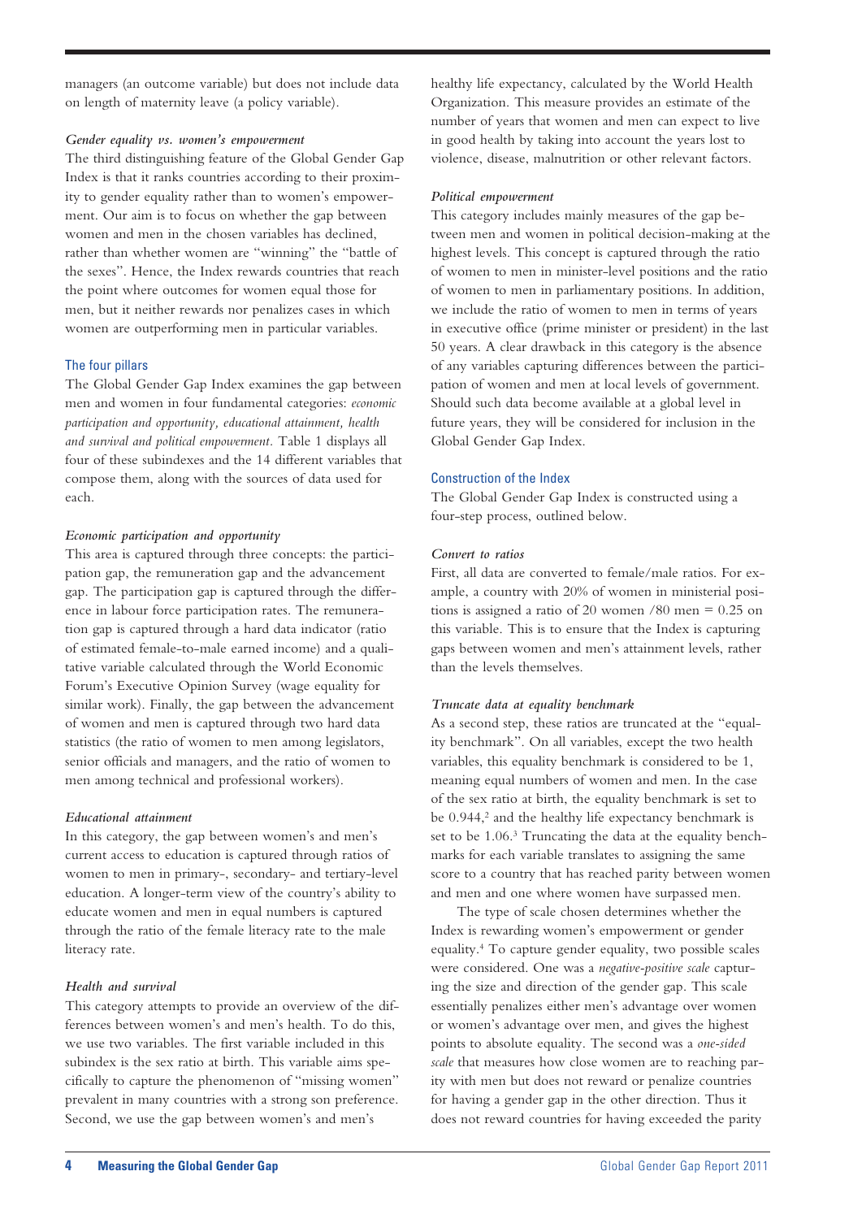managers (an outcome variable) but does not include data on length of maternity leave (a policy variable).

#### *Gender equality vs. women's empowerment*

The third distinguishing feature of the Global Gender Gap Index is that it ranks countries according to their proximity to gender equality rather than to women's empowerment. Our aim is to focus on whether the gap between women and men in the chosen variables has declined, rather than whether women are "winning" the "battle of the sexes". Hence, the Index rewards countries that reach the point where outcomes for women equal those for men, but it neither rewards nor penalizes cases in which women are outperforming men in particular variables.

### The four pillars

The Global Gender Gap Index examines the gap between men and women in four fundamental categories: *economic participation and opportunity, educational attainment, health and survival and political empowerment*. Table 1 displays all four of these subindexes and the 14 different variables that compose them, along with the sources of data used for each.

#### *Economic participation and opportunity*

This area is captured through three concepts: the participation gap, the remuneration gap and the advancement gap. The participation gap is captured through the difference in labour force participation rates. The remuneration gap is captured through a hard data indicator (ratio of estimated female-to-male earned income) and a qualitative variable calculated through the World Economic Forum's Executive Opinion Survey (wage equality for similar work). Finally, the gap between the advancement of women and men is captured through two hard data statistics (the ratio of women to men among legislators, senior officials and managers, and the ratio of women to men among technical and professional workers).

#### *Educational attainment*

In this category, the gap between women's and men's current access to education is captured through ratios of women to men in primary-, secondary- and tertiary-level education. A longer-term view of the country's ability to educate women and men in equal numbers is captured through the ratio of the female literacy rate to the male literacy rate.

#### *Health and survival*

This category attempts to provide an overview of the differences between women's and men's health. To do this, we use two variables. The first variable included in this subindex is the sex ratio at birth. This variable aims specifically to capture the phenomenon of "missing women" prevalent in many countries with a strong son preference. Second, we use the gap between women's and men's healthy life expectancy, calculated by the World Health Organization. This measure provides an estimate of the number of years that women and men can expect to live in good health by taking into account the years lost to violence, disease, malnutrition or other relevant factors.

#### *Political empowerment*

This category includes mainly measures of the gap between men and women in political decision-making at the highest levels. This concept is captured through the ratio of women to men in minister-level positions and the ratio of women to men in parliamentary positions. In addition, we include the ratio of women to men in terms of years in executive office (prime minister or president) in the last 50 years. A clear drawback in this category is the absence of any variables capturing differences between the participation of women and men at local levels of government. Should such data become available at a global level in future years, they will be considered for inclusion in the Global Gender Gap Index.

### Construction of the Index

The Global Gender Gap Index is constructed using a four-step process, outlined below.

#### *Convert to ratios*

First, all data are converted to female/male ratios. For example, a country with 20% of women in ministerial positions is assigned a ratio of 20 women /80 men = 0.25 on this variable. This is to ensure that the Index is capturing gaps between women and men's attainment levels, rather than the levels themselves.

#### *Truncate data at equality benchmark*

As a second step, these ratios are truncated at the "equality benchmark". On all variables, except the two health variables, this equality benchmark is considered to be 1, meaning equal numbers of women and men. In the case of the sex ratio at birth, the equality benchmark is set to be 0.944,[2] and the healthy life expectancy benchmark is set to be 1.06.[3] Truncating the data at the equality benchmarks for each variable translates to assigning the same score to a country that has reached parity between women and men and one where women have surpassed men.

The type of scale chosen determines whether the Index is rewarding women's empowerment or gender equality.[4] To capture gender equality, two possible scales were considered. One was a *negative-positive scale* capturing the size and direction of the gender gap. This scale essentially penalizes either men's advantage over women or women's advantage over men, and gives the highest points to absolute equality. The second was a *one-sided scale* that measures how close women are to reaching parity with men but does not reward or penalize countries for having a gender gap in the other direction. Thus it does not reward countries for having exceeded the parity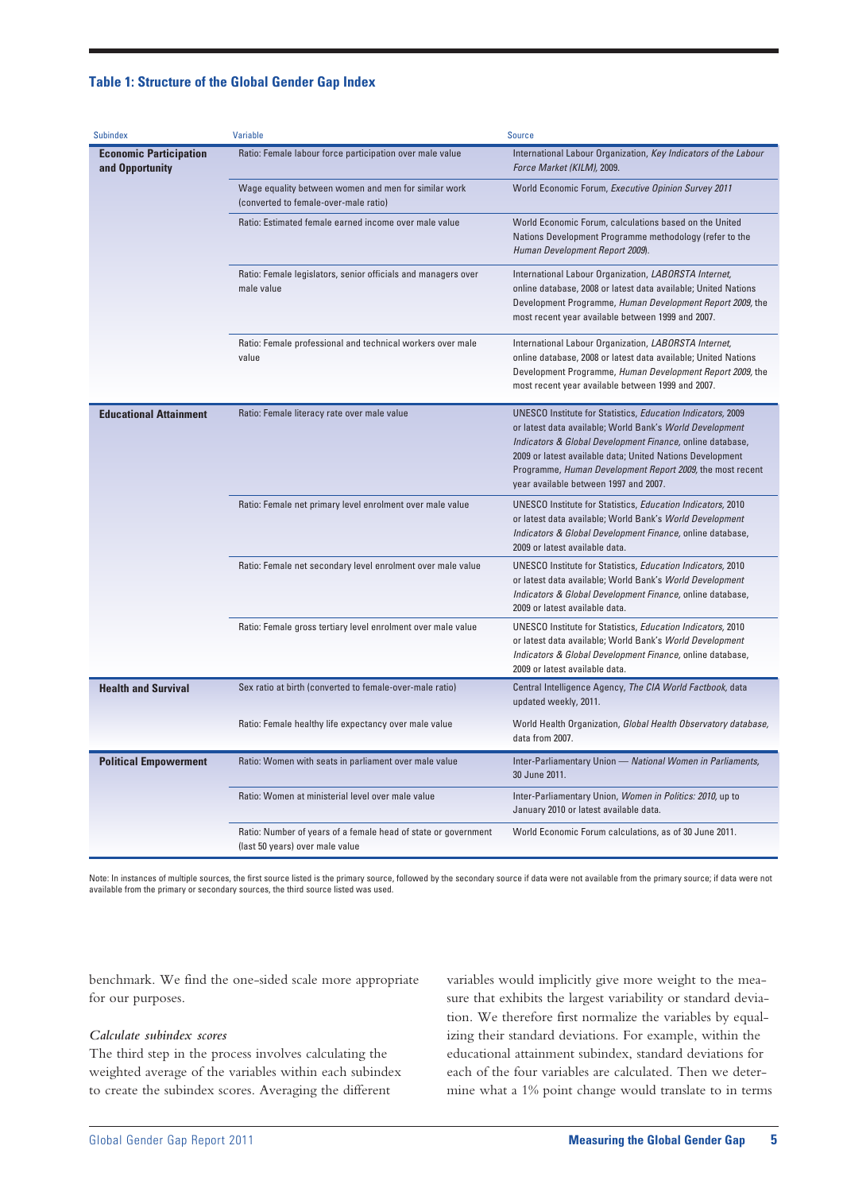**Table 1: Structure of the Global Gender Gap Index**

| Subindex | Variable | Source |
|---|---|---|
| **Economic Participation and Opportunity** | Ratio: Female labour force participation over male value | International Labour Organization, *Key Indicators of the Labour Force Market (KILM)*, 2009. |
| | Wage equality between women and men for similar work (converted to female-over-male ratio) | World Economic Forum, *Executive Opinion Survey 2011* |
| | Ratio: Estimated female earned income over male value | World Economic Forum, calculations based on the United Nations Development Programme methodology (refer to the *Human Development Report 2009*). |
| | Ratio: Female legislators, senior officials and managers over male value | International Labour Organization, *LABORSTA Internet*, online database, 2008 or latest data available; United Nations Development Programme, *Human Development Report 2009*, the most recent year available between 1999 and 2007. |
| | Ratio: Female professional and technical workers over male value | International Labour Organization, *LABORSTA Internet*, online database, 2008 or latest data available; United Nations Development Programme, *Human Development Report 2009*, the most recent year available between 1999 and 2007. |
| **Educational Attainment** | Ratio: Female literacy rate over male value | UNESCO Institute for Statistics, *Education Indicators*, 2009 or latest data available; World Bank's *World Development Indicators & Global Development Finance*, online database, 2009 or latest available data; United Nations Development Programme, *Human Development Report 2009*, the most recent year available between 1997 and 2007. |
| | Ratio: Female net primary level enrolment over male value | UNESCO Institute for Statistics, *Education Indicators*, 2010 or latest data available; World Bank's *World Development Indicators & Global Development Finance*, online database, 2009 or latest available data. |
| | Ratio: Female net secondary level enrolment over male value | UNESCO Institute for Statistics, *Education Indicators*, 2010 or latest data available; World Bank's *World Development Indicators & Global Development Finance*, online database, 2009 or latest available data. |
| | Ratio: Female gross tertiary level enrolment over male value | UNESCO Institute for Statistics, *Education Indicators*, 2010 or latest data available; World Bank's *World Development Indicators & Global Development Finance*, online database, 2009 or latest available data. |
| **Health and Survival** | Sex ratio at birth (converted to female-over-male ratio) | Central Intelligence Agency, *The CIA World Factbook*, data updated weekly, 2011. |
| | Ratio: Female healthy life expectancy over male value | World Health Organization, *Global Health Observatory database*, data from 2007. |
| **Political Empowerment** | Ratio: Women with seats in parliament over male value | Inter-Parliamentary Union — *National Women in Parliaments*, 30 June 2011. |
| | Ratio: Women at ministerial level over male value | Inter-Parliamentary Union, *Women in Politics: 2010*, up to January 2010 or latest available data. |
| | Ratio: Number of years of a female head of state or government (last 50 years) over male value | World Economic Forum calculations, as of 30 June 2011. |

Note: In instances of multiple sources, the first source listed is the primary source, followed by the secondary source if data were not available from the primary source; if data were not available from the primary or secondary sources, the third source listed was used.

benchmark. We find the one-sided scale more appropriate for our purposes.

*Calculate subindex scores*

The third step in the process involves calculating the weighted average of the variables within each subindex to create the subindex scores. Averaging the different variables would implicitly give more weight to the measure that exhibits the largest variability or standard deviation. We therefore first normalize the variables by equalizing their standard deviations. For example, within the educational attainment subindex, standard deviations for each of the four variables are calculated. Then we determine what a 1% point change would translate to in terms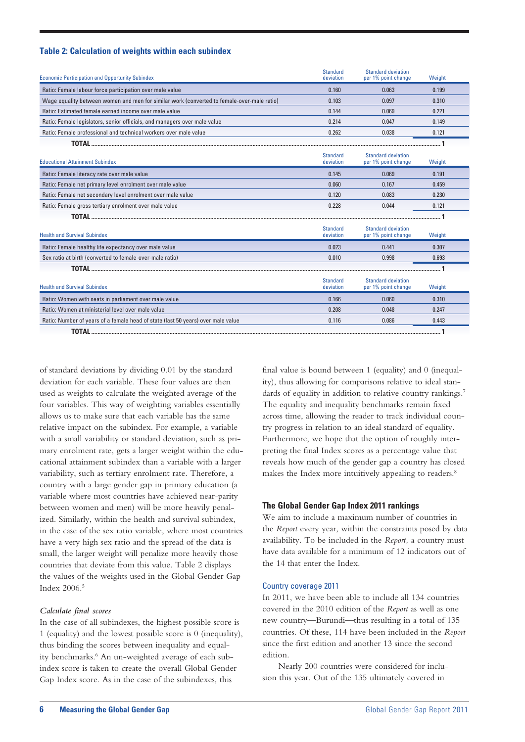**Table 2: Calculation of weights within each subindex**

| Economic Participation and Opportunity Subindex | Standard deviation | Standard deviation per 1% point change | Weight |
|---|---|---|---|
| Ratio: Female labour force participation over male value | 0.160 | 0.063 | 0.199 |
| Wage equality between women and men for similar work (converted to female-over-male ratio) | 0.103 | 0.097 | 0.310 |
| Ratio: Estimated female earned income over male value | 0.144 | 0.069 | 0.221 |
| Ratio: Female legislators, senior officials, and managers over male value | 0.214 | 0.047 | 0.149 |
| Ratio: Female professional and technical workers over male value | 0.262 | 0.038 | 0.121 |
| **TOTAL** | | | 1 |

| Educational Attainment Subindex | Standard deviation | Standard deviation per 1% point change | Weight |
|---|---|---|---|
| Ratio: Female literacy rate over male value | 0.145 | 0.069 | 0.191 |
| Ratio: Female net primary level enrolment over male value | 0.060 | 0.167 | 0.459 |
| Ratio: Female net secondary level enrolment over male value | 0.120 | 0.083 | 0.230 |
| Ratio: Female gross tertiary enrolment over male value | 0.228 | 0.044 | 0.121 |
| **TOTAL** | | | 1 |

| Health and Survival Subindex | Standard deviation | Standard deviation per 1% point change | Weight |
|---|---|---|---|
| Ratio: Female healthy life expectancy over male value | 0.023 | 0.441 | 0.307 |
| Sex ratio at birth (converted to female-over-male ratio) | 0.010 | 0.998 | 0.693 |
| **TOTAL** | | | 1 |

| Health and Survival Subindex | Standard deviation | Standard deviation per 1% point change | Weight |
|---|---|---|---|
| Ratio: Women with seats in parliament over male value | 0.166 | 0.060 | 0.310 |
| Ratio: Women at ministerial level over male value | 0.208 | 0.048 | 0.247 |
| Ratio: Number of years of a female head of state (last 50 years) over male value | 0.116 | 0.086 | 0.443 |
| **TOTAL** | | | 1 |

of standard deviations by dividing 0.01 by the standard deviation for each variable. These four values are then used as weights to calculate the weighted average of the four variables. This way of weighting variables essentially allows us to make sure that each variable has the same relative impact on the subindex. For example, a variable with a small variability or standard deviation, such as primary enrolment rate, gets a larger weight within the educational attainment subindex than a variable with a larger variability, such as tertiary enrolment rate. Therefore, a country with a large gender gap in primary education (a variable where most countries have achieved near-parity between women and men) will be more heavily penalized. Similarly, within the health and survival subindex, in the case of the sex ratio variable, where most countries have a very high sex ratio and the spread of the data is small, the larger weight will penalize more heavily those countries that deviate from this value. Table 2 displays the values of the weights used in the Global Gender Gap Index 2006.[5]

*Calculate final scores*

In the case of all subindexes, the highest possible score is 1 (equality) and the lowest possible score is 0 (inequality), thus binding the scores between inequality and equality benchmarks.[6] An un-weighted average of each subindex score is taken to create the overall Global Gender Gap Index score. As in the case of the subindexes, this final value is bound between 1 (equality) and 0 (inequality), thus allowing for comparisons relative to ideal standards of equality in addition to relative country rankings.[7] The equality and inequality benchmarks remain fixed across time, allowing the reader to track individual country progress in relation to an ideal standard of equality. Furthermore, we hope that the option of roughly interpreting the final Index scores as a percentage value that reveals how much of the gender gap a country has closed makes the Index more intuitively appealing to readers.[8]

### The Global Gender Gap Index 2011 rankings

We aim to include a maximum number of countries in the *Report* every year, within the constraints posed by data availability. To be included in the *Report,* a country must have data available for a minimum of 12 indicators out of the 14 that enter the Index.

#### Country coverage 2011

In 2011, we have been able to include all 134 countries covered in the 2010 edition of the *Report* as well as one new country—Burundi—thus resulting in a total of 135 countries. Of these, 114 have been included in the *Report* since the first edition and another 13 since the second edition.

Nearly 200 countries were considered for inclusion this year. Out of the 135 ultimately covered in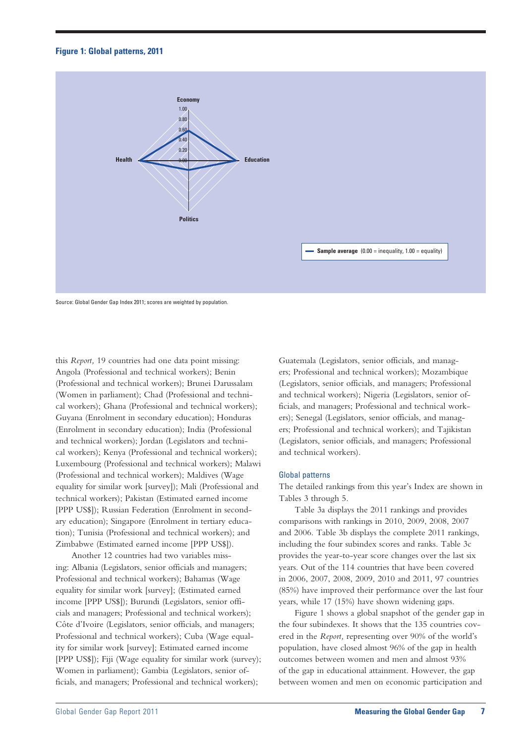**Figure 1: Global patterns, 2011**

Economy

1.00

0.80

0.60

0.40

0.20

0.00

Health

Education

Politics

**Sample average** (0.00 = inequality, 1.00 = equality)

Source: Global Gender Gap Index 2011; scores are weighted by population.

this *Report,* 19 countries had one data point missing: Angola (Professional and technical workers); Benin (Professional and technical workers); Brunei Darussalam (Women in parliament); Chad (Professional and technical workers); Ghana (Professional and technical workers); Guyana (Enrolment in secondary education); Honduras (Enrolment in secondary education); India (Professional and technical workers); Jordan (Legislators and technical workers); Kenya (Professional and technical workers); Luxembourg (Professional and technical workers); Malawi (Professional and technical workers); Maldives (Wage equality for similar work [survey]); Mali (Professional and technical workers); Pakistan (Estimated earned income [PPP US$]); Russian Federation (Enrolment in secondary education); Singapore (Enrolment in tertiary education); Tunisia (Professional and technical workers); and Zimbabwe (Estimated earned income [PPP US$]).

Another 12 countries had two variables missing: Albania (Legislators, senior officials and managers; Professional and technical workers); Bahamas (Wage equality for similar work [survey]; (Estimated earned income [PPP US$]); Burundi (Legislators, senior officials and managers; Professional and technical workers); Côte d'Ivoire (Legislators, senior officials, and managers; Professional and technical workers); Cuba (Wage equality for similar work [survey]; Estimated earned income [PPP US$]); Fiji (Wage equality for similar work (survey); Women in parliament); Gambia (Legislators, senior officials, and managers; Professional and technical workers); Guatemala (Legislators, senior officials, and managers; Professional and technical workers); Mozambique (Legislators, senior officials, and managers; Professional and technical workers); Nigeria (Legislators, senior officials, and managers; Professional and technical workers); Senegal (Legislators, senior officials, and managers; Professional and technical workers); and Tajikistan (Legislators, senior officials, and managers; Professional and technical workers).

### Global patterns

The detailed rankings from this year's Index are shown in Tables 3 through 5.

Table 3a displays the 2011 rankings and provides comparisons with rankings in 2010, 2009, 2008, 2007 and 2006. Table 3b displays the complete 2011 rankings, including the four subindex scores and ranks. Table 3c provides the year-to-year score changes over the last six years. Out of the 114 countries that have been covered in 2006, 2007, 2008, 2009, 2010 and 2011, 97 countries (85%) have improved their performance over the last four years, while 17 (15%) have shown widening gaps.

Figure 1 shows a global snapshot of the gender gap in the four subindexes. It shows that the 135 countries covered in the *Report,* representing over 90% of the world's population, have closed almost 96% of the gap in health outcomes between women and men and almost 93% of the gap in educational attainment. However, the gap between women and men on economic participation and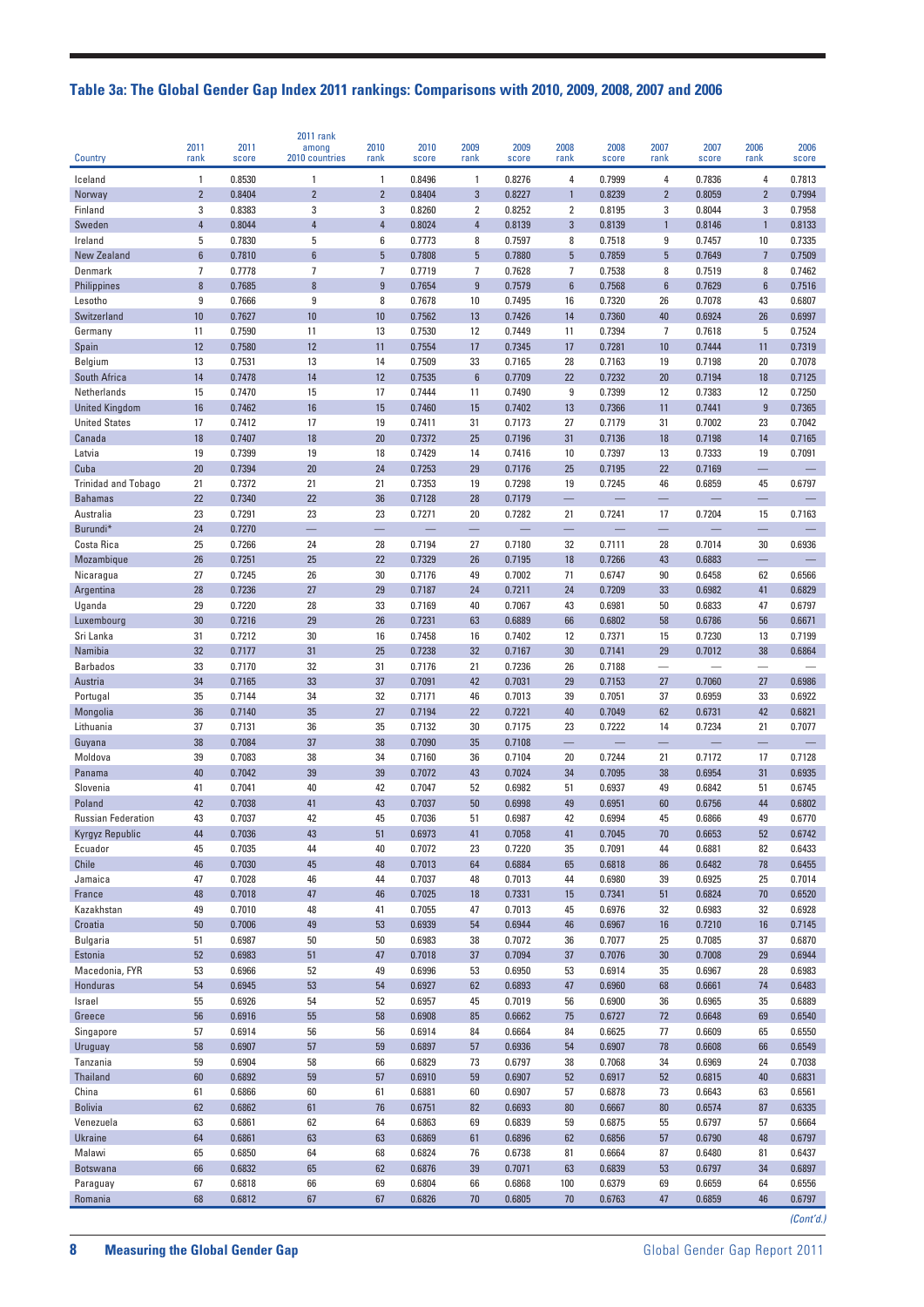## Table 3a: The Global Gender Gap Index 2011 rankings: Comparisons with 2010, 2009, 2008, 2007 and 2006

| Country | 2011 rank | 2011 score | 2011 rank among 2010 countries | 2010 rank | 2010 score | 2009 rank | 2009 score | 2008 rank | 2008 score | 2007 rank | 2007 score | 2006 rank | 2006 score |
|---|---|---|---|---|---|---|---|---|---|---|---|---|---|
| Iceland | 1 | 0.8530 | 1 | 1 | 0.8496 | 1 | 0.8276 | 4 | 0.7999 | 4 | 0.7836 | 4 | 0.7813 |
| Norway | 2 | 0.8404 | 2 | 2 | 0.8404 | 3 | 0.8227 | 1 | 0.8239 | 2 | 0.8059 | 2 | 0.7994 |
| Finland | 3 | 0.8383 | 3 | 3 | 0.8260 | 2 | 0.8252 | 2 | 0.8195 | 3 | 0.8044 | 3 | 0.7958 |
| Sweden | 4 | 0.8044 | 4 | 4 | 0.8024 | 4 | 0.8139 | 3 | 0.8139 | 1 | 0.8146 | 1 | 0.8133 |
| Ireland | 5 | 0.7830 | 5 | 6 | 0.7773 | 8 | 0.7597 | 8 | 0.7518 | 9 | 0.7457 | 10 | 0.7335 |
| New Zealand | 6 | 0.7810 | 6 | 5 | 0.7808 | 5 | 0.7880 | 5 | 0.7859 | 5 | 0.7649 | 7 | 0.7509 |
| Denmark | 7 | 0.7778 | 7 | 7 | 0.7719 | 7 | 0.7628 | 7 | 0.7538 | 8 | 0.7519 | 8 | 0.7462 |
| Philippines | 8 | 0.7685 | 8 | 9 | 0.7654 | 9 | 0.7579 | 6 | 0.7568 | 6 | 0.7629 | 6 | 0.7516 |
| Lesotho | 9 | 0.7666 | 9 | 8 | 0.7678 | 10 | 0.7495 | 16 | 0.7320 | 26 | 0.7078 | 43 | 0.6807 |
| Switzerland | 10 | 0.7627 | 10 | 10 | 0.7562 | 13 | 0.7426 | 14 | 0.7360 | 40 | 0.6924 | 26 | 0.6997 |
| Germany | 11 | 0.7590 | 11 | 13 | 0.7530 | 12 | 0.7449 | 11 | 0.7394 | 7 | 0.7618 | 5 | 0.7524 |
| Spain | 12 | 0.7580 | 12 | 11 | 0.7554 | 17 | 0.7345 | 17 | 0.7281 | 10 | 0.7444 | 11 | 0.7319 |
| Belgium | 13 | 0.7531 | 13 | 14 | 0.7509 | 33 | 0.7165 | 28 | 0.7163 | 19 | 0.7198 | 20 | 0.7078 |
| South Africa | 14 | 0.7478 | 14 | 12 | 0.7535 | 6 | 0.7709 | 22 | 0.7232 | 20 | 0.7194 | 18 | 0.7125 |
| Netherlands | 15 | 0.7470 | 15 | 17 | 0.7444 | 11 | 0.7490 | 9 | 0.7399 | 12 | 0.7383 | 12 | 0.7250 |
| United Kingdom | 16 | 0.7462 | 16 | 15 | 0.7460 | 15 | 0.7402 | 13 | 0.7366 | 11 | 0.7441 | 9 | 0.7365 |
| United States | 17 | 0.7412 | 17 | 19 | 0.7411 | 31 | 0.7173 | 27 | 0.7179 | 31 | 0.7002 | 23 | 0.7042 |
| Canada | 18 | 0.7407 | 18 | 20 | 0.7372 | 25 | 0.7196 | 31 | 0.7136 | 18 | 0.7198 | 14 | 0.7165 |
| Latvia | 19 | 0.7399 | 19 | 18 | 0.7429 | 14 | 0.7416 | 10 | 0.7397 | 13 | 0.7333 | 19 | 0.7091 |
| Cuba | 20 | 0.7394 | 20 | 24 | 0.7253 | 29 | 0.7176 | 25 | 0.7195 | 22 | 0.7169 | — | — |
| Trinidad and Tobago | 21 | 0.7372 | 21 | 21 | 0.7353 | 19 | 0.7298 | 19 | 0.7245 | 46 | 0.6859 | 45 | 0.6797 |
| Bahamas | 22 | 0.7340 | 22 | 36 | 0.7128 | 28 | 0.7179 | — | — | — | — | — | — |
| Australia | 23 | 0.7291 | 23 | 23 | 0.7271 | 20 | 0.7282 | 21 | 0.7241 | 17 | 0.7204 | 15 | 0.7163 |
| Burundi* | 24 | 0.7270 | — | — | — | — | — | — | — | — | — | — | — |
| Costa Rica | 25 | 0.7266 | 24 | 28 | 0.7194 | 27 | 0.7180 | 32 | 0.7111 | 28 | 0.7014 | 30 | 0.6936 |
| Mozambique | 26 | 0.7251 | 25 | 22 | 0.7329 | 26 | 0.7195 | 18 | 0.7266 | 43 | 0.6883 | — | — |
| Nicaragua | 27 | 0.7245 | 26 | 30 | 0.7176 | 49 | 0.7002 | 71 | 0.6747 | 90 | 0.6458 | 62 | 0.6566 |
| Argentina | 28 | 0.7236 | 27 | 29 | 0.7187 | 24 | 0.7211 | 24 | 0.7209 | 33 | 0.6982 | 41 | 0.6829 |
| Uganda | 29 | 0.7220 | 28 | 33 | 0.7169 | 40 | 0.7067 | 43 | 0.6981 | 50 | 0.6833 | 47 | 0.6797 |
| Luxembourg | 30 | 0.7216 | 29 | 26 | 0.7231 | 63 | 0.6889 | 66 | 0.6802 | 58 | 0.6786 | 56 | 0.6671 |
| Sri Lanka | 31 | 0.7212 | 30 | 16 | 0.7458 | 16 | 0.7402 | 12 | 0.7371 | 15 | 0.7230 | 13 | 0.7199 |
| Namibia | 32 | 0.7177 | 31 | 25 | 0.7238 | 32 | 0.7167 | 30 | 0.7141 | 29 | 0.7012 | 38 | 0.6864 |
| Barbados | 33 | 0.7170 | 32 | 31 | 0.7176 | 21 | 0.7236 | 26 | 0.7188 | — | — | — | — |
| Austria | 34 | 0.7165 | 33 | 37 | 0.7091 | 42 | 0.7031 | 29 | 0.7153 | 27 | 0.7060 | 27 | 0.6986 |
| Portugal | 35 | 0.7144 | 34 | 32 | 0.7171 | 46 | 0.7013 | 39 | 0.7051 | 37 | 0.6959 | 33 | 0.6922 |
| Mongolia | 36 | 0.7140 | 35 | 27 | 0.7194 | 22 | 0.7221 | 40 | 0.7049 | 62 | 0.6731 | 42 | 0.6821 |
| Lithuania | 37 | 0.7131 | 36 | 35 | 0.7132 | 30 | 0.7175 | 23 | 0.7222 | 14 | 0.7234 | 21 | 0.7077 |
| Guyana | 38 | 0.7084 | 37 | 38 | 0.7090 | 35 | 0.7108 | — | — | — | — | — | — |
| Moldova | 39 | 0.7083 | 38 | 34 | 0.7160 | 36 | 0.7104 | 20 | 0.7244 | 21 | 0.7172 | 17 | 0.7128 |
| Panama | 40 | 0.7042 | 39 | 39 | 0.7072 | 43 | 0.7024 | 34 | 0.7095 | 38 | 0.6954 | 31 | 0.6935 |
| Slovenia | 41 | 0.7041 | 40 | 42 | 0.7047 | 52 | 0.6982 | 51 | 0.6937 | 49 | 0.6842 | 51 | 0.6745 |
| Poland | 42 | 0.7038 | 41 | 43 | 0.7037 | 50 | 0.6998 | 49 | 0.6951 | 60 | 0.6756 | 44 | 0.6802 |
| Russian Federation | 43 | 0.7037 | 42 | 45 | 0.7036 | 51 | 0.6987 | 42 | 0.6994 | 45 | 0.6866 | 49 | 0.6770 |
| Kyrgyz Republic | 44 | 0.7036 | 43 | 51 | 0.6973 | 41 | 0.7058 | 41 | 0.7045 | 70 | 0.6653 | 52 | 0.6742 |
| Ecuador | 45 | 0.7035 | 44 | 40 | 0.7072 | 23 | 0.7220 | 35 | 0.7091 | 44 | 0.6881 | 82 | 0.6433 |
| Chile | 46 | 0.7030 | 45 | 48 | 0.7013 | 64 | 0.6884 | 65 | 0.6818 | 86 | 0.6482 | 78 | 0.6455 |
| Jamaica | 47 | 0.7028 | 46 | 44 | 0.7037 | 48 | 0.7013 | 44 | 0.6980 | 39 | 0.6925 | 25 | 0.7014 |
| France | 48 | 0.7018 | 47 | 46 | 0.7025 | 18 | 0.7331 | 15 | 0.7341 | 51 | 0.6824 | 70 | 0.6520 |
| Kazakhstan | 49 | 0.7010 | 48 | 41 | 0.7055 | 47 | 0.7013 | 45 | 0.6976 | 32 | 0.6983 | 32 | 0.6928 |
| Croatia | 50 | 0.7006 | 49 | 53 | 0.6939 | 54 | 0.6944 | 46 | 0.6967 | 16 | 0.7210 | 16 | 0.7145 |
| Bulgaria | 51 | 0.6987 | 50 | 50 | 0.6983 | 38 | 0.7072 | 36 | 0.7077 | 25 | 0.7085 | 37 | 0.6870 |
| Estonia | 52 | 0.6983 | 51 | 47 | 0.7018 | 37 | 0.7094 | 37 | 0.7076 | 30 | 0.7008 | 29 | 0.6944 |
| Macedonia, FYR | 53 | 0.6966 | 52 | 49 | 0.6996 | 53 | 0.6950 | 53 | 0.6914 | 35 | 0.6967 | 28 | 0.6983 |
| Honduras | 54 | 0.6945 | 53 | 54 | 0.6927 | 62 | 0.6893 | 47 | 0.6960 | 68 | 0.6661 | 74 | 0.6483 |
| Israel | 55 | 0.6926 | 54 | 52 | 0.6957 | 45 | 0.7019 | 56 | 0.6900 | 36 | 0.6965 | 35 | 0.6889 |
| Greece | 56 | 0.6916 | 55 | 58 | 0.6908 | 85 | 0.6662 | 75 | 0.6727 | 72 | 0.6648 | 69 | 0.6540 |
| Singapore | 57 | 0.6914 | 56 | 56 | 0.6914 | 84 | 0.6664 | 84 | 0.6625 | 77 | 0.6609 | 65 | 0.6550 |
| Uruguay | 58 | 0.6907 | 57 | 59 | 0.6897 | 57 | 0.6936 | 54 | 0.6907 | 78 | 0.6608 | 66 | 0.6549 |
| Tanzania | 59 | 0.6904 | 58 | 66 | 0.6829 | 73 | 0.6797 | 38 | 0.7068 | 34 | 0.6969 | 24 | 0.7038 |
| Thailand | 60 | 0.6892 | 59 | 57 | 0.6910 | 59 | 0.6907 | 52 | 0.6917 | 52 | 0.6815 | 40 | 0.6831 |
| China | 61 | 0.6866 | 60 | 61 | 0.6881 | 60 | 0.6907 | 57 | 0.6878 | 73 | 0.6643 | 63 | 0.6561 |
| Bolivia | 62 | 0.6862 | 61 | 76 | 0.6751 | 82 | 0.6693 | 80 | 0.6667 | 80 | 0.6574 | 87 | 0.6335 |
| Venezuela | 63 | 0.6861 | 62 | 64 | 0.6863 | 69 | 0.6839 | 59 | 0.6875 | 55 | 0.6797 | 57 | 0.6664 |
| Ukraine | 64 | 0.6861 | 63 | 63 | 0.6869 | 61 | 0.6896 | 62 | 0.6856 | 57 | 0.6790 | 48 | 0.6797 |
| Malawi | 65 | 0.6850 | 64 | 68 | 0.6824 | 76 | 0.6738 | 81 | 0.6664 | 87 | 0.6480 | 81 | 0.6437 |
| Botswana | 66 | 0.6832 | 65 | 62 | 0.6876 | 39 | 0.7071 | 63 | 0.6839 | 53 | 0.6797 | 34 | 0.6897 |
| Paraguay | 67 | 0.6818 | 66 | 69 | 0.6804 | 66 | 0.6868 | 100 | 0.6379 | 69 | 0.6659 | 64 | 0.6556 |
| Romania | 68 | 0.6812 | 67 | 67 | 0.6826 | 70 | 0.6805 | 70 | 0.6763 | 47 | 0.6859 | 46 | 0.6797 |

*(Cont'd.)*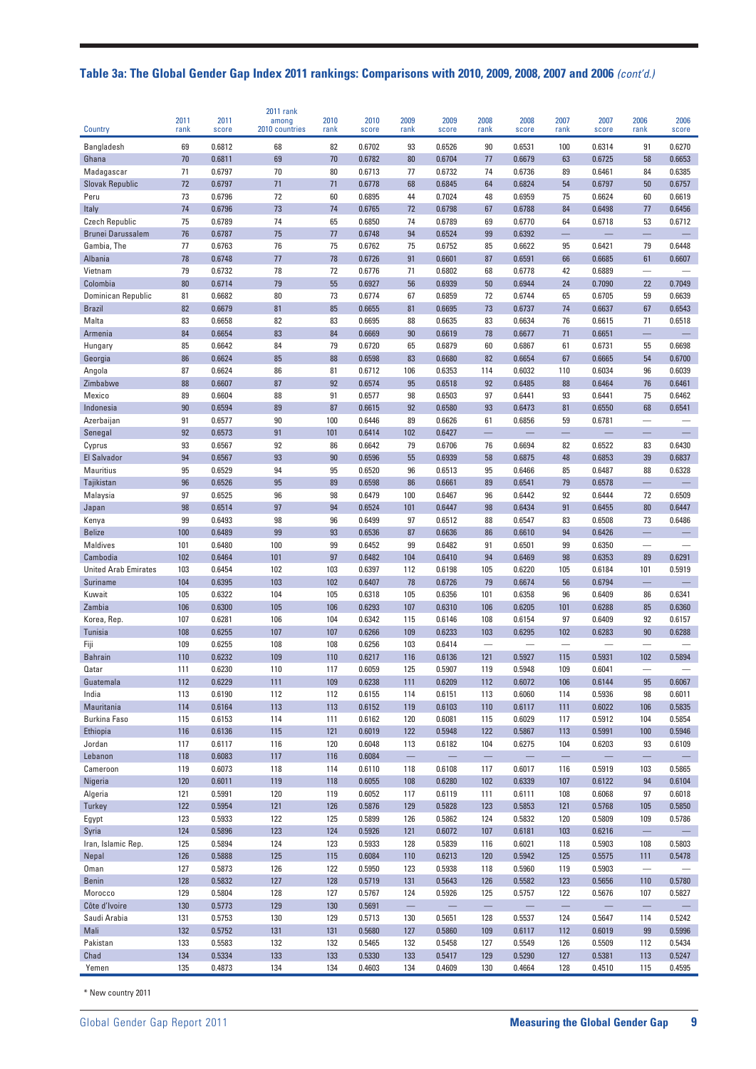## Table 3a: The Global Gender Gap Index 2011 rankings: Comparisons with 2010, 2009, 2008, 2007 and 2006 *(cont'd.)*

| Country | 2011 rank | 2011 score | 2011 rank among 2010 countries | 2010 rank | 2010 score | 2009 rank | 2009 score | 2008 rank | 2008 score | 2007 rank | 2007 score | 2006 rank | 2006 score |
|---|---|---|---|---|---|---|---|---|---|---|---|---|---|
| Bangladesh | 69 | 0.6812 | 68 | 82 | 0.6702 | 93 | 0.6526 | 90 | 0.6531 | 100 | 0.6314 | 91 | 0.6270 |
| Ghana | 70 | 0.6811 | 69 | 70 | 0.6782 | 80 | 0.6704 | 77 | 0.6679 | 63 | 0.6725 | 58 | 0.6653 |
| Madagascar | 71 | 0.6797 | 70 | 80 | 0.6713 | 77 | 0.6732 | 74 | 0.6736 | 89 | 0.6461 | 84 | 0.6385 |
| Slovak Republic | 72 | 0.6797 | 71 | 71 | 0.6778 | 68 | 0.6845 | 64 | 0.6824 | 54 | 0.6797 | 50 | 0.6757 |
| Peru | 73 | 0.6796 | 72 | 60 | 0.6895 | 44 | 0.7024 | 48 | 0.6959 | 75 | 0.6624 | 60 | 0.6619 |
| Italy | 74 | 0.6796 | 73 | 74 | 0.6765 | 72 | 0.6798 | 67 | 0.6788 | 84 | 0.6498 | 77 | 0.6456 |
| Czech Republic | 75 | 0.6789 | 74 | 65 | 0.6850 | 74 | 0.6789 | 69 | 0.6770 | 64 | 0.6718 | 53 | 0.6712 |
| Brunei Darussalem | 76 | 0.6787 | 75 | 77 | 0.6748 | 94 | 0.6524 | 99 | 0.6392 | — | — | — | — |
| Gambia, The | 77 | 0.6763 | 76 | 75 | 0.6762 | 75 | 0.6752 | 85 | 0.6622 | 95 | 0.6421 | 79 | 0.6448 |
| Albania | 78 | 0.6748 | 77 | 78 | 0.6726 | 91 | 0.6601 | 87 | 0.6591 | 66 | 0.6685 | 61 | 0.6607 |
| Vietnam | 79 | 0.6732 | 78 | 72 | 0.6776 | 71 | 0.6802 | 68 | 0.6778 | 42 | 0.6889 | — | — |
| Colombia | 80 | 0.6714 | 79 | 55 | 0.6927 | 56 | 0.6939 | 50 | 0.6944 | 24 | 0.7090 | 22 | 0.7049 |
| Dominican Republic | 81 | 0.6682 | 80 | 73 | 0.6774 | 67 | 0.6859 | 72 | 0.6744 | 65 | 0.6705 | 59 | 0.6639 |
| Brazil | 82 | 0.6679 | 81 | 85 | 0.6655 | 81 | 0.6695 | 73 | 0.6737 | 74 | 0.6637 | 67 | 0.6543 |
| Malta | 83 | 0.6658 | 82 | 83 | 0.6695 | 88 | 0.6635 | 83 | 0.6634 | 76 | 0.6615 | 71 | 0.6518 |
| Armenia | 84 | 0.6654 | 83 | 84 | 0.6669 | 90 | 0.6619 | 78 | 0.6677 | 71 | 0.6651 | — | — |
| Hungary | 85 | 0.6642 | 84 | 79 | 0.6720 | 65 | 0.6879 | 60 | 0.6867 | 61 | 0.6731 | 55 | 0.6698 |
| Georgia | 86 | 0.6624 | 85 | 88 | 0.6598 | 83 | 0.6680 | 82 | 0.6654 | 67 | 0.6665 | 54 | 0.6700 |
| Angola | 87 | 0.6624 | 86 | 81 | 0.6712 | 106 | 0.6353 | 114 | 0.6032 | 110 | 0.6034 | 96 | 0.6039 |
| Zimbabwe | 88 | 0.6607 | 87 | 92 | 0.6574 | 95 | 0.6518 | 92 | 0.6485 | 88 | 0.6464 | 76 | 0.6461 |
| Mexico | 89 | 0.6604 | 88 | 91 | 0.6577 | 98 | 0.6503 | 97 | 0.6441 | 93 | 0.6441 | 75 | 0.6462 |
| Indonesia | 90 | 0.6594 | 89 | 87 | 0.6615 | 92 | 0.6580 | 93 | 0.6473 | 81 | 0.6550 | 68 | 0.6541 |
| Azerbaijan | 91 | 0.6577 | 90 | 100 | 0.6446 | 89 | 0.6626 | 61 | 0.6856 | 59 | 0.6781 | — | — |
| Senegal | 92 | 0.6573 | 91 | 101 | 0.6414 | 102 | 0.6427 | — | — | — | — | — | — |
| Cyprus | 93 | 0.6567 | 92 | 86 | 0.6642 | 79 | 0.6706 | 76 | 0.6694 | 82 | 0.6522 | 83 | 0.6430 |
| El Salvador | 94 | 0.6567 | 93 | 90 | 0.6596 | 55 | 0.6939 | 58 | 0.6875 | 48 | 0.6853 | 39 | 0.6837 |
| Mauritius | 95 | 0.6529 | 94 | 95 | 0.6520 | 96 | 0.6513 | 95 | 0.6466 | 85 | 0.6487 | 88 | 0.6328 |
| Tajikistan | 96 | 0.6526 | 95 | 89 | 0.6598 | 86 | 0.6661 | 89 | 0.6541 | 79 | 0.6578 | — | — |
| Malaysia | 97 | 0.6525 | 96 | 98 | 0.6479 | 100 | 0.6467 | 96 | 0.6442 | 92 | 0.6444 | 72 | 0.6509 |
| Japan | 98 | 0.6514 | 97 | 94 | 0.6524 | 101 | 0.6447 | 98 | 0.6434 | 91 | 0.6455 | 80 | 0.6447 |
| Kenya | 99 | 0.6493 | 98 | 96 | 0.6499 | 97 | 0.6512 | 88 | 0.6547 | 83 | 0.6508 | 73 | 0.6486 |
| Belize | 100 | 0.6489 | 99 | 93 | 0.6536 | 87 | 0.6636 | 86 | 0.6610 | 94 | 0.6426 | — | — |
| Maldives | 101 | 0.6480 | 100 | 99 | 0.6452 | 99 | 0.6482 | 91 | 0.6501 | 99 | 0.6350 | — | — |
| Cambodia | 102 | 0.6464 | 101 | 97 | 0.6482 | 104 | 0.6410 | 94 | 0.6469 | 98 | 0.6353 | 89 | 0.6291 |
| United Arab Emirates | 103 | 0.6454 | 102 | 103 | 0.6397 | 112 | 0.6198 | 105 | 0.6220 | 105 | 0.6184 | 101 | 0.5919 |
| Suriname | 104 | 0.6395 | 103 | 102 | 0.6407 | 78 | 0.6726 | 79 | 0.6674 | 56 | 0.6794 | — | — |
| Kuwait | 105 | 0.6322 | 104 | 105 | 0.6318 | 105 | 0.6356 | 101 | 0.6358 | 96 | 0.6409 | 86 | 0.6341 |
| Zambia | 106 | 0.6300 | 105 | 106 | 0.6293 | 107 | 0.6310 | 106 | 0.6205 | 101 | 0.6288 | 85 | 0.6360 |
| Korea, Rep. | 107 | 0.6281 | 106 | 104 | 0.6342 | 115 | 0.6146 | 108 | 0.6154 | 97 | 0.6409 | 92 | 0.6157 |
| Tunisia | 108 | 0.6255 | 107 | 107 | 0.6266 | 109 | 0.6233 | 103 | 0.6295 | 102 | 0.6283 | 90 | 0.6288 |
| Fiji | 109 | 0.6255 | 108 | 108 | 0.6256 | 103 | 0.6414 | — | — | — | — | — | — |
| Bahrain | 110 | 0.6232 | 109 | 110 | 0.6217 | 116 | 0.6136 | 121 | 0.5927 | 115 | 0.5931 | 102 | 0.5894 |
| Qatar | 111 | 0.6230 | 110 | 117 | 0.6059 | 125 | 0.5907 | 119 | 0.5948 | 109 | 0.6041 | — | — |
| Guatemala | 112 | 0.6229 | 111 | 109 | 0.6238 | 111 | 0.6209 | 112 | 0.6072 | 106 | 0.6144 | 95 | 0.6067 |
| India | 113 | 0.6190 | 112 | 112 | 0.6155 | 114 | 0.6151 | 113 | 0.6060 | 114 | 0.5936 | 98 | 0.6011 |
| Mauritania | 114 | 0.6164 | 113 | 113 | 0.6152 | 119 | 0.6103 | 110 | 0.6117 | 111 | 0.6022 | 106 | 0.5835 |
| Burkina Faso | 115 | 0.6153 | 114 | 111 | 0.6162 | 120 | 0.6081 | 115 | 0.6029 | 117 | 0.5912 | 104 | 0.5854 |
| Ethiopia | 116 | 0.6136 | 115 | 121 | 0.6019 | 122 | 0.5948 | 122 | 0.5867 | 113 | 0.5991 | 100 | 0.5946 |
| Jordan | 117 | 0.6117 | 116 | 120 | 0.6048 | 113 | 0.6182 | 104 | 0.6275 | 104 | 0.6203 | 93 | 0.6109 |
| Lebanon | 118 | 0.6083 | 117 | 116 | 0.6084 | — | — | — | — | — | — | — | — |
| Cameroon | 119 | 0.6073 | 118 | 114 | 0.6110 | 118 | 0.6108 | 117 | 0.6017 | 116 | 0.5919 | 103 | 0.5865 |
| Nigeria | 120 | 0.6011 | 119 | 118 | 0.6055 | 108 | 0.6280 | 102 | 0.6339 | 107 | 0.6122 | 94 | 0.6104 |
| Algeria | 121 | 0.5991 | 120 | 119 | 0.6052 | 117 | 0.6119 | 111 | 0.6111 | 108 | 0.6068 | 97 | 0.6018 |
| Turkey | 122 | 0.5954 | 121 | 126 | 0.5876 | 129 | 0.5828 | 123 | 0.5853 | 121 | 0.5768 | 105 | 0.5850 |
| Egypt | 123 | 0.5933 | 122 | 125 | 0.5899 | 126 | 0.5862 | 124 | 0.5832 | 120 | 0.5809 | 109 | 0.5786 |
| Syria | 124 | 0.5896 | 123 | 124 | 0.5926 | 121 | 0.6072 | 107 | 0.6181 | 103 | 0.6216 | — | — |
| Iran, Islamic Rep. | 125 | 0.5894 | 124 | 123 | 0.5933 | 128 | 0.5839 | 116 | 0.6021 | 118 | 0.5903 | 108 | 0.5803 |
| Nepal | 126 | 0.5888 | 125 | 115 | 0.6084 | 110 | 0.6213 | 120 | 0.5942 | 125 | 0.5575 | 111 | 0.5478 |
| Oman | 127 | 0.5873 | 126 | 122 | 0.5950 | 123 | 0.5938 | 118 | 0.5960 | 119 | 0.5903 | — | — |
| Benin | 128 | 0.5832 | 127 | 128 | 0.5719 | 131 | 0.5643 | 126 | 0.5582 | 123 | 0.5656 | 110 | 0.5780 |
| Morocco | 129 | 0.5804 | 128 | 127 | 0.5767 | 124 | 0.5926 | 125 | 0.5757 | 122 | 0.5676 | 107 | 0.5827 |
| Côte d'Ivoire | 130 | 0.5773 | 129 | 130 | 0.5691 | — | — | — | — | — | — | — | — |
| Saudi Arabia | 131 | 0.5753 | 130 | 129 | 0.5713 | 130 | 0.5651 | 128 | 0.5537 | 124 | 0.5647 | 114 | 0.5242 |
| Mali | 132 | 0.5752 | 131 | 131 | 0.5680 | 127 | 0.5860 | 109 | 0.6117 | 112 | 0.6019 | 99 | 0.5996 |
| Pakistan | 133 | 0.5583 | 132 | 132 | 0.5465 | 132 | 0.5458 | 127 | 0.5549 | 126 | 0.5509 | 112 | 0.5434 |
| Chad | 134 | 0.5334 | 133 | 133 | 0.5330 | 133 | 0.5417 | 129 | 0.5290 | 127 | 0.5381 | 113 | 0.5247 |
| Yemen | 135 | 0.4873 | 134 | 134 | 0.4603 | 134 | 0.4609 | 130 | 0.4664 | 128 | 0.4510 | 115 | 0.4595 |

* New country 2011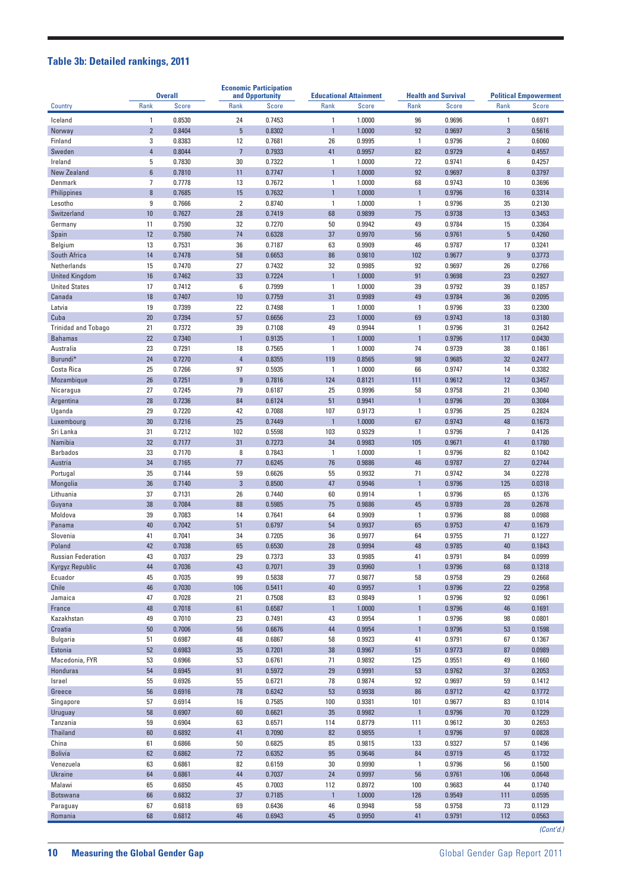## Table 3b: Detailed rankings, 2011

| | Overall | | Economic Participation and Opportunity | | Educational Attainment | | Health and Survival | | Political Empowerment | |
|---|---|---|---|---|---|---|---|---|---|---|
| Country | Rank | Score | Rank | Score | Rank | Score | Rank | Score | Rank | Score |
| Iceland | 1 | 0.8530 | 24 | 0.7453 | 1 | 1.0000 | 96 | 0.9696 | 1 | 0.6971 |
| Norway | 2 | 0.8404 | 5 | 0.8302 | 1 | 1.0000 | 92 | 0.9697 | 3 | 0.5616 |
| Finland | 3 | 0.8383 | 12 | 0.7681 | 26 | 0.9995 | 1 | 0.9796 | 2 | 0.6060 |
| Sweden | 4 | 0.8044 | 7 | 0.7933 | 41 | 0.9957 | 82 | 0.9729 | 4 | 0.4557 |
| Ireland | 5 | 0.7830 | 30 | 0.7322 | 1 | 1.0000 | 72 | 0.9741 | 6 | 0.4257 |
| New Zealand | 6 | 0.7810 | 11 | 0.7747 | 1 | 1.0000 | 92 | 0.9697 | 8 | 0.3797 |
| Denmark | 7 | 0.7778 | 13 | 0.7672 | 1 | 1.0000 | 68 | 0.9743 | 10 | 0.3696 |
| Philippines | 8 | 0.7685 | 15 | 0.7632 | 1 | 1.0000 | 1 | 0.9796 | 16 | 0.3314 |
| Lesotho | 9 | 0.7666 | 2 | 0.8740 | 1 | 1.0000 | 1 | 0.9796 | 35 | 0.2130 |
| Switzerland | 10 | 0.7627 | 28 | 0.7419 | 68 | 0.9899 | 75 | 0.9738 | 13 | 0.3453 |
| Germany | 11 | 0.7590 | 32 | 0.7270 | 50 | 0.9942 | 49 | 0.9784 | 15 | 0.3364 |
| Spain | 12 | 0.7580 | 74 | 0.6328 | 37 | 0.9970 | 56 | 0.9761 | 5 | 0.4260 |
| Belgium | 13 | 0.7531 | 36 | 0.7187 | 63 | 0.9909 | 46 | 0.9787 | 17 | 0.3241 |
| South Africa | 14 | 0.7478 | 58 | 0.6653 | 86 | 0.9810 | 102 | 0.9677 | 9 | 0.3773 |
| Netherlands | 15 | 0.7470 | 27 | 0.7432 | 32 | 0.9985 | 92 | 0.9697 | 26 | 0.2766 |
| United Kingdom | 16 | 0.7462 | 33 | 0.7224 | 1 | 1.0000 | 91 | 0.9698 | 23 | 0.2927 |
| United States | 17 | 0.7412 | 6 | 0.7999 | 1 | 1.0000 | 39 | 0.9792 | 39 | 0.1857 |
| Canada | 18 | 0.7407 | 10 | 0.7759 | 31 | 0.9989 | 49 | 0.9784 | 36 | 0.2095 |
| Latvia | 19 | 0.7399 | 22 | 0.7498 | 1 | 1.0000 | 1 | 0.9796 | 33 | 0.2300 |
| Cuba | 20 | 0.7394 | 57 | 0.6656 | 23 | 1.0000 | 69 | 0.9743 | 18 | 0.3180 |
| Trinidad and Tobago | 21 | 0.7372 | 39 | 0.7108 | 49 | 0.9944 | 1 | 0.9796 | 31 | 0.2642 |
| Bahamas | 22 | 0.7340 | 1 | 0.9135 | 1 | 1.0000 | 1 | 0.9796 | 117 | 0.0430 |
| Australia | 23 | 0.7291 | 18 | 0.7565 | 1 | 1.0000 | 74 | 0.9739 | 38 | 0.1861 |
| Burundi* | 24 | 0.7270 | 4 | 0.8355 | 119 | 0.8565 | 98 | 0.9685 | 32 | 0.2477 |
| Costa Rica | 25 | 0.7266 | 97 | 0.5935 | 1 | 1.0000 | 66 | 0.9747 | 14 | 0.3382 |
| Mozambique | 26 | 0.7251 | 9 | 0.7816 | 124 | 0.8121 | 111 | 0.9612 | 12 | 0.3457 |
| Nicaragua | 27 | 0.7245 | 79 | 0.6187 | 25 | 0.9996 | 58 | 0.9758 | 21 | 0.3040 |
| Argentina | 28 | 0.7236 | 84 | 0.6124 | 51 | 0.9941 | 1 | 0.9796 | 20 | 0.3084 |
| Uganda | 29 | 0.7220 | 42 | 0.7088 | 107 | 0.9173 | 1 | 0.9796 | 25 | 0.2824 |
| Luxembourg | 30 | 0.7216 | 25 | 0.7449 | 1 | 1.0000 | 67 | 0.9743 | 48 | 0.1673 |
| Sri Lanka | 31 | 0.7212 | 102 | 0.5598 | 103 | 0.9329 | 1 | 0.9796 | 7 | 0.4126 |
| Namibia | 32 | 0.7177 | 31 | 0.7273 | 34 | 0.9983 | 105 | 0.9671 | 41 | 0.1780 |
| Barbados | 33 | 0.7170 | 8 | 0.7843 | 1 | 1.0000 | 1 | 0.9796 | 82 | 0.1042 |
| Austria | 34 | 0.7165 | 77 | 0.6245 | 76 | 0.9886 | 46 | 0.9787 | 27 | 0.2744 |
| Portugal | 35 | 0.7144 | 59 | 0.6626 | 55 | 0.9932 | 71 | 0.9742 | 34 | 0.2278 |
| Mongolia | 36 | 0.7140 | 3 | 0.8500 | 47 | 0.9946 | 1 | 0.9796 | 125 | 0.0318 |
| Lithuania | 37 | 0.7131 | 26 | 0.7440 | 60 | 0.9914 | 1 | 0.9796 | 65 | 0.1376 |
| Guyana | 38 | 0.7084 | 88 | 0.5985 | 75 | 0.9886 | 45 | 0.9789 | 28 | 0.2678 |
| Moldova | 39 | 0.7083 | 14 | 0.7641 | 64 | 0.9909 | 1 | 0.9796 | 88 | 0.0988 |
| Panama | 40 | 0.7042 | 51 | 0.6797 | 54 | 0.9937 | 65 | 0.9753 | 47 | 0.1679 |
| Slovenia | 41 | 0.7041 | 34 | 0.7205 | 36 | 0.9977 | 64 | 0.9755 | 71 | 0.1227 |
| Poland | 42 | 0.7038 | 65 | 0.6530 | 28 | 0.9994 | 48 | 0.9785 | 40 | 0.1843 |
| Russian Federation | 43 | 0.7037 | 29 | 0.7373 | 33 | 0.9985 | 41 | 0.9791 | 84 | 0.0999 |
| Kyrgyz Republic | 44 | 0.7036 | 43 | 0.7071 | 39 | 0.9960 | 1 | 0.9796 | 68 | 0.1318 |
| Ecuador | 45 | 0.7035 | 99 | 0.5838 | 77 | 0.9877 | 58 | 0.9758 | 29 | 0.2668 |
| Chile | 46 | 0.7030 | 106 | 0.5411 | 40 | 0.9957 | 1 | 0.9796 | 22 | 0.2958 |
| Jamaica | 47 | 0.7028 | 21 | 0.7508 | 83 | 0.9849 | 1 | 0.9796 | 92 | 0.0961 |
| France | 48 | 0.7018 | 61 | 0.6587 | 1 | 1.0000 | 1 | 0.9796 | 46 | 0.1691 |
| Kazakhstan | 49 | 0.7010 | 23 | 0.7491 | 43 | 0.9954 | 1 | 0.9796 | 98 | 0.0801 |
| Croatia | 50 | 0.7006 | 56 | 0.6676 | 44 | 0.9954 | 1 | 0.9796 | 53 | 0.1598 |
| Bulgaria | 51 | 0.6987 | 48 | 0.6867 | 58 | 0.9923 | 41 | 0.9791 | 67 | 0.1367 |
| Estonia | 52 | 0.6983 | 35 | 0.7201 | 38 | 0.9967 | 51 | 0.9773 | 87 | 0.0989 |
| Macedonia, FYR | 53 | 0.6966 | 53 | 0.6761 | 71 | 0.9892 | 125 | 0.9551 | 49 | 0.1660 |
| Honduras | 54 | 0.6945 | 91 | 0.5972 | 29 | 0.9991 | 53 | 0.9762 | 37 | 0.2053 |
| Israel | 55 | 0.6926 | 55 | 0.6721 | 78 | 0.9874 | 92 | 0.9697 | 59 | 0.1412 |
| Greece | 56 | 0.6916 | 78 | 0.6242 | 53 | 0.9938 | 86 | 0.9712 | 42 | 0.1772 |
| Singapore | 57 | 0.6914 | 16 | 0.7585 | 100 | 0.9381 | 101 | 0.9677 | 83 | 0.1014 |
| Uruguay | 58 | 0.6907 | 60 | 0.6621 | 35 | 0.9982 | 1 | 0.9796 | 70 | 0.1229 |
| Tanzania | 59 | 0.6904 | 63 | 0.6571 | 114 | 0.8779 | 111 | 0.9612 | 30 | 0.2653 |
| Thailand | 60 | 0.6892 | 41 | 0.7090 | 82 | 0.9855 | 1 | 0.9796 | 97 | 0.0828 |
| China | 61 | 0.6866 | 50 | 0.6825 | 85 | 0.9815 | 133 | 0.9327 | 57 | 0.1496 |
| Bolivia | 62 | 0.6862 | 72 | 0.6352 | 95 | 0.9646 | 84 | 0.9719 | 45 | 0.1732 |
| Venezuela | 63 | 0.6861 | 82 | 0.6159 | 30 | 0.9990 | 1 | 0.9796 | 56 | 0.1500 |
| Ukraine | 64 | 0.6861 | 44 | 0.7037 | 24 | 0.9997 | 56 | 0.9761 | 106 | 0.0648 |
| Malawi | 65 | 0.6850 | 45 | 0.7003 | 112 | 0.8972 | 100 | 0.9683 | 44 | 0.1740 |
| Botswana | 66 | 0.6832 | 37 | 0.7185 | 1 | 1.0000 | 126 | 0.9549 | 111 | 0.0595 |
| Paraguay | 67 | 0.6818 | 69 | 0.6436 | 46 | 0.9948 | 58 | 0.9758 | 73 | 0.1129 |
| Romania | 68 | 0.6812 | 46 | 0.6943 | 45 | 0.9950 | 41 | 0.9791 | 112 | 0.0563 |

*(Cont'd.)*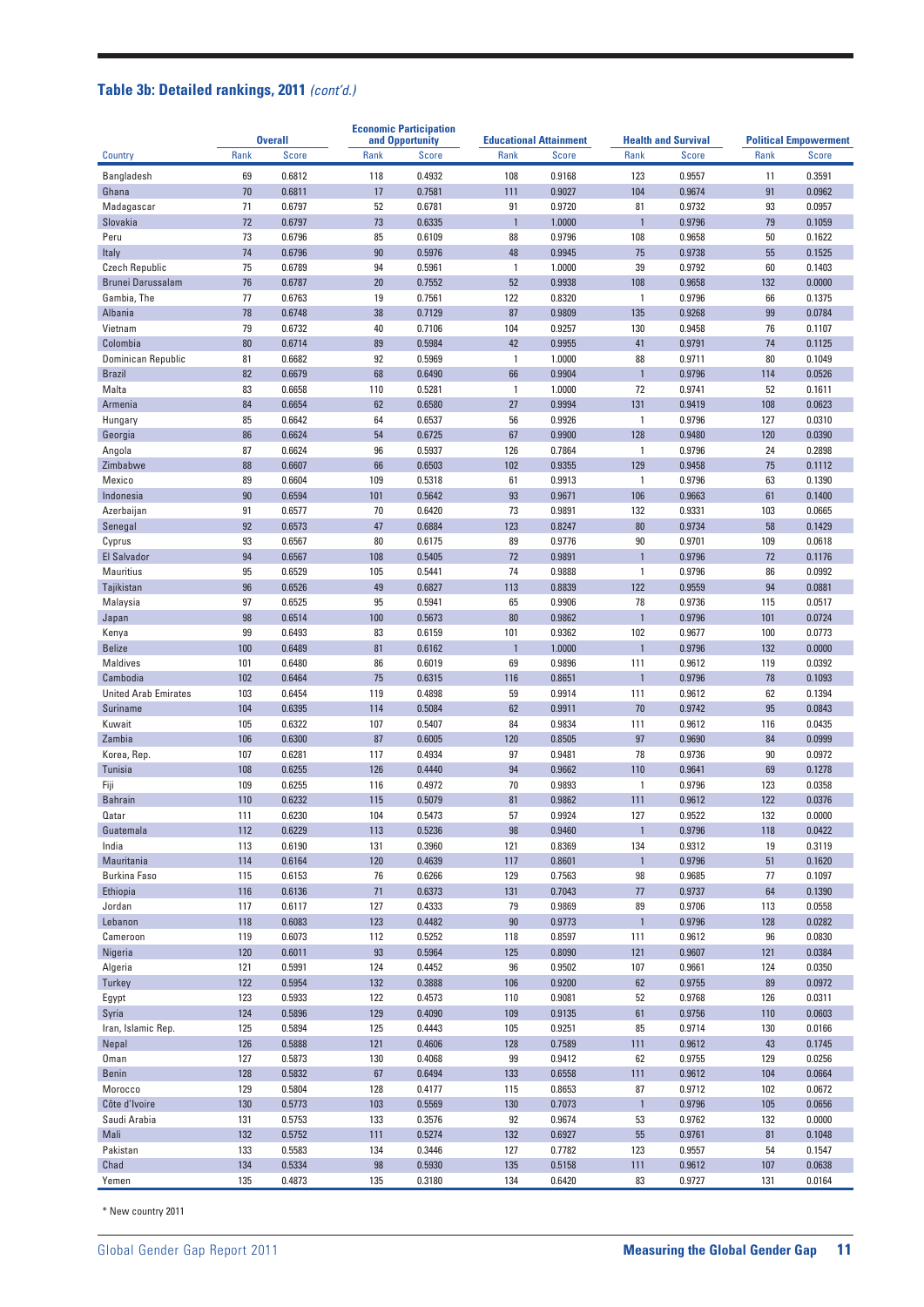## Table 3b: Detailed rankings, 2011 *(cont'd.)*

| Country | Overall | | Economic Participation and Opportunity | | Educational Attainment | | Health and Survival | | Political Empowerment | |
|---|---|---|---|---|---|---|---|---|---|---|
| | Rank | Score | Rank | Score | Rank | Score | Rank | Score | Rank | Score |
| Bangladesh | 69 | 0.6812 | 118 | 0.4932 | 108 | 0.9168 | 123 | 0.9557 | 11 | 0.3591 |
| Ghana | 70 | 0.6811 | 17 | 0.7581 | 111 | 0.9027 | 104 | 0.9674 | 91 | 0.0962 |
| Madagascar | 71 | 0.6797 | 52 | 0.6781 | 91 | 0.9720 | 81 | 0.9732 | 93 | 0.0957 |
| Slovakia | 72 | 0.6797 | 73 | 0.6335 | 1 | 1.0000 | 1 | 0.9796 | 79 | 0.1059 |
| Peru | 73 | 0.6796 | 85 | 0.6109 | 88 | 0.9796 | 108 | 0.9658 | 50 | 0.1622 |
| Italy | 74 | 0.6796 | 90 | 0.5976 | 48 | 0.9945 | 75 | 0.9738 | 55 | 0.1525 |
| Czech Republic | 75 | 0.6789 | 94 | 0.5961 | 1 | 1.0000 | 39 | 0.9792 | 60 | 0.1403 |
| Brunei Darussalam | 76 | 0.6787 | 20 | 0.7552 | 52 | 0.9938 | 108 | 0.9658 | 132 | 0.0000 |
| Gambia, The | 77 | 0.6763 | 19 | 0.7561 | 122 | 0.8320 | 1 | 0.9796 | 66 | 0.1375 |
| Albania | 78 | 0.6748 | 38 | 0.7129 | 87 | 0.9809 | 135 | 0.9268 | 99 | 0.0784 |
| Vietnam | 79 | 0.6732 | 40 | 0.7106 | 104 | 0.9257 | 130 | 0.9458 | 76 | 0.1107 |
| Colombia | 80 | 0.6714 | 89 | 0.5984 | 42 | 0.9955 | 41 | 0.9791 | 74 | 0.1125 |
| Dominican Republic | 81 | 0.6682 | 92 | 0.5969 | 1 | 1.0000 | 88 | 0.9711 | 80 | 0.1049 |
| Brazil | 82 | 0.6679 | 68 | 0.6490 | 66 | 0.9904 | 1 | 0.9796 | 114 | 0.0526 |
| Malta | 83 | 0.6658 | 110 | 0.5281 | 1 | 1.0000 | 72 | 0.9741 | 52 | 0.1611 |
| Armenia | 84 | 0.6654 | 62 | 0.6580 | 27 | 0.9994 | 131 | 0.9419 | 108 | 0.0623 |
| Hungary | 85 | 0.6642 | 64 | 0.6537 | 56 | 0.9926 | 1 | 0.9796 | 127 | 0.0310 |
| Georgia | 86 | 0.6624 | 54 | 0.6725 | 67 | 0.9900 | 128 | 0.9480 | 120 | 0.0390 |
| Angola | 87 | 0.6624 | 96 | 0.5937 | 126 | 0.7864 | 1 | 0.9796 | 24 | 0.2898 |
| Zimbabwe | 88 | 0.6607 | 66 | 0.6503 | 102 | 0.9355 | 129 | 0.9458 | 75 | 0.1112 |
| Mexico | 89 | 0.6604 | 109 | 0.5318 | 61 | 0.9913 | 1 | 0.9796 | 63 | 0.1390 |
| Indonesia | 90 | 0.6594 | 101 | 0.5642 | 93 | 0.9671 | 106 | 0.9663 | 61 | 0.1400 |
| Azerbaijan | 91 | 0.6577 | 70 | 0.6420 | 73 | 0.9891 | 132 | 0.9331 | 103 | 0.0665 |
| Senegal | 92 | 0.6573 | 47 | 0.6884 | 123 | 0.8247 | 80 | 0.9734 | 58 | 0.1429 |
| Cyprus | 93 | 0.6567 | 80 | 0.6175 | 89 | 0.9776 | 90 | 0.9701 | 109 | 0.0618 |
| El Salvador | 94 | 0.6567 | 108 | 0.5405 | 72 | 0.9891 | 1 | 0.9796 | 72 | 0.1176 |
| Mauritius | 95 | 0.6529 | 105 | 0.5441 | 74 | 0.9888 | 1 | 0.9796 | 86 | 0.0992 |
| Tajikistan | 96 | 0.6526 | 49 | 0.6827 | 113 | 0.8839 | 122 | 0.9559 | 94 | 0.0881 |
| Malaysia | 97 | 0.6525 | 95 | 0.5941 | 65 | 0.9906 | 78 | 0.9736 | 115 | 0.0517 |
| Japan | 98 | 0.6514 | 100 | 0.5673 | 80 | 0.9862 | 1 | 0.9796 | 101 | 0.0724 |
| Kenya | 99 | 0.6493 | 83 | 0.6159 | 101 | 0.9362 | 102 | 0.9677 | 100 | 0.0773 |
| Belize | 100 | 0.6489 | 81 | 0.6162 | 1 | 1.0000 | 1 | 0.9796 | 132 | 0.0000 |
| Maldives | 101 | 0.6480 | 86 | 0.6019 | 69 | 0.9896 | 111 | 0.9612 | 119 | 0.0392 |
| Cambodia | 102 | 0.6464 | 75 | 0.6315 | 116 | 0.8651 | 1 | 0.9796 | 78 | 0.1093 |
| United Arab Emirates | 103 | 0.6454 | 119 | 0.4898 | 59 | 0.9914 | 111 | 0.9612 | 62 | 0.1394 |
| Suriname | 104 | 0.6395 | 114 | 0.5084 | 62 | 0.9911 | 70 | 0.9742 | 95 | 0.0843 |
| Kuwait | 105 | 0.6322 | 107 | 0.5407 | 84 | 0.9834 | 111 | 0.9612 | 116 | 0.0435 |
| Zambia | 106 | 0.6300 | 87 | 0.6005 | 120 | 0.8505 | 97 | 0.9690 | 84 | 0.0999 |
| Korea, Rep. | 107 | 0.6281 | 117 | 0.4934 | 97 | 0.9481 | 78 | 0.9736 | 90 | 0.0972 |
| Tunisia | 108 | 0.6255 | 126 | 0.4440 | 94 | 0.9662 | 110 | 0.9641 | 69 | 0.1278 |
| Fiji | 109 | 0.6255 | 116 | 0.4972 | 70 | 0.9893 | 1 | 0.9796 | 123 | 0.0358 |
| Bahrain | 110 | 0.6232 | 115 | 0.5079 | 81 | 0.9862 | 111 | 0.9612 | 122 | 0.0376 |
| Qatar | 111 | 0.6230 | 104 | 0.5473 | 57 | 0.9924 | 127 | 0.9522 | 132 | 0.0000 |
| Guatemala | 112 | 0.6229 | 113 | 0.5236 | 98 | 0.9460 | 1 | 0.9796 | 118 | 0.0422 |
| India | 113 | 0.6190 | 131 | 0.3960 | 121 | 0.8369 | 134 | 0.9312 | 19 | 0.3119 |
| Mauritania | 114 | 0.6164 | 120 | 0.4639 | 117 | 0.8601 | 1 | 0.9796 | 51 | 0.1620 |
| Burkina Faso | 115 | 0.6153 | 76 | 0.6266 | 129 | 0.7563 | 98 | 0.9685 | 77 | 0.1097 |
| Ethiopia | 116 | 0.6136 | 71 | 0.6373 | 131 | 0.7043 | 77 | 0.9737 | 64 | 0.1390 |
| Jordan | 117 | 0.6117 | 127 | 0.4333 | 79 | 0.9869 | 89 | 0.9706 | 113 | 0.0558 |
| Lebanon | 118 | 0.6083 | 123 | 0.4482 | 90 | 0.9773 | 1 | 0.9796 | 128 | 0.0282 |
| Cameroon | 119 | 0.6073 | 112 | 0.5252 | 118 | 0.8597 | 111 | 0.9612 | 96 | 0.0830 |
| Nigeria | 120 | 0.6011 | 93 | 0.5964 | 125 | 0.8090 | 121 | 0.9607 | 121 | 0.0384 |
| Algeria | 121 | 0.5991 | 124 | 0.4452 | 96 | 0.9502 | 107 | 0.9661 | 124 | 0.0350 |
| Turkey | 122 | 0.5954 | 132 | 0.3888 | 106 | 0.9200 | 62 | 0.9755 | 89 | 0.0972 |
| Egypt | 123 | 0.5933 | 122 | 0.4573 | 110 | 0.9081 | 52 | 0.9768 | 126 | 0.0311 |
| Syria | 124 | 0.5896 | 129 | 0.4090 | 109 | 0.9135 | 61 | 0.9756 | 110 | 0.0603 |
| Iran, Islamic Rep. | 125 | 0.5894 | 125 | 0.4443 | 105 | 0.9251 | 85 | 0.9714 | 130 | 0.0166 |
| Nepal | 126 | 0.5888 | 121 | 0.4606 | 128 | 0.7589 | 111 | 0.9612 | 43 | 0.1745 |
| Oman | 127 | 0.5873 | 130 | 0.4068 | 99 | 0.9412 | 62 | 0.9755 | 129 | 0.0256 |
| Benin | 128 | 0.5832 | 67 | 0.6494 | 133 | 0.6558 | 111 | 0.9612 | 104 | 0.0664 |
| Morocco | 129 | 0.5804 | 128 | 0.4177 | 115 | 0.8653 | 87 | 0.9712 | 102 | 0.0672 |
| Côte d'Ivoire | 130 | 0.5773 | 103 | 0.5569 | 130 | 0.7073 | 1 | 0.9796 | 105 | 0.0656 |
| Saudi Arabia | 131 | 0.5753 | 133 | 0.3576 | 92 | 0.9674 | 53 | 0.9762 | 132 | 0.0000 |
| Mali | 132 | 0.5752 | 111 | 0.5274 | 132 | 0.6927 | 55 | 0.9761 | 81 | 0.1048 |
| Pakistan | 133 | 0.5583 | 134 | 0.3446 | 127 | 0.7782 | 123 | 0.9557 | 54 | 0.1547 |
| Chad | 134 | 0.5334 | 98 | 0.5930 | 135 | 0.5158 | 111 | 0.9612 | 107 | 0.0638 |
| Yemen | 135 | 0.4873 | 135 | 0.3180 | 134 | 0.6420 | 83 | 0.9727 | 131 | 0.0164 |

* New country 2011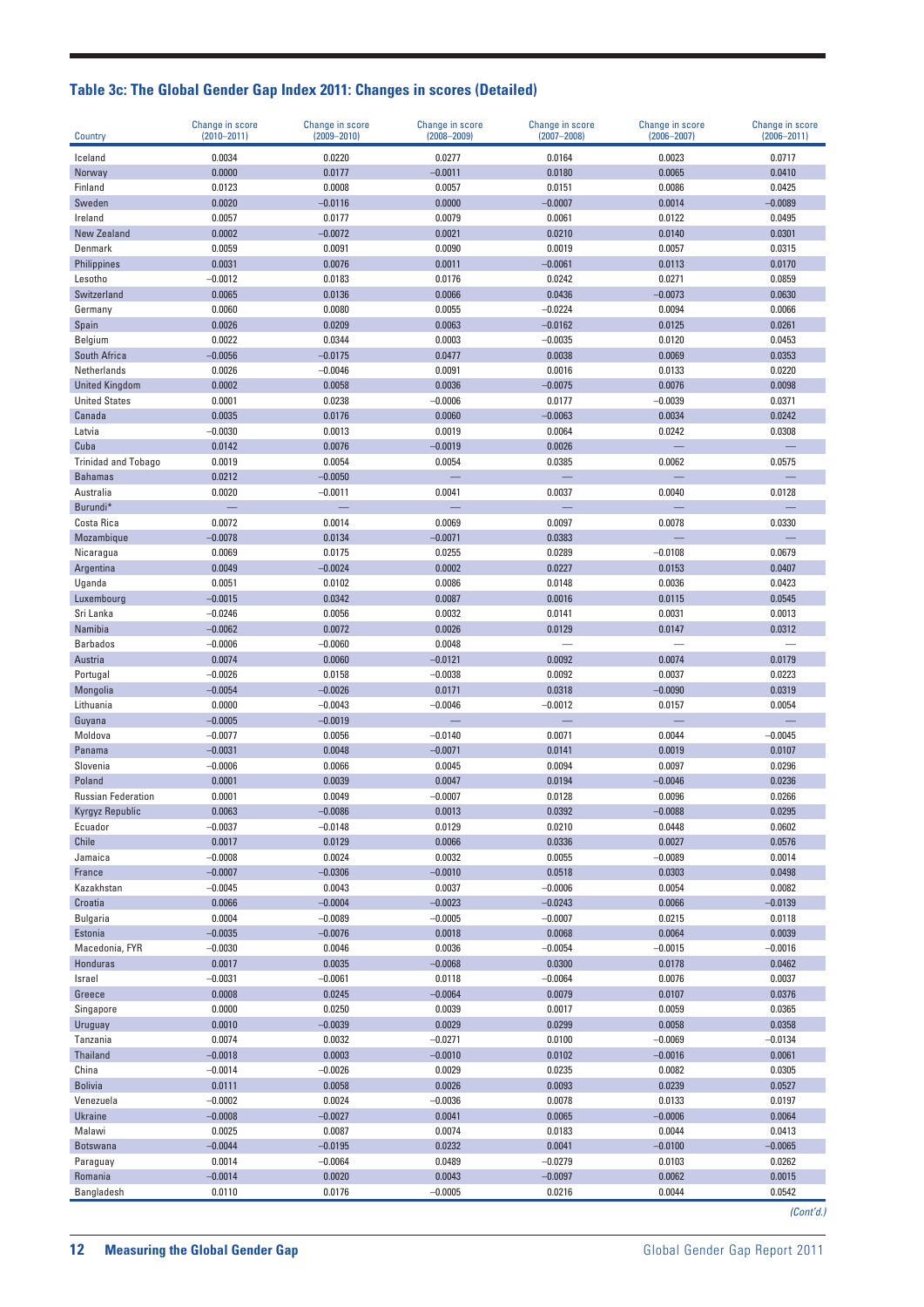### Table 3c: The Global Gender Gap Index 2011: Changes in scores (Detailed)

| Country | Change in score (2010–2011) | Change in score (2009–2010) | Change in score (2008–2009) | Change in score (2007–2008) | Change in score (2006–2007) | Change in score (2006–2011) |
|---|---|---|---|---|---|---|
| Iceland | 0.0034 | 0.0220 | 0.0277 | 0.0164 | 0.0023 | 0.0717 |
| Norway | 0.0000 | 0.0177 | −0.0011 | 0.0180 | 0.0065 | 0.0410 |
| Finland | 0.0123 | 0.0008 | 0.0057 | 0.0151 | 0.0086 | 0.0425 |
| Sweden | 0.0020 | −0.0116 | 0.0000 | −0.0007 | 0.0014 | −0.0089 |
| Ireland | 0.0057 | 0.0177 | 0.0079 | 0.0061 | 0.0122 | 0.0495 |
| New Zealand | 0.0002 | −0.0072 | 0.0021 | 0.0210 | 0.0140 | 0.0301 |
| Denmark | 0.0059 | 0.0091 | 0.0090 | 0.0019 | 0.0057 | 0.0315 |
| Philippines | 0.0031 | 0.0076 | 0.0011 | −0.0061 | 0.0113 | 0.0170 |
| Lesotho | −0.0012 | 0.0183 | 0.0176 | 0.0242 | 0.0271 | 0.0859 |
| Switzerland | 0.0065 | 0.0136 | 0.0066 | 0.0436 | −0.0073 | 0.0630 |
| Germany | 0.0060 | 0.0080 | 0.0055 | −0.0224 | 0.0094 | 0.0066 |
| Spain | 0.0026 | 0.0209 | 0.0063 | −0.0162 | 0.0125 | 0.0261 |
| Belgium | 0.0022 | 0.0344 | 0.0003 | −0.0035 | 0.0120 | 0.0453 |
| South Africa | −0.0056 | −0.0175 | 0.0477 | 0.0038 | 0.0069 | 0.0353 |
| Netherlands | 0.0026 | −0.0046 | 0.0091 | 0.0016 | 0.0133 | 0.0220 |
| United Kingdom | 0.0002 | 0.0058 | 0.0036 | −0.0075 | 0.0076 | 0.0098 |
| United States | 0.0001 | 0.0238 | −0.0006 | 0.0177 | −0.0039 | 0.0371 |
| Canada | 0.0035 | 0.0176 | 0.0060 | −0.0063 | 0.0034 | 0.0242 |
| Latvia | −0.0030 | 0.0013 | 0.0019 | 0.0064 | 0.0242 | 0.0308 |
| Cuba | 0.0142 | 0.0076 | −0.0019 | 0.0026 | — | — |
| Trinidad and Tobago | 0.0019 | 0.0054 | 0.0054 | 0.0385 | 0.0062 | 0.0575 |
| Bahamas | 0.0212 | −0.0050 | — | — | — | — |
| Australia | 0.0020 | −0.0011 | 0.0041 | 0.0037 | 0.0040 | 0.0128 |
| Burundi* | — | — | — | — | — | — |
| Costa Rica | 0.0072 | 0.0014 | 0.0069 | 0.0097 | 0.0078 | 0.0330 |
| Mozambique | −0.0078 | 0.0134 | −0.0071 | 0.0383 | — | — |
| Nicaragua | 0.0069 | 0.0175 | 0.0255 | 0.0289 | −0.0108 | 0.0679 |
| Argentina | 0.0049 | −0.0024 | 0.0002 | 0.0227 | 0.0153 | 0.0407 |
| Uganda | 0.0051 | 0.0102 | 0.0086 | 0.0148 | 0.0036 | 0.0423 |
| Luxembourg | −0.0015 | 0.0342 | 0.0087 | 0.0016 | 0.0115 | 0.0545 |
| Sri Lanka | −0.0246 | 0.0056 | 0.0032 | 0.0141 | 0.0031 | 0.0013 |
| Namibia | −0.0062 | 0.0072 | 0.0026 | 0.0129 | 0.0147 | 0.0312 |
| Barbados | −0.0006 | −0.0060 | 0.0048 | — | — | — |
| Austria | 0.0074 | 0.0060 | −0.0121 | 0.0092 | 0.0074 | 0.0179 |
| Portugal | −0.0026 | 0.0158 | −0.0038 | 0.0092 | 0.0037 | 0.0223 |
| Mongolia | −0.0054 | −0.0026 | 0.0171 | 0.0318 | −0.0090 | 0.0319 |
| Lithuania | 0.0000 | −0.0043 | −0.0046 | −0.0012 | 0.0157 | 0.0054 |
| Guyana | −0.0005 | −0.0019 | — | — | — | — |
| Moldova | −0.0077 | 0.0056 | −0.0140 | 0.0071 | 0.0044 | −0.0045 |
| Panama | −0.0031 | 0.0048 | −0.0071 | 0.0141 | 0.0019 | 0.0107 |
| Slovenia | −0.0006 | 0.0066 | 0.0045 | 0.0094 | 0.0097 | 0.0296 |
| Poland | 0.0001 | 0.0039 | 0.0047 | 0.0194 | −0.0046 | 0.0236 |
| Russian Federation | 0.0001 | 0.0049 | −0.0007 | 0.0128 | 0.0096 | 0.0266 |
| Kyrgyz Republic | 0.0063 | −0.0086 | 0.0013 | 0.0392 | −0.0088 | 0.0295 |
| Ecuador | −0.0037 | −0.0148 | 0.0129 | 0.0210 | 0.0448 | 0.0602 |
| Chile | 0.0017 | 0.0129 | 0.0066 | 0.0336 | 0.0027 | 0.0576 |
| Jamaica | −0.0008 | 0.0024 | 0.0032 | 0.0055 | −0.0089 | 0.0014 |
| France | −0.0007 | −0.0306 | −0.0010 | 0.0518 | 0.0303 | 0.0498 |
| Kazakhstan | −0.0045 | 0.0043 | 0.0037 | −0.0006 | 0.0054 | 0.0082 |
| Croatia | 0.0066 | −0.0004 | −0.0023 | −0.0243 | 0.0066 | −0.0139 |
| Bulgaria | 0.0004 | −0.0089 | −0.0005 | −0.0007 | 0.0215 | 0.0118 |
| Estonia | −0.0035 | −0.0076 | 0.0018 | 0.0068 | 0.0064 | 0.0039 |
| Macedonia, FYR | −0.0030 | 0.0046 | 0.0036 | −0.0054 | −0.0015 | −0.0016 |
| Honduras | 0.0017 | 0.0035 | −0.0068 | 0.0300 | 0.0178 | 0.0462 |
| Israel | −0.0031 | −0.0061 | 0.0118 | −0.0064 | 0.0076 | 0.0037 |
| Greece | 0.0008 | 0.0245 | −0.0064 | 0.0079 | 0.0107 | 0.0376 |
| Singapore | 0.0000 | 0.0250 | 0.0039 | 0.0017 | 0.0059 | 0.0365 |
| Uruguay | 0.0010 | −0.0039 | 0.0029 | 0.0299 | 0.0058 | 0.0358 |
| Tanzania | 0.0074 | 0.0032 | −0.0271 | 0.0100 | −0.0069 | −0.0134 |
| Thailand | −0.0018 | 0.0003 | −0.0010 | 0.0102 | −0.0016 | 0.0061 |
| China | −0.0014 | −0.0026 | 0.0029 | 0.0235 | 0.0082 | 0.0305 |
| Bolivia | 0.0111 | 0.0058 | 0.0026 | 0.0093 | 0.0239 | 0.0527 |
| Venezuela | −0.0002 | 0.0024 | −0.0036 | 0.0078 | 0.0133 | 0.0197 |
| Ukraine | −0.0008 | −0.0027 | 0.0041 | 0.0065 | −0.0006 | 0.0064 |
| Malawi | 0.0025 | 0.0087 | 0.0074 | 0.0183 | 0.0044 | 0.0413 |
| Botswana | −0.0044 | −0.0195 | 0.0232 | 0.0041 | −0.0100 | −0.0065 |
| Paraguay | 0.0014 | −0.0064 | 0.0489 | −0.0279 | 0.0103 | 0.0262 |
| Romania | −0.0014 | 0.0020 | 0.0043 | −0.0097 | 0.0062 | 0.0015 |
| Bangladesh | 0.0110 | 0.0176 | −0.0005 | 0.0216 | 0.0044 | 0.0542 |

*(Cont'd.)*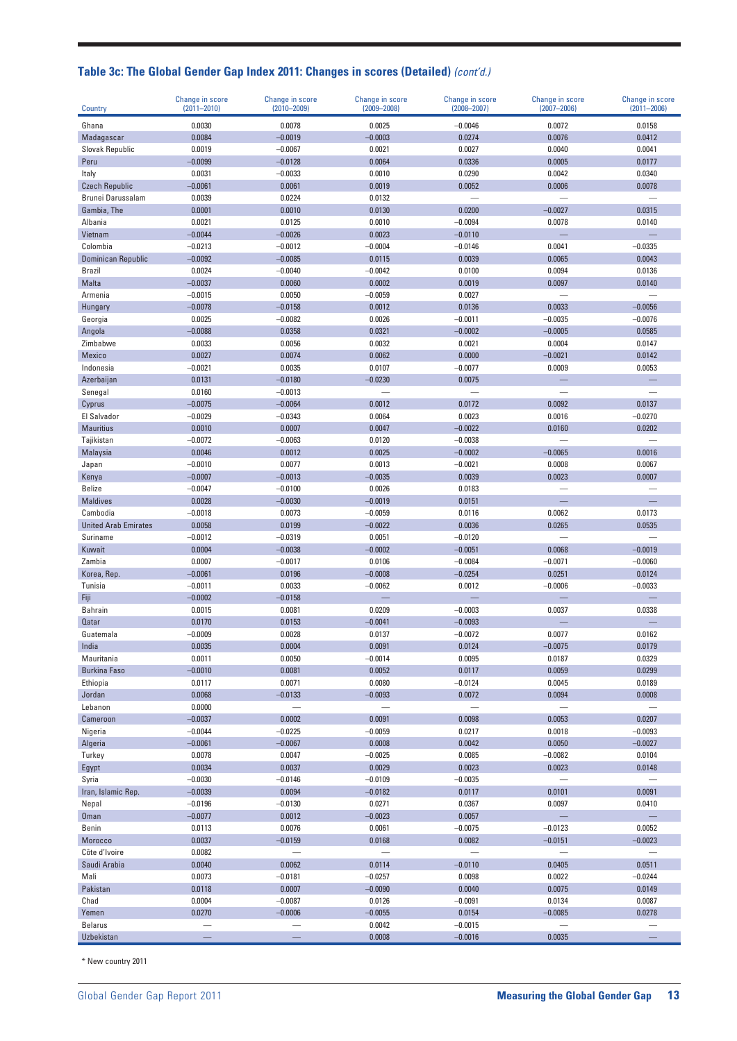## Table 3c: The Global Gender Gap Index 2011: Changes in scores (Detailed) *(cont'd.)*

| Country | Change in score (2011–2010) | Change in score (2010–2009) | Change in score (2009–2008) | Change in score (2008–2007) | Change in score (2007–2006) | Change in score (2011–2006) |
|---|---|---|---|---|---|---|
| Ghana | 0.0030 | 0.0078 | 0.0025 | −0.0046 | 0.0072 | 0.0158 |
| Madagascar | 0.0084 | −0.0019 | −0.0003 | 0.0274 | 0.0076 | 0.0412 |
| Slovak Republic | 0.0019 | −0.0067 | 0.0021 | 0.0027 | 0.0040 | 0.0041 |
| Peru | −0.0099 | −0.0128 | 0.0064 | 0.0336 | 0.0005 | 0.0177 |
| Italy | 0.0031 | −0.0033 | 0.0010 | 0.0290 | 0.0042 | 0.0340 |
| Czech Republic | −0.0061 | 0.0061 | 0.0019 | 0.0052 | 0.0006 | 0.0078 |
| Brunei Darussalam | 0.0039 | 0.0224 | 0.0132 | — | — | — |
| Gambia, The | 0.0001 | 0.0010 | 0.0130 | 0.0200 | −0.0027 | 0.0315 |
| Albania | 0.0021 | 0.0125 | 0.0010 | −0.0094 | 0.0078 | 0.0140 |
| Vietnam | −0.0044 | −0.0026 | 0.0023 | −0.0110 | — | — |
| Colombia | −0.0213 | −0.0012 | −0.0004 | −0.0146 | 0.0041 | −0.0335 |
| Dominican Republic | −0.0092 | −0.0085 | 0.0115 | 0.0039 | 0.0065 | 0.0043 |
| Brazil | 0.0024 | −0.0040 | −0.0042 | 0.0100 | 0.0094 | 0.0136 |
| Malta | −0.0037 | 0.0060 | 0.0002 | 0.0019 | 0.0097 | 0.0140 |
| Armenia | −0.0015 | 0.0050 | −0.0059 | 0.0027 | — | — |
| Hungary | −0.0078 | −0.0158 | 0.0012 | 0.0136 | 0.0033 | −0.0056 |
| Georgia | 0.0025 | −0.0082 | 0.0026 | −0.0011 | −0.0035 | −0.0076 |
| Angola | −0.0088 | 0.0358 | 0.0321 | −0.0002 | −0.0005 | 0.0585 |
| Zimbabwe | 0.0033 | 0.0056 | 0.0032 | 0.0021 | 0.0004 | 0.0147 |
| Mexico | 0.0027 | 0.0074 | 0.0062 | 0.0000 | −0.0021 | 0.0142 |
| Indonesia | −0.0021 | 0.0035 | 0.0107 | −0.0077 | 0.0009 | 0.0053 |
| Azerbaijan | 0.0131 | −0.0180 | −0.0230 | 0.0075 | — | — |
| Senegal | 0.0160 | −0.0013 | — | — | — | — |
| Cyprus | −0.0075 | −0.0064 | 0.0012 | 0.0172 | 0.0092 | 0.0137 |
| El Salvador | −0.0029 | −0.0343 | 0.0064 | 0.0023 | 0.0016 | −0.0270 |
| Mauritius | 0.0010 | 0.0007 | 0.0047 | −0.0022 | 0.0160 | 0.0202 |
| Tajikistan | −0.0072 | −0.0063 | 0.0120 | −0.0038 | — | — |
| Malaysia | 0.0046 | 0.0012 | 0.0025 | −0.0002 | −0.0065 | 0.0016 |
| Japan | −0.0010 | 0.0077 | 0.0013 | −0.0021 | 0.0008 | 0.0067 |
| Kenya | −0.0007 | −0.0013 | −0.0035 | 0.0039 | 0.0023 | 0.0007 |
| Belize | −0.0047 | −0.0100 | 0.0026 | 0.0183 | — | — |
| Maldives | 0.0028 | −0.0030 | −0.0019 | 0.0151 | — | — |
| Cambodia | −0.0018 | 0.0073 | −0.0059 | 0.0116 | 0.0062 | 0.0173 |
| United Arab Emirates | 0.0058 | 0.0199 | −0.0022 | 0.0036 | 0.0265 | 0.0535 |
| Suriname | −0.0012 | −0.0319 | 0.0051 | −0.0120 | — | — |
| Kuwait | 0.0004 | −0.0038 | −0.0002 | −0.0051 | 0.0068 | −0.0019 |
| Zambia | 0.0007 | −0.0017 | 0.0106 | −0.0084 | −0.0071 | −0.0060 |
| Korea, Rep. | −0.0061 | 0.0196 | −0.0008 | −0.0254 | 0.0251 | 0.0124 |
| Tunisia | −0.0011 | 0.0033 | −0.0062 | 0.0012 | −0.0006 | −0.0033 |
| Fiji | −0.0002 | −0.0158 | — | — | — | — |
| Bahrain | 0.0015 | 0.0081 | 0.0209 | −0.0003 | 0.0037 | 0.0338 |
| Qatar | 0.0170 | 0.0153 | −0.0041 | −0.0093 | — | — |
| Guatemala | −0.0009 | 0.0028 | 0.0137 | −0.0072 | 0.0077 | 0.0162 |
| India | 0.0035 | 0.0004 | 0.0091 | 0.0124 | −0.0075 | 0.0179 |
| Mauritania | 0.0011 | 0.0050 | −0.0014 | 0.0095 | 0.0187 | 0.0329 |
| Burkina Faso | −0.0010 | 0.0081 | 0.0052 | 0.0117 | 0.0059 | 0.0299 |
| Ethiopia | 0.0117 | 0.0071 | 0.0080 | −0.0124 | 0.0045 | 0.0189 |
| Jordan | 0.0068 | −0.0133 | −0.0093 | 0.0072 | 0.0094 | 0.0008 |
| Lebanon | 0.0000 | — | — | — | — | — |
| Cameroon | −0.0037 | 0.0002 | 0.0091 | 0.0098 | 0.0053 | 0.0207 |
| Nigeria | −0.0044 | −0.0225 | −0.0059 | 0.0217 | 0.0018 | −0.0093 |
| Algeria | −0.0061 | −0.0067 | 0.0008 | 0.0042 | 0.0050 | −0.0027 |
| Turkey | 0.0078 | 0.0047 | −0.0025 | 0.0085 | −0.0082 | 0.0104 |
| Egypt | 0.0034 | 0.0037 | 0.0029 | 0.0023 | 0.0023 | 0.0148 |
| Syria | −0.0030 | −0.0146 | −0.0109 | −0.0035 | — | — |
| Iran, Islamic Rep. | −0.0039 | 0.0094 | −0.0182 | 0.0117 | 0.0101 | 0.0091 |
| Nepal | −0.0196 | −0.0130 | 0.0271 | 0.0367 | 0.0097 | 0.0410 |
| Oman | −0.0077 | 0.0012 | −0.0023 | 0.0057 | — | — |
| Benin | 0.0113 | 0.0076 | 0.0061 | −0.0075 | −0.0123 | 0.0052 |
| Morocco | 0.0037 | −0.0159 | 0.0168 | 0.0082 | −0.0151 | −0.0023 |
| Côte d'Ivoire | 0.0082 | — | — | — | — | — |
| Saudi Arabia | 0.0040 | 0.0062 | 0.0114 | −0.0110 | 0.0405 | 0.0511 |
| Mali | 0.0073 | −0.0181 | −0.0257 | 0.0098 | 0.0022 | −0.0244 |
| Pakistan | 0.0118 | 0.0007 | −0.0090 | 0.0040 | 0.0075 | 0.0149 |
| Chad | 0.0004 | −0.0087 | 0.0126 | −0.0091 | 0.0134 | 0.0087 |
| Yemen | 0.0270 | −0.0006 | −0.0055 | 0.0154 | −0.0085 | 0.0278 |
| Belarus | — | — | 0.0042 | −0.0015 | — | — |
| Uzbekistan | — | — | 0.0008 | −0.0016 | 0.0035 | — |

\* New country 2011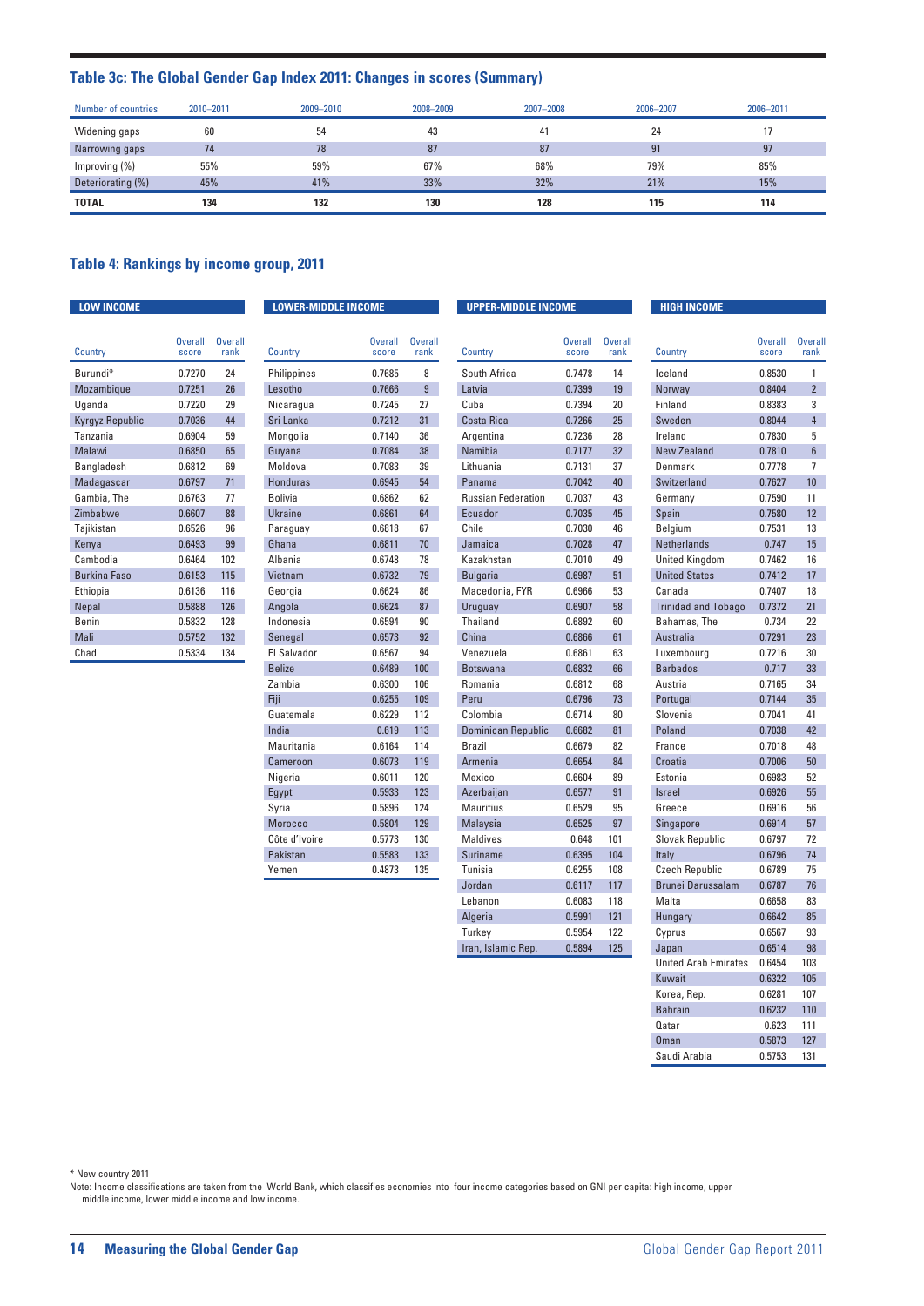### Table 3c: The Global Gender Gap Index 2011: Changes in scores (Summary)

| Number of countries | 2010–2011 | 2009–2010 | 2008–2009 | 2007–2008 | 2006–2007 | 2006–2011 |
|---|---|---|---|---|---|---|
| Widening gaps | 60 | 54 | 43 | 41 | 24 | 17 |
| Narrowing gaps | 74 | 78 | 87 | 87 | 91 | 97 |
| Improving (%) | 55% | 59% | 67% | 68% | 79% | 85% |
| Deteriorating (%) | 45% | 41% | 33% | 32% | 21% | 15% |
| **TOTAL** | **134** | **132** | **130** | **128** | **115** | **114** |

### Table 4: Rankings by income group, 2011

**LOW INCOME**

| Country | Overall score | Overall rank |
|---|---|---|
| Burundi* | 0.7270 | 24 |
| Mozambique | 0.7251 | 26 |
| Uganda | 0.7220 | 29 |
| Kyrgyz Republic | 0.7036 | 44 |
| Tanzania | 0.6904 | 59 |
| Malawi | 0.6850 | 65 |
| Bangladesh | 0.6812 | 69 |
| Madagascar | 0.6797 | 71 |
| Gambia, The | 0.6763 | 77 |
| Zimbabwe | 0.6607 | 88 |
| Tajikistan | 0.6526 | 96 |
| Kenya | 0.6493 | 99 |
| Cambodia | 0.6464 | 102 |
| Burkina Faso | 0.6153 | 115 |
| Ethiopia | 0.6136 | 116 |
| Nepal | 0.5888 | 126 |
| Benin | 0.5832 | 128 |
| Mali | 0.5752 | 132 |
| Chad | 0.5334 | 134 |

**LOWER-MIDDLE INCOME**

| Country | Overall score | Overall rank |
|---|---|---|
| Philippines | 0.7685 | 8 |
| Lesotho | 0.7666 | 9 |
| Nicaragua | 0.7245 | 27 |
| Sri Lanka | 0.7212 | 31 |
| Mongolia | 0.7140 | 36 |
| Guyana | 0.7084 | 38 |
| Moldova | 0.7083 | 39 |
| Honduras | 0.6945 | 54 |
| Bolivia | 0.6862 | 62 |
| Ukraine | 0.6861 | 64 |
| Paraguay | 0.6818 | 67 |
| Ghana | 0.6811 | 70 |
| Albania | 0.6748 | 78 |
| Vietnam | 0.6732 | 79 |
| Georgia | 0.6624 | 86 |
| Angola | 0.6624 | 87 |
| Indonesia | 0.6594 | 90 |
| Senegal | 0.6573 | 92 |
| El Salvador | 0.6567 | 94 |
| Belize | 0.6489 | 100 |
| Zambia | 0.6300 | 106 |
| Fiji | 0.6255 | 109 |
| Guatemala | 0.6229 | 112 |
| India | 0.619 | 113 |
| Mauritania | 0.6164 | 114 |
| Cameroon | 0.6073 | 119 |
| Nigeria | 0.6011 | 120 |
| Egypt | 0.5933 | 123 |
| Syria | 0.5896 | 124 |
| Morocco | 0.5804 | 129 |
| Côte d'Ivoire | 0.5773 | 130 |
| Pakistan | 0.5583 | 133 |
| Yemen | 0.4873 | 135 |

**UPPER-MIDDLE INCOME**

| Country | Overall score | Overall rank |
|---|---|---|
| South Africa | 0.7478 | 14 |
| Latvia | 0.7399 | 19 |
| Cuba | 0.7394 | 20 |
| Costa Rica | 0.7266 | 25 |
| Argentina | 0.7236 | 28 |
| Namibia | 0.7177 | 32 |
| Lithuania | 0.7131 | 37 |
| Panama | 0.7042 | 40 |
| Russian Federation | 0.7037 | 43 |
| Ecuador | 0.7035 | 45 |
| Chile | 0.7030 | 46 |
| Jamaica | 0.7028 | 47 |
| Kazakhstan | 0.7010 | 49 |
| Bulgaria | 0.6987 | 51 |
| Macedonia, FYR | 0.6966 | 53 |
| Uruguay | 0.6907 | 58 |
| Thailand | 0.6892 | 60 |
| China | 0.6866 | 61 |
| Venezuela | 0.6861 | 63 |
| Botswana | 0.6832 | 66 |
| Romania | 0.6812 | 68 |
| Peru | 0.6796 | 73 |
| Colombia | 0.6714 | 80 |
| Dominican Republic | 0.6682 | 81 |
| Brazil | 0.6679 | 82 |
| Armenia | 0.6654 | 84 |
| Mexico | 0.6604 | 89 |
| Azerbaijan | 0.6577 | 91 |
| Mauritius | 0.6529 | 95 |
| Malaysia | 0.6525 | 97 |
| Maldives | 0.648 | 101 |
| Suriname | 0.6395 | 104 |
| Tunisia | 0.6255 | 108 |
| Jordan | 0.6117 | 117 |
| Lebanon | 0.6083 | 118 |
| Algeria | 0.5991 | 121 |
| Turkey | 0.5954 | 122 |
| Iran, Islamic Rep. | 0.5894 | 125 |

**HIGH INCOME**

| Country | Overall score | Overall rank |
|---|---|---|
| Iceland | 0.8530 | 1 |
| Norway | 0.8404 | 2 |
| Finland | 0.8383 | 3 |
| Sweden | 0.8044 | 4 |
| Ireland | 0.7830 | 5 |
| New Zealand | 0.7810 | 6 |
| Denmark | 0.7778 | 7 |
| Switzerland | 0.7627 | 10 |
| Germany | 0.7590 | 11 |
| Spain | 0.7580 | 12 |
| Belgium | 0.7531 | 13 |
| Netherlands | 0.747 | 15 |
| United Kingdom | 0.7462 | 16 |
| United States | 0.7412 | 17 |
| Canada | 0.7407 | 18 |
| Trinidad and Tobago | 0.7372 | 21 |
| Bahamas, The | 0.734 | 22 |
| Australia | 0.7291 | 23 |
| Luxembourg | 0.7216 | 30 |
| Barbados | 0.717 | 33 |
| Austria | 0.7165 | 34 |
| Portugal | 0.7144 | 35 |
| Slovenia | 0.7041 | 41 |
| Poland | 0.7038 | 42 |
| France | 0.7018 | 48 |
| Croatia | 0.7006 | 50 |
| Estonia | 0.6983 | 52 |
| Israel | 0.6926 | 55 |
| Greece | 0.6916 | 56 |
| Singapore | 0.6914 | 57 |
| Slovak Republic | 0.6797 | 72 |
| Italy | 0.6796 | 74 |
| Czech Republic | 0.6789 | 75 |
| Brunei Darussalam | 0.6787 | 76 |
| Malta | 0.6658 | 83 |
| Hungary | 0.6642 | 85 |
| Cyprus | 0.6567 | 93 |
| Japan | 0.6514 | 98 |
| United Arab Emirates | 0.6454 | 103 |
| Kuwait | 0.6322 | 105 |
| Korea, Rep. | 0.6281 | 107 |
| Bahrain | 0.6232 | 110 |
| Qatar | 0.623 | 111 |
| Oman | 0.5873 | 127 |
| Saudi Arabia | 0.5753 | 131 |

\* New country 2011

Note: Income classifications are taken from the World Bank, which classifies economies into four income categories based on GNI per capita: high income, upper middle income, lower middle income and low income.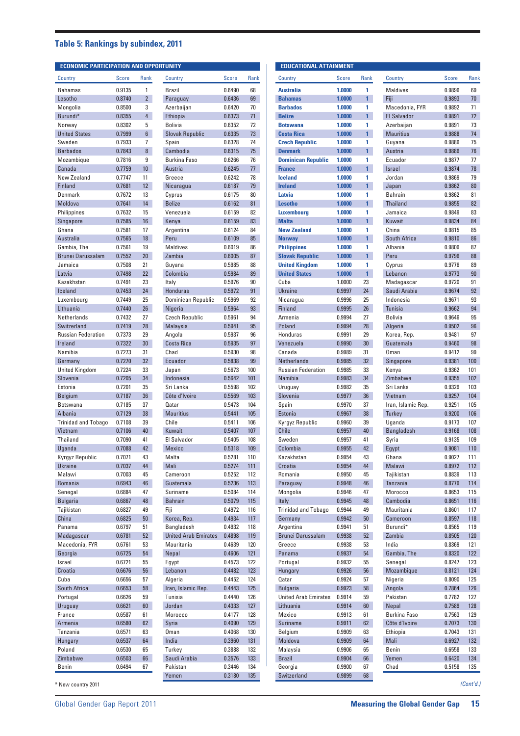## Table 5: Rankings by subindex, 2011

### ECONOMIC PARTICIPATION AND OPPORTUNITY

| Country | Score | Rank |
|---|---|---|
| Bahamas | 0.9135 | 1 |
| Lesotho | 0.8740 | 2 |
| Mongolia | 0.8500 | 3 |
| Burundi* | 0.8355 | 4 |
| Norway | 0.8302 | 5 |
| United States | 0.7999 | 6 |
| Sweden | 0.7933 | 7 |
| Barbados | 0.7843 | 8 |
| Mozambique | 0.7816 | 9 |
| Canada | 0.7759 | 10 |
| New Zealand | 0.7747 | 11 |
| Finland | 0.7681 | 12 |
| Denmark | 0.7672 | 13 |
| Moldova | 0.7641 | 14 |
| Philippines | 0.7632 | 15 |
| Singapore | 0.7585 | 16 |
| Ghana | 0.7581 | 17 |
| Australia | 0.7565 | 18 |
| Gambia, The | 0.7561 | 19 |
| Brunei Darussalam | 0.7552 | 20 |
| Jamaica | 0.7508 | 21 |
| Latvia | 0.7498 | 22 |
| Kazakhstan | 0.7491 | 23 |
| Iceland | 0.7453 | 24 |
| Luxembourg | 0.7449 | 25 |
| Lithuania | 0.7440 | 26 |
| Netherlands | 0.7432 | 27 |
| Switzerland | 0.7419 | 28 |
| Russian Federation | 0.7373 | 29 |
| Ireland | 0.7322 | 30 |
| Namibia | 0.7273 | 31 |
| Germany | 0.7270 | 32 |
| United Kingdom | 0.7224 | 33 |
| Slovenia | 0.7205 | 34 |
| Estonia | 0.7201 | 35 |
| Belgium | 0.7187 | 36 |
| Botswana | 0.7185 | 37 |
| Albania | 0.7129 | 38 |
| Trinidad and Tobago | 0.7108 | 39 |
| Vietnam | 0.7106 | 40 |
| Thailand | 0.7090 | 41 |
| Uganda | 0.7088 | 42 |
| Kyrgyz Republic | 0.7071 | 43 |
| Ukraine | 0.7037 | 44 |
| Malawi | 0.7003 | 45 |
| Romania | 0.6943 | 46 |
| Senegal | 0.6884 | 47 |
| Bulgaria | 0.6867 | 48 |
| Tajikistan | 0.6827 | 49 |
| China | 0.6825 | 50 |
| Panama | 0.6797 | 51 |
| Madagascar | 0.6781 | 52 |
| Macedonia, FYR | 0.6761 | 53 |
| Georgia | 0.6725 | 54 |
| Israel | 0.6721 | 55 |
| Croatia | 0.6676 | 56 |
| Cuba | 0.6656 | 57 |
| South Africa | 0.6653 | 58 |
| Portugal | 0.6626 | 59 |
| Uruguay | 0.6621 | 60 |
| France | 0.6587 | 61 |
| Armenia | 0.6580 | 62 |
| Tanzania | 0.6571 | 63 |
| Hungary | 0.6537 | 64 |
| Poland | 0.6530 | 65 |
| Zimbabwe | 0.6503 | 66 |
| Benin | 0.6494 | 67 |
| Brazil | 0.6490 | 68 |
| Paraguay | 0.6436 | 69 |
| Azerbaijan | 0.6420 | 70 |
| Ethiopia | 0.6373 | 71 |
| Bolivia | 0.6352 | 72 |
| Slovak Republic | 0.6335 | 73 |
| Spain | 0.6328 | 74 |
| Cambodia | 0.6315 | 75 |
| Burkina Faso | 0.6266 | 76 |
| Austria | 0.6245 | 77 |
| Greece | 0.6242 | 78 |
| Nicaragua | 0.6187 | 79 |
| Cyprus | 0.6175 | 80 |
| Belize | 0.6162 | 81 |
| Venezuela | 0.6159 | 82 |
| Kenya | 0.6159 | 83 |
| Argentina | 0.6124 | 84 |
| Peru | 0.6109 | 85 |
| Maldives | 0.6019 | 86 |
| Zambia | 0.6005 | 87 |
| Guyana | 0.5985 | 88 |
| Colombia | 0.5984 | 89 |
| Italy | 0.5976 | 90 |
| Honduras | 0.5972 | 91 |
| Dominican Republic | 0.5969 | 92 |
| Nigeria | 0.5964 | 93 |
| Czech Republic | 0.5961 | 94 |
| Malaysia | 0.5941 | 95 |
| Angola | 0.5937 | 96 |
| Costa Rica | 0.5935 | 97 |
| Chad | 0.5930 | 98 |
| Ecuador | 0.5838 | 99 |
| Japan | 0.5673 | 100 |
| Indonesia | 0.5642 | 101 |
| Sri Lanka | 0.5598 | 102 |
| Côte d'Ivoire | 0.5569 | 103 |
| Qatar | 0.5473 | 104 |
| Mauritius | 0.5441 | 105 |
| Chile | 0.5411 | 106 |
| Kuwait | 0.5407 | 107 |
| El Salvador | 0.5405 | 108 |
| Mexico | 0.5318 | 109 |
| Malta | 0.5281 | 110 |
| Mali | 0.5274 | 111 |
| Cameroon | 0.5252 | 112 |
| Guatemala | 0.5236 | 113 |
| Suriname | 0.5084 | 114 |
| Bahrain | 0.5079 | 115 |
| Fiji | 0.4972 | 116 |
| Korea, Rep. | 0.4934 | 117 |
| Bangladesh | 0.4932 | 118 |
| United Arab Emirates | 0.4898 | 119 |
| Mauritania | 0.4639 | 120 |
| Nepal | 0.4606 | 121 |
| Egypt | 0.4573 | 122 |
| Lebanon | 0.4482 | 123 |
| Algeria | 0.4452 | 124 |
| Iran, Islamic Rep. | 0.4443 | 125 |
| Tunisia | 0.4440 | 126 |
| Jordan | 0.4333 | 127 |
| Morocco | 0.4177 | 128 |
| Syria | 0.4090 | 129 |
| Oman | 0.4068 | 130 |
| India | 0.3960 | 131 |
| Turkey | 0.3888 | 132 |
| Saudi Arabia | 0.3576 | 133 |
| Pakistan | 0.3446 | 134 |
| Yemen | 0.3180 | 135 |

### EDUCATIONAL ATTAINMENT

| Country | Score | Rank |
|---|---|---|
| **Australia** | **1.0000** | **1** |
| **Bahamas** | **1.0000** | **1** |
| **Barbados** | **1.0000** | **1** |
| **Belize** | **1.0000** | **1** |
| **Botswana** | **1.0000** | **1** |
| **Costa Rica** | **1.0000** | **1** |
| **Czech Republic** | **1.0000** | **1** |
| **Denmark** | **1.0000** | **1** |
| **Dominican Republic** | **1.0000** | **1** |
| **France** | **1.0000** | **1** |
| **Iceland** | **1.0000** | **1** |
| **Ireland** | **1.0000** | **1** |
| **Latvia** | **1.0000** | **1** |
| **Lesotho** | **1.0000** | **1** |
| **Luxembourg** | **1.0000** | **1** |
| **Malta** | **1.0000** | **1** |
| **New Zealand** | **1.0000** | **1** |
| **Norway** | **1.0000** | **1** |
| **Philippines** | **1.0000** | **1** |
| **Slovak Republic** | **1.0000** | **1** |
| **United Kingdom** | **1.0000** | **1** |
| **United States** | **1.0000** | **1** |
| Cuba | 1.0000 | 23 |
| Ukraine | 0.9997 | 24 |
| Nicaragua | 0.9996 | 25 |
| Finland | 0.9995 | 26 |
| Armenia | 0.9994 | 27 |
| Poland | 0.9994 | 28 |
| Honduras | 0.9991 | 29 |
| Venezuela | 0.9990 | 30 |
| Canada | 0.9989 | 31 |
| Netherlands | 0.9985 | 32 |
| Russian Federation | 0.9985 | 33 |
| Namibia | 0.9983 | 34 |
| Uruguay | 0.9982 | 35 |
| Slovenia | 0.9977 | 36 |
| Spain | 0.9970 | 37 |
| Estonia | 0.9967 | 38 |
| Kyrgyz Republic | 0.9960 | 39 |
| Chile | 0.9957 | 40 |
| Sweden | 0.9957 | 41 |
| Colombia | 0.9955 | 42 |
| Kazakhstan | 0.9954 | 43 |
| Croatia | 0.9954 | 44 |
| Romania | 0.9950 | 45 |
| Paraguay | 0.9948 | 46 |
| Mongolia | 0.9946 | 47 |
| Italy | 0.9945 | 48 |
| Trinidad and Tobago | 0.9944 | 49 |
| Germany | 0.9942 | 50 |
| Argentina | 0.9941 | 51 |
| Brunei Darussalam | 0.9938 | 52 |
| Greece | 0.9938 | 53 |
| Panama | 0.9937 | 54 |
| Portugal | 0.9932 | 55 |
| Hungary | 0.9926 | 56 |
| Qatar | 0.9924 | 57 |
| Bulgaria | 0.9923 | 58 |
| United Arab Emirates | 0.9914 | 59 |
| Lithuania | 0.9914 | 60 |
| Mexico | 0.9913 | 61 |
| Suriname | 0.9911 | 62 |
| Belgium | 0.9909 | 63 |
| Moldova | 0.9909 | 64 |
| Malaysia | 0.9906 | 65 |
| Brazil | 0.9904 | 66 |
| Georgia | 0.9900 | 67 |
| Switzerland | 0.9899 | 68 |
| Maldives | 0.9896 | 69 |
| Fiji | 0.9893 | 70 |
| Macedonia, FYR | 0.9892 | 71 |
| El Salvador | 0.9891 | 72 |
| Azerbaijan | 0.9891 | 73 |
| Mauritius | 0.9888 | 74 |
| Guyana | 0.9886 | 75 |
| Austria | 0.9886 | 76 |
| Ecuador | 0.9877 | 77 |
| Israel | 0.9874 | 78 |
| Jordan | 0.9869 | 79 |
| Japan | 0.9862 | 80 |
| Bahrain | 0.9862 | 81 |
| Thailand | 0.9855 | 82 |
| Jamaica | 0.9849 | 83 |
| Kuwait | 0.9834 | 84 |
| China | 0.9815 | 85 |
| South Africa | 0.9810 | 86 |
| Albania | 0.9809 | 87 |
| Peru | 0.9796 | 88 |
| Cyprus | 0.9776 | 89 |
| Lebanon | 0.9773 | 90 |
| Madagascar | 0.9720 | 91 |
| Saudi Arabia | 0.9674 | 92 |
| Indonesia | 0.9671 | 93 |
| Tunisia | 0.9662 | 94 |
| Bolivia | 0.9646 | 95 |
| Algeria | 0.9502 | 96 |
| Korea, Rep. | 0.9481 | 97 |
| Guatemala | 0.9460 | 98 |
| Oman | 0.9412 | 99 |
| Singapore | 0.9381 | 100 |
| Kenya | 0.9362 | 101 |
| Zimbabwe | 0.9355 | 102 |
| Sri Lanka | 0.9329 | 103 |
| Vietnam | 0.9257 | 104 |
| Iran, Islamic Rep. | 0.9251 | 105 |
| Turkey | 0.9200 | 106 |
| Uganda | 0.9173 | 107 |
| Bangladesh | 0.9168 | 108 |
| Syria | 0.9135 | 109 |
| Egypt | 0.9081 | 110 |
| Ghana | 0.9027 | 111 |
| Malawi | 0.8972 | 112 |
| Tajikistan | 0.8839 | 113 |
| Tanzania | 0.8779 | 114 |
| Morocco | 0.8653 | 115 |
| Cambodia | 0.8651 | 116 |
| Mauritania | 0.8601 | 117 |
| Cameroon | 0.8597 | 118 |
| Burundi* | 0.8565 | 119 |
| Zambia | 0.8505 | 120 |
| India | 0.8369 | 121 |
| Gambia, The | 0.8320 | 122 |
| Senegal | 0.8247 | 123 |
| Mozambique | 0.8121 | 124 |
| Nigeria | 0.8090 | 125 |
| Angola | 0.7864 | 126 |
| Pakistan | 0.7782 | 127 |
| Nepal | 0.7589 | 128 |
| Burkina Faso | 0.7563 | 129 |
| Côte d'Ivoire | 0.7073 | 130 |
| Ethiopia | 0.7043 | 131 |
| Mali | 0.6927 | 132 |
| Benin | 0.6558 | 133 |
| Yemen | 0.6420 | 134 |
| Chad | 0.5158 | 135 |

\* New country 2011

*(Cont'd.)*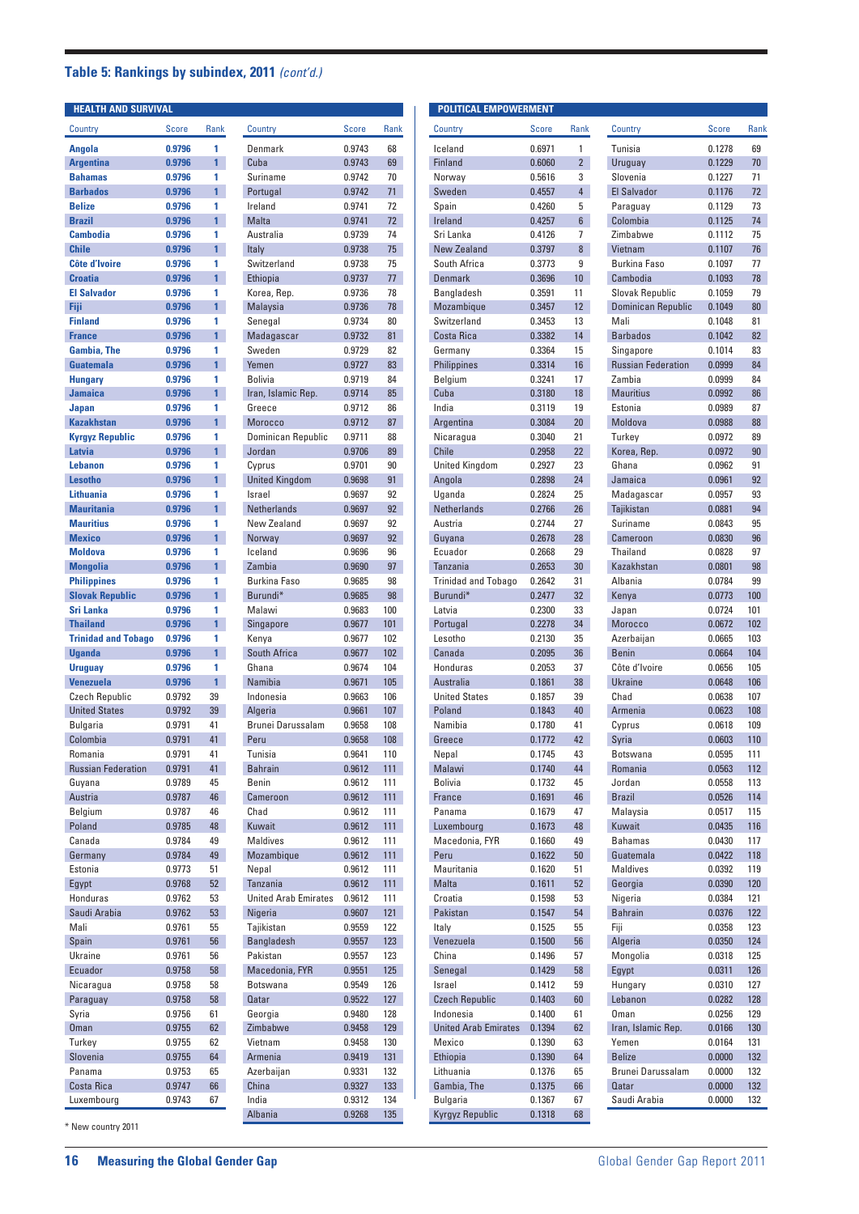## Table 5: Rankings by subindex, 2011 *(cont'd.)*

### HEALTH AND SURVIVAL

| Country | Score | Rank |
|---|---|---|
| **Angola** | **0.9796** | **1** |
| **Argentina** | **0.9796** | **1** |
| **Bahamas** | **0.9796** | **1** |
| **Barbados** | **0.9796** | **1** |
| **Belize** | **0.9796** | **1** |
| **Brazil** | **0.9796** | **1** |
| **Cambodia** | **0.9796** | **1** |
| **Chile** | **0.9796** | **1** |
| **Côte d'Ivoire** | **0.9796** | **1** |
| **Croatia** | **0.9796** | **1** |
| **El Salvador** | **0.9796** | **1** |
| **Fiji** | **0.9796** | **1** |
| **Finland** | **0.9796** | **1** |
| **France** | **0.9796** | **1** |
| **Gambia, The** | **0.9796** | **1** |
| **Guatemala** | **0.9796** | **1** |
| **Hungary** | **0.9796** | **1** |
| **Jamaica** | **0.9796** | **1** |
| **Japan** | **0.9796** | **1** |
| **Kazakhstan** | **0.9796** | **1** |
| **Kyrgyz Republic** | **0.9796** | **1** |
| **Latvia** | **0.9796** | **1** |
| **Lebanon** | **0.9796** | **1** |
| **Lesotho** | **0.9796** | **1** |
| **Lithuania** | **0.9796** | **1** |
| **Mauritania** | **0.9796** | **1** |
| **Mauritius** | **0.9796** | **1** |
| **Mexico** | **0.9796** | **1** |
| **Moldova** | **0.9796** | **1** |
| **Mongolia** | **0.9796** | **1** |
| **Philippines** | **0.9796** | **1** |
| **Slovak Republic** | **0.9796** | **1** |
| **Sri Lanka** | **0.9796** | **1** |
| **Thailand** | **0.9796** | **1** |
| **Trinidad and Tobago** | **0.9796** | **1** |
| **Uganda** | **0.9796** | **1** |
| **Uruguay** | **0.9796** | **1** |
| **Venezuela** | **0.9796** | **1** |
| Czech Republic | 0.9792 | 39 |
| United States | 0.9792 | 39 |
| Bulgaria | 0.9791 | 41 |
| Colombia | 0.9791 | 41 |
| Romania | 0.9791 | 41 |
| Russian Federation | 0.9791 | 41 |
| Guyana | 0.9789 | 45 |
| Austria | 0.9787 | 46 |
| Belgium | 0.9787 | 46 |
| Poland | 0.9785 | 48 |
| Canada | 0.9784 | 49 |
| Germany | 0.9784 | 49 |
| Estonia | 0.9773 | 51 |
| Egypt | 0.9768 | 52 |
| Honduras | 0.9762 | 53 |
| Saudi Arabia | 0.9762 | 53 |
| Mali | 0.9761 | 55 |
| Spain | 0.9761 | 56 |
| Ukraine | 0.9761 | 56 |
| Ecuador | 0.9758 | 58 |
| Nicaragua | 0.9758 | 58 |
| Paraguay | 0.9758 | 58 |
| Syria | 0.9756 | 61 |
| Oman | 0.9755 | 62 |
| Turkey | 0.9755 | 62 |
| Slovenia | 0.9755 | 64 |
| Panama | 0.9753 | 65 |
| Costa Rica | 0.9747 | 66 |
| Luxembourg | 0.9743 | 67 |
| Denmark | 0.9743 | 68 |
| Cuba | 0.9743 | 69 |
| Suriname | 0.9742 | 70 |
| Portugal | 0.9742 | 71 |
| Ireland | 0.9741 | 72 |
| Malta | 0.9741 | 72 |
| Australia | 0.9739 | 74 |
| Italy | 0.9738 | 75 |
| Switzerland | 0.9738 | 75 |
| Ethiopia | 0.9737 | 77 |
| Korea, Rep. | 0.9736 | 78 |
| Malaysia | 0.9736 | 78 |
| Senegal | 0.9734 | 80 |
| Madagascar | 0.9732 | 81 |
| Sweden | 0.9729 | 82 |
| Yemen | 0.9727 | 83 |
| Bolivia | 0.9719 | 84 |
| Iran, Islamic Rep. | 0.9714 | 85 |
| Greece | 0.9712 | 86 |
| Morocco | 0.9712 | 87 |
| Dominican Republic | 0.9711 | 88 |
| Jordan | 0.9706 | 89 |
| Cyprus | 0.9701 | 90 |
| United Kingdom | 0.9698 | 91 |
| Israel | 0.9697 | 92 |
| Netherlands | 0.9697 | 92 |
| New Zealand | 0.9697 | 92 |
| Norway | 0.9697 | 92 |
| Iceland | 0.9696 | 96 |
| Zambia | 0.9690 | 97 |
| Burkina Faso | 0.9685 | 98 |
| Burundi* | 0.9685 | 98 |
| Malawi | 0.9683 | 100 |
| Singapore | 0.9677 | 101 |
| Kenya | 0.9677 | 102 |
| South Africa | 0.9677 | 102 |
| Ghana | 0.9674 | 104 |
| Namibia | 0.9671 | 105 |
| Indonesia | 0.9663 | 106 |
| Algeria | 0.9661 | 107 |
| Brunei Darussalam | 0.9658 | 108 |
| Peru | 0.9658 | 108 |
| Tunisia | 0.9641 | 110 |
| Bahrain | 0.9612 | 111 |
| Benin | 0.9612 | 111 |
| Cameroon | 0.9612 | 111 |
| Chad | 0.9612 | 111 |
| Kuwait | 0.9612 | 111 |
| Maldives | 0.9612 | 111 |
| Mozambique | 0.9612 | 111 |
| Nepal | 0.9612 | 111 |
| Tanzania | 0.9612 | 111 |
| United Arab Emirates | 0.9612 | 111 |
| Nigeria | 0.9607 | 121 |
| Tajikistan | 0.9559 | 122 |
| Bangladesh | 0.9557 | 123 |
| Pakistan | 0.9557 | 123 |
| Macedonia, FYR | 0.9551 | 125 |
| Botswana | 0.9549 | 126 |
| Qatar | 0.9522 | 127 |
| Georgia | 0.9480 | 128 |
| Zimbabwe | 0.9458 | 129 |
| Vietnam | 0.9458 | 130 |
| Armenia | 0.9419 | 131 |
| Azerbaijan | 0.9331 | 132 |
| China | 0.9327 | 133 |
| India | 0.9312 | 134 |
| Albania | 0.9268 | 135 |

### POLITICAL EMPOWERMENT

| Country | Score | Rank |
|---|---|---|
| Iceland | 0.6971 | 1 |
| Finland | 0.6060 | 2 |
| Norway | 0.5616 | 3 |
| Sweden | 0.4557 | 4 |
| Spain | 0.4260 | 5 |
| Ireland | 0.4257 | 6 |
| Sri Lanka | 0.4126 | 7 |
| New Zealand | 0.3797 | 8 |
| South Africa | 0.3773 | 9 |
| Denmark | 0.3696 | 10 |
| Bangladesh | 0.3591 | 11 |
| Mozambique | 0.3457 | 12 |
| Switzerland | 0.3453 | 13 |
| Costa Rica | 0.3382 | 14 |
| Germany | 0.3364 | 15 |
| Philippines | 0.3314 | 16 |
| Belgium | 0.3241 | 17 |
| Cuba | 0.3180 | 18 |
| India | 0.3119 | 19 |
| Argentina | 0.3084 | 20 |
| Nicaragua | 0.3040 | 21 |
| Chile | 0.2958 | 22 |
| United Kingdom | 0.2927 | 23 |
| Angola | 0.2898 | 24 |
| Uganda | 0.2824 | 25 |
| Netherlands | 0.2766 | 26 |
| Austria | 0.2744 | 27 |
| Guyana | 0.2678 | 28 |
| Ecuador | 0.2668 | 29 |
| Tanzania | 0.2653 | 30 |
| Trinidad and Tobago | 0.2642 | 31 |
| Burundi* | 0.2477 | 32 |
| Latvia | 0.2300 | 33 |
| Portugal | 0.2278 | 34 |
| Lesotho | 0.2130 | 35 |
| Canada | 0.2095 | 36 |
| Honduras | 0.2053 | 37 |
| Australia | 0.1861 | 38 |
| United States | 0.1857 | 39 |
| Poland | 0.1843 | 40 |
| Namibia | 0.1780 | 41 |
| Greece | 0.1772 | 42 |
| Nepal | 0.1745 | 43 |
| Malawi | 0.1740 | 44 |
| Bolivia | 0.1732 | 45 |
| France | 0.1691 | 46 |
| Panama | 0.1679 | 47 |
| Luxembourg | 0.1673 | 48 |
| Macedonia, FYR | 0.1660 | 49 |
| Peru | 0.1622 | 50 |
| Mauritania | 0.1620 | 51 |
| Malta | 0.1611 | 52 |
| Croatia | 0.1598 | 53 |
| Pakistan | 0.1547 | 54 |
| Italy | 0.1525 | 55 |
| Venezuela | 0.1500 | 56 |
| China | 0.1496 | 57 |
| Senegal | 0.1429 | 58 |
| Israel | 0.1412 | 59 |
| Czech Republic | 0.1403 | 60 |
| Indonesia | 0.1400 | 61 |
| United Arab Emirates | 0.1394 | 62 |
| Mexico | 0.1390 | 63 |
| Ethiopia | 0.1390 | 64 |
| Lithuania | 0.1376 | 65 |
| Gambia, The | 0.1375 | 66 |
| Bulgaria | 0.1367 | 67 |
| Kyrgyz Republic | 0.1318 | 68 |
| Tunisia | 0.1278 | 69 |
| Uruguay | 0.1229 | 70 |
| Slovenia | 0.1227 | 71 |
| El Salvador | 0.1176 | 72 |
| Paraguay | 0.1129 | 73 |
| Colombia | 0.1125 | 74 |
| Zimbabwe | 0.1112 | 75 |
| Vietnam | 0.1107 | 76 |
| Burkina Faso | 0.1097 | 77 |
| Cambodia | 0.1093 | 78 |
| Slovak Republic | 0.1059 | 79 |
| Dominican Republic | 0.1049 | 80 |
| Mali | 0.1048 | 81 |
| Barbados | 0.1042 | 82 |
| Singapore | 0.1014 | 83 |
| Russian Federation | 0.0999 | 84 |
| Zambia | 0.0999 | 84 |
| Mauritius | 0.0992 | 86 |
| Estonia | 0.0989 | 87 |
| Moldova | 0.0988 | 88 |
| Turkey | 0.0972 | 89 |
| Korea, Rep. | 0.0972 | 90 |
| Ghana | 0.0962 | 91 |
| Jamaica | 0.0961 | 92 |
| Madagascar | 0.0957 | 93 |
| Tajikistan | 0.0881 | 94 |
| Suriname | 0.0843 | 95 |
| Cameroon | 0.0830 | 96 |
| Thailand | 0.0828 | 97 |
| Kazakhstan | 0.0801 | 98 |
| Albania | 0.0784 | 99 |
| Kenya | 0.0773 | 100 |
| Japan | 0.0724 | 101 |
| Morocco | 0.0672 | 102 |
| Azerbaijan | 0.0665 | 103 |
| Benin | 0.0664 | 104 |
| Côte d'Ivoire | 0.0656 | 105 |
| Ukraine | 0.0648 | 106 |
| Chad | 0.0638 | 107 |
| Armenia | 0.0623 | 108 |
| Cyprus | 0.0618 | 109 |
| Syria | 0.0603 | 110 |
| Botswana | 0.0595 | 111 |
| Romania | 0.0563 | 112 |
| Jordan | 0.0558 | 113 |
| Brazil | 0.0526 | 114 |
| Malaysia | 0.0517 | 115 |
| Kuwait | 0.0435 | 116 |
| Bahamas | 0.0430 | 117 |
| Guatemala | 0.0422 | 118 |
| Maldives | 0.0392 | 119 |
| Georgia | 0.0390 | 120 |
| Nigeria | 0.0384 | 121 |
| Bahrain | 0.0376 | 122 |
| Fiji | 0.0358 | 123 |
| Algeria | 0.0350 | 124 |
| Mongolia | 0.0318 | 125 |
| Egypt | 0.0311 | 126 |
| Hungary | 0.0310 | 127 |
| Lebanon | 0.0282 | 128 |
| Oman | 0.0256 | 129 |
| Iran, Islamic Rep. | 0.0166 | 130 |
| Yemen | 0.0164 | 131 |
| Belize | 0.0000 | 132 |
| Brunei Darussalam | 0.0000 | 132 |
| Qatar | 0.0000 | 132 |
| Saudi Arabia | 0.0000 | 132 |

\* New country 2011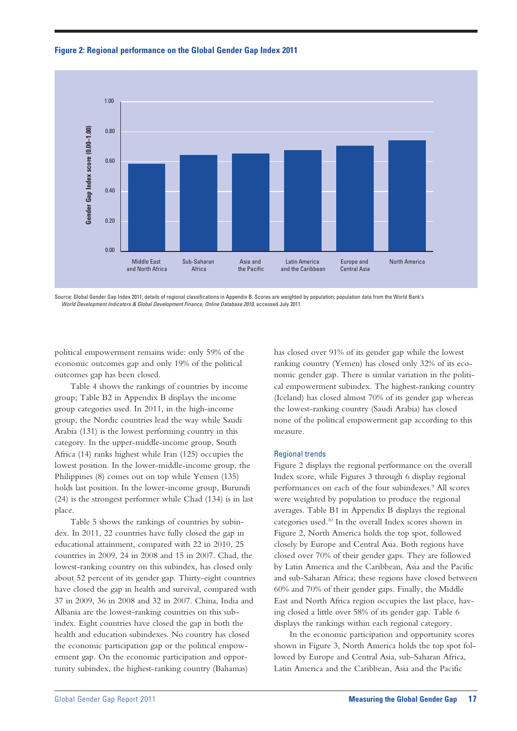**Figure 2: Regional performance on the Global Gender Gap Index 2011**

Source: Global Gender Gap Index 2011; details of regional classifications in Appendix B. Scores are weighted by population; population data from the World Bank's *World Development Indicators & Global Development Finance, Online Database 2010*, accessed July 2011.

political empowerment remains wide: only 59% of the economic outcomes gap and only 19% of the political outcomes gap has been closed.

Table 4 shows the rankings of countries by income group; Table B2 in Appendix B displays the income group categories used. In 2011, in the high-income group, the Nordic countries lead the way while Saudi Arabia (131) is the lowest performing country in this category. In the upper-middle-income group, South Africa (14) ranks highest while Iran (125) occupies the lowest position. In the lower-middle-income group, the Philippines (8) comes out on top while Yemen (135) holds last position. In the lower-income group, Burundi (24) is the strongest performer while Chad (134) is in last place.

Table 5 shows the rankings of countries by subindex. In 2011, 22 countries have fully closed the gap in educational attainment, compared with 22 in 2010, 25 countries in 2009, 24 in 2008 and 15 in 2007. Chad, the lowest-ranking country on this subindex, has closed only about 52 percent of its gender gap. Thirty-eight countries have closed the gap in health and survival, compared with 37 in 2009, 36 in 2008 and 32 in 2007. China, India and Albania are the lowest-ranking countries on this subindex. Eight countries have closed the gap in both the health and education subindexes. No country has closed the economic participation gap or the political empowerment gap. On the economic participation and opportunity subindex, the highest-ranking country (Bahamas) has closed over 91% of its gender gap while the lowest ranking country (Yemen) has closed only 32% of its economic gender gap. There is similar variation in the political empowerment subindex. The highest-ranking country (Iceland) has closed almost 70% of its gender gap whereas the lowest-ranking country (Saudi Arabia) has closed none of the political empowerment gap according to this measure.

### Regional trends

Figure 2 displays the regional performance on the overall Index score, while Figures 3 through 6 display regional performances on each of the four subindexes.[9] All scores were weighted by population to produce the regional averages. Table B1 in Appendix B displays the regional categories used.[10] In the overall Index scores shown in Figure 2, North America holds the top spot, followed closely by Europe and Central Asia. Both regions have closed over 70% of their gender gaps. They are followed by Latin America and the Caribbean, Asia and the Pacific and sub-Saharan Africa; these regions have closed between 60% and 70% of their gender gaps. Finally, the Middle East and North Africa region occupies the last place, having closed a little over 58% of its gender gap. Table 6 displays the rankings within each regional category.

In the economic participation and opportunity scores shown in Figure 3, North America holds the top spot followed by Europe and Central Asia, sub-Saharan Africa, Latin America and the Caribbean, Asia and the Pacific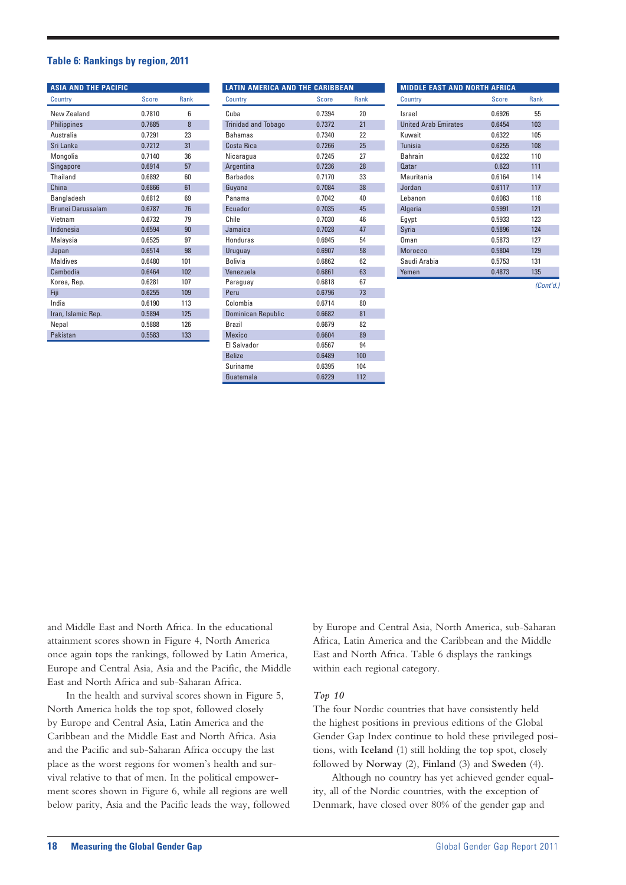### Table 6: Rankings by region, 2011

**ASIA AND THE PACIFIC**

| Country | Score | Rank |
|---|---|---|
| New Zealand | 0.7810 | 6 |
| Philippines | 0.7685 | 8 |
| Australia | 0.7291 | 23 |
| Sri Lanka | 0.7212 | 31 |
| Mongolia | 0.7140 | 36 |
| Singapore | 0.6914 | 57 |
| Thailand | 0.6892 | 60 |
| China | 0.6866 | 61 |
| Bangladesh | 0.6812 | 69 |
| Brunei Darussalam | 0.6787 | 76 |
| Vietnam | 0.6732 | 79 |
| Indonesia | 0.6594 | 90 |
| Malaysia | 0.6525 | 97 |
| Japan | 0.6514 | 98 |
| Maldives | 0.6480 | 101 |
| Cambodia | 0.6464 | 102 |
| Korea, Rep. | 0.6281 | 107 |
| Fiji | 0.6255 | 109 |
| India | 0.6190 | 113 |
| Iran, Islamic Rep. | 0.5894 | 125 |
| Nepal | 0.5888 | 126 |
| Pakistan | 0.5583 | 133 |

**LATIN AMERICA AND THE CARIBBEAN**

| Country | Score | Rank |
|---|---|---|
| Cuba | 0.7394 | 20 |
| Trinidad and Tobago | 0.7372 | 21 |
| Bahamas | 0.7340 | 22 |
| Costa Rica | 0.7266 | 25 |
| Nicaragua | 0.7245 | 27 |
| Argentina | 0.7236 | 28 |
| Barbados | 0.7170 | 33 |
| Guyana | 0.7084 | 38 |
| Panama | 0.7042 | 40 |
| Ecuador | 0.7035 | 45 |
| Chile | 0.7030 | 46 |
| Jamaica | 0.7028 | 47 |
| Honduras | 0.6945 | 54 |
| Uruguay | 0.6907 | 58 |
| Bolivia | 0.6862 | 62 |
| Venezuela | 0.6861 | 63 |
| Paraguay | 0.6818 | 67 |
| Peru | 0.6796 | 73 |
| Colombia | 0.6714 | 80 |
| Dominican Republic | 0.6682 | 81 |
| Brazil | 0.6679 | 82 |
| Mexico | 0.6604 | 89 |
| El Salvador | 0.6567 | 94 |
| Belize | 0.6489 | 100 |
| Suriname | 0.6395 | 104 |
| Guatemala | 0.6229 | 112 |

**MIDDLE EAST AND NORTH AFRICA**

| Country | Score | Rank |
|---|---|---|
| Israel | 0.6926 | 55 |
| United Arab Emirates | 0.6454 | 103 |
| Kuwait | 0.6322 | 105 |
| Tunisia | 0.6255 | 108 |
| Bahrain | 0.6232 | 110 |
| Qatar | 0.623 | 111 |
| Mauritania | 0.6164 | 114 |
| Jordan | 0.6117 | 117 |
| Lebanon | 0.6083 | 118 |
| Algeria | 0.5991 | 121 |
| Egypt | 0.5933 | 123 |
| Syria | 0.5896 | 124 |
| Oman | 0.5873 | 127 |
| Morocco | 0.5804 | 129 |
| Saudi Arabia | 0.5753 | 131 |
| Yemen | 0.4873 | 135 |

*(Cont'd.)*

and Middle East and North Africa. In the educational attainment scores shown in Figure 4, North America once again tops the rankings, followed by Latin America, Europe and Central Asia, Asia and the Pacific, the Middle East and North Africa and sub-Saharan Africa.

In the health and survival scores shown in Figure 5, North America holds the top spot, followed closely by Europe and Central Asia, Latin America and the Caribbean and the Middle East and North Africa. Asia and the Pacific and sub-Saharan Africa occupy the last place as the worst regions for women's health and survival relative to that of men. In the political empowerment scores shown in Figure 6, while all regions are well below parity, Asia and the Pacific leads the way, followed by Europe and Central Asia, North America, sub-Saharan Africa, Latin America and the Caribbean and the Middle East and North Africa. Table 6 displays the rankings within each regional category.

*Top 10*

The four Nordic countries that have consistently held the highest positions in previous editions of the Global Gender Gap Index continue to hold these privileged positions, with **Iceland** (1) still holding the top spot, closely followed by **Norway** (2), **Finland** (3) and **Sweden** (4).

Although no country has yet achieved gender equality, all of the Nordic countries, with the exception of Denmark, have closed over 80% of the gender gap and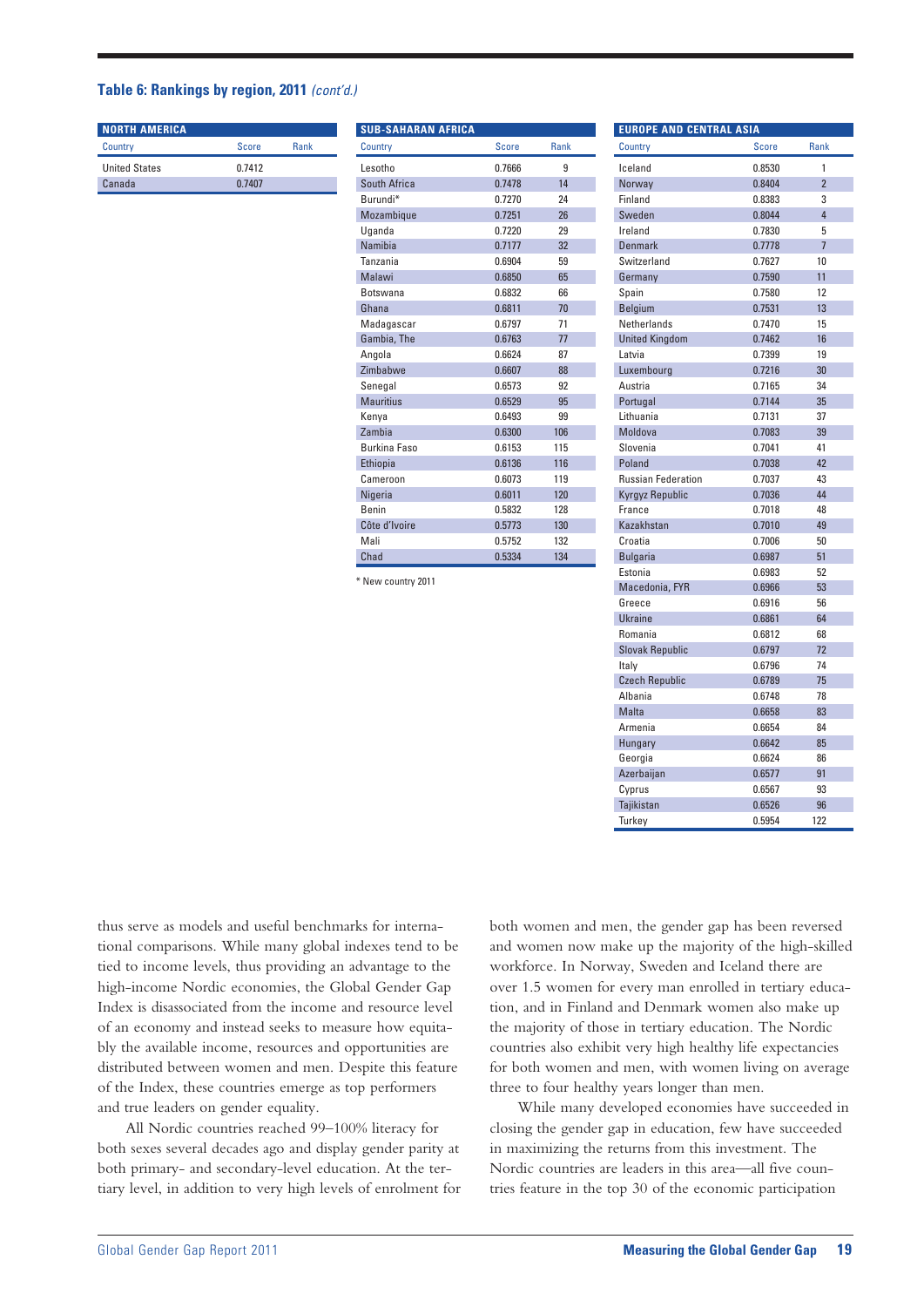**Table 6: Rankings by region, 2011** *(cont'd.)*

| NORTH AMERICA | | |
|---|---|---|
| Country | Score | Rank |
| United States | 0.7412 | |
| Canada | 0.7407 | |

| SUB-SAHARAN AFRICA | | |
|---|---|---|
| Country | Score | Rank |
| Lesotho | 0.7666 | 9 |
| South Africa | 0.7478 | 14 |
| Burundi* | 0.7270 | 24 |
| Mozambique | 0.7251 | 26 |
| Uganda | 0.7220 | 29 |
| Namibia | 0.7177 | 32 |
| Tanzania | 0.6904 | 59 |
| Malawi | 0.6850 | 65 |
| Botswana | 0.6832 | 66 |
| Ghana | 0.6811 | 70 |
| Madagascar | 0.6797 | 71 |
| Gambia, The | 0.6763 | 77 |
| Angola | 0.6624 | 87 |
| Zimbabwe | 0.6607 | 88 |
| Senegal | 0.6573 | 92 |
| Mauritius | 0.6529 | 95 |
| Kenya | 0.6493 | 99 |
| Zambia | 0.6300 | 106 |
| Burkina Faso | 0.6153 | 115 |
| Ethiopia | 0.6136 | 116 |
| Cameroon | 0.6073 | 119 |
| Nigeria | 0.6011 | 120 |
| Benin | 0.5832 | 128 |
| Côte d'Ivoire | 0.5773 | 130 |
| Mali | 0.5752 | 132 |
| Chad | 0.5334 | 134 |

\* New country 2011

| EUROPE AND CENTRAL ASIA | | |
|---|---|---|
| Country | Score | Rank |
| Iceland | 0.8530 | 1 |
| Norway | 0.8404 | 2 |
| Finland | 0.8383 | 3 |
| Sweden | 0.8044 | 4 |
| Ireland | 0.7830 | 5 |
| Denmark | 0.7778 | 7 |
| Switzerland | 0.7627 | 10 |
| Germany | 0.7590 | 11 |
| Spain | 0.7580 | 12 |
| Belgium | 0.7531 | 13 |
| Netherlands | 0.7470 | 15 |
| United Kingdom | 0.7462 | 16 |
| Latvia | 0.7399 | 19 |
| Luxembourg | 0.7216 | 30 |
| Austria | 0.7165 | 34 |
| Portugal | 0.7144 | 35 |
| Lithuania | 0.7131 | 37 |
| Moldova | 0.7083 | 39 |
| Slovenia | 0.7041 | 41 |
| Poland | 0.7038 | 42 |
| Russian Federation | 0.7037 | 43 |
| Kyrgyz Republic | 0.7036 | 44 |
| France | 0.7018 | 48 |
| Kazakhstan | 0.7010 | 49 |
| Croatia | 0.7006 | 50 |
| Bulgaria | 0.6987 | 51 |
| Estonia | 0.6983 | 52 |
| Macedonia, FYR | 0.6966 | 53 |
| Greece | 0.6916 | 56 |
| Ukraine | 0.6861 | 64 |
| Romania | 0.6812 | 68 |
| Slovak Republic | 0.6797 | 72 |
| Italy | 0.6796 | 74 |
| Czech Republic | 0.6789 | 75 |
| Albania | 0.6748 | 78 |
| Malta | 0.6658 | 83 |
| Armenia | 0.6654 | 84 |
| Hungary | 0.6642 | 85 |
| Georgia | 0.6624 | 86 |
| Azerbaijan | 0.6577 | 91 |
| Cyprus | 0.6567 | 93 |
| Tajikistan | 0.6526 | 96 |
| Turkey | 0.5954 | 122 |

thus serve as models and useful benchmarks for international comparisons. While many global indexes tend to be tied to income levels, thus providing an advantage to the high-income Nordic economies, the Global Gender Gap Index is disassociated from the income and resource level of an economy and instead seeks to measure how equitably the available income, resources and opportunities are distributed between women and men. Despite this feature of the Index, these countries emerge as top performers and true leaders on gender equality.

All Nordic countries reached 99–100% literacy for both sexes several decades ago and display gender parity at both primary- and secondary-level education. At the tertiary level, in addition to very high levels of enrolment for both women and men, the gender gap has been reversed and women now make up the majority of the high-skilled workforce. In Norway, Sweden and Iceland there are over 1.5 women for every man enrolled in tertiary education, and in Finland and Denmark women also make up the majority of those in tertiary education. The Nordic countries also exhibit very high healthy life expectancies for both women and men, with women living on average three to four healthy years longer than men.

While many developed economies have succeeded in closing the gender gap in education, few have succeeded in maximizing the returns from this investment. The Nordic countries are leaders in this area—all five countries feature in the top 30 of the economic participation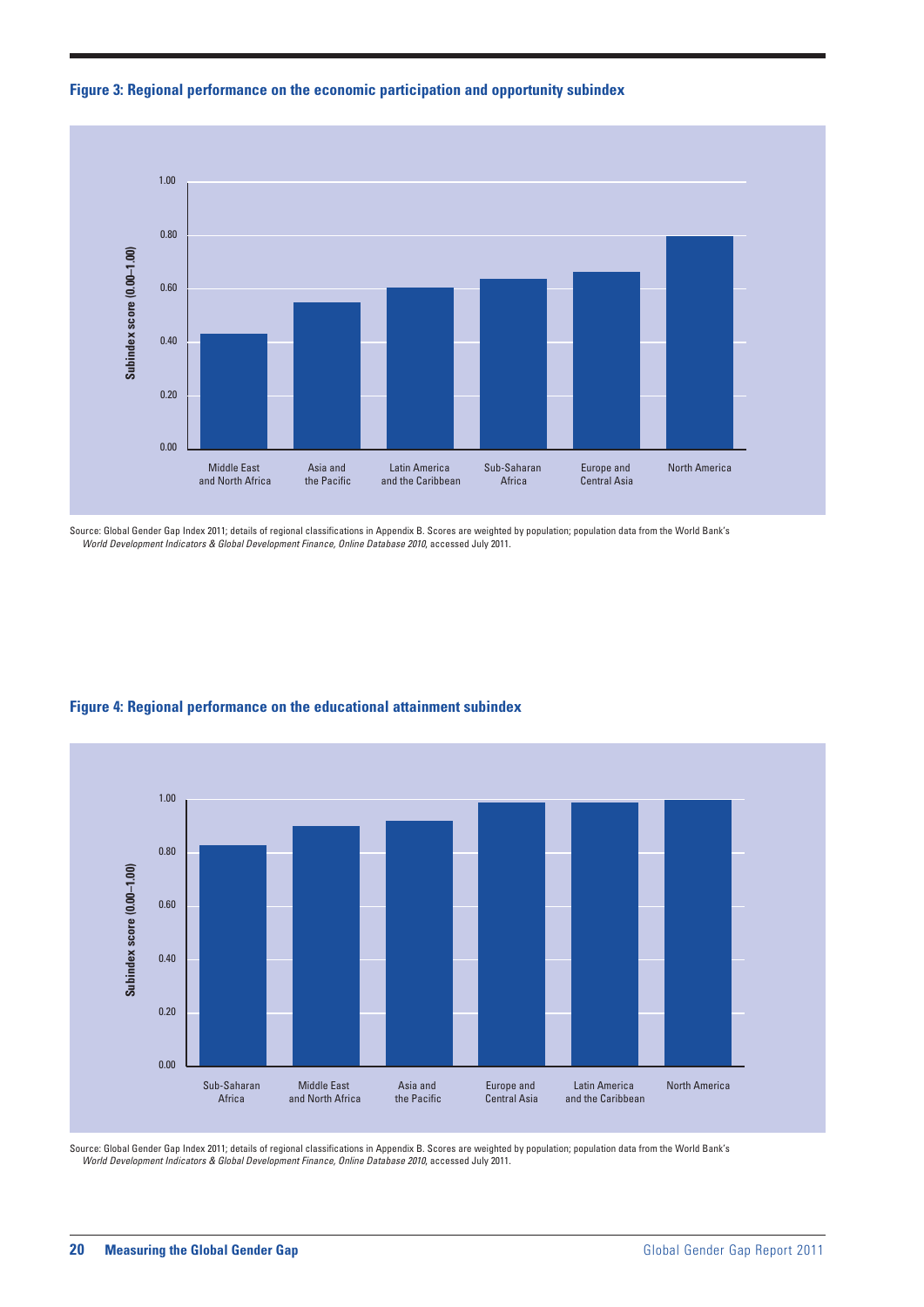**Figure 3: Regional performance on the economic participation and opportunity subindex**

Source: Global Gender Gap Index 2011; details of regional classifications in Appendix B. Scores are weighted by population; population data from the World Bank's *World Development Indicators & Global Development Finance, Online Database 2010*, accessed July 2011.

**Figure 4: Regional performance on the educational attainment subindex**

Source: Global Gender Gap Index 2011; details of regional classifications in Appendix B. Scores are weighted by population; population data from the World Bank's *World Development Indicators & Global Development Finance, Online Database 2010*, accessed July 2011.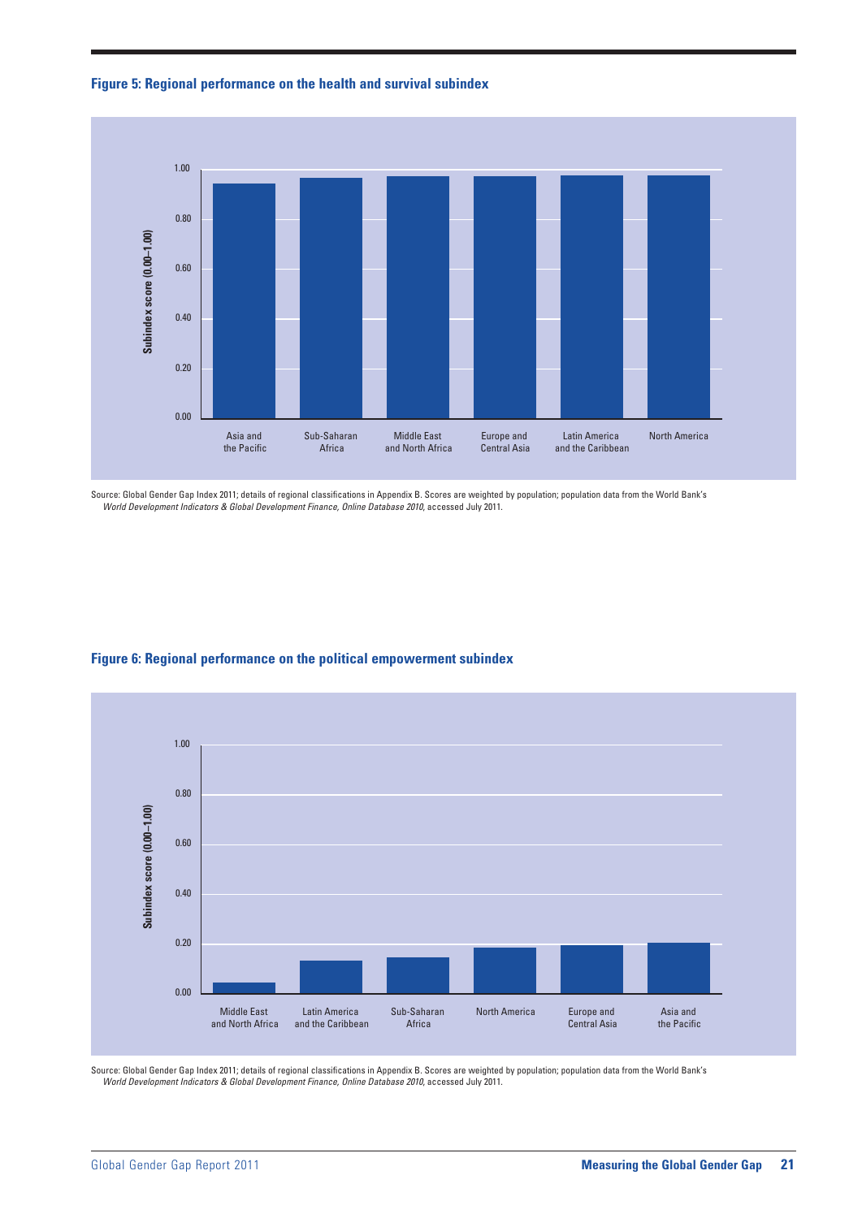**Figure 5: Regional performance on the health and survival subindex**

Subindex score (0.00–1.00)

1.00
0.80
0.60
0.40
0.20
0.00

Asia and the Pacific | Sub-Saharan Africa | Middle East and North Africa | Europe and Central Asia | Latin America and the Caribbean | North America

Source: Global Gender Gap Index 2011; details of regional classifications in Appendix B. Scores are weighted by population; population data from the World Bank's *World Development Indicators & Global Development Finance, Online Database 2010*, accessed July 2011.

**Figure 6: Regional performance on the political empowerment subindex**

Subindex score (0.00–1.00)

1.00
0.80
0.60
0.40
0.20
0.00

Middle East and North Africa | Latin America and the Caribbean | Sub-Saharan Africa | North America | Europe and Central Asia | Asia and the Pacific

Source: Global Gender Gap Index 2011; details of regional classifications in Appendix B. Scores are weighted by population; population data from the World Bank's *World Development Indicators & Global Development Finance, Online Database 2010*, accessed July 2011.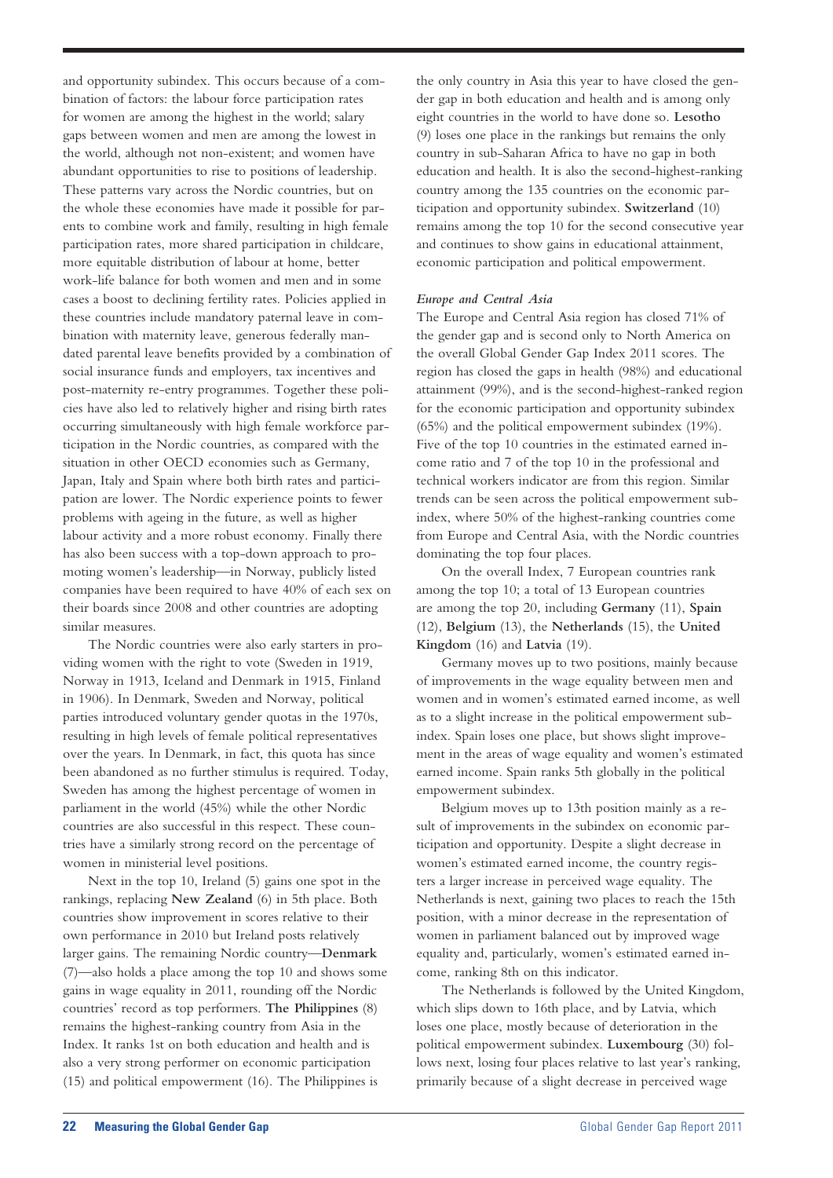and opportunity subindex. This occurs because of a combination of factors: the labour force participation rates for women are among the highest in the world; salary gaps between women and men are among the lowest in the world, although not non-existent; and women have abundant opportunities to rise to positions of leadership. These patterns vary across the Nordic countries, but on the whole these economies have made it possible for parents to combine work and family, resulting in high female participation rates, more shared participation in childcare, more equitable distribution of labour at home, better work-life balance for both women and men and in some cases a boost to declining fertility rates. Policies applied in these countries include mandatory paternal leave in combination with maternity leave, generous federally mandated parental leave benefits provided by a combination of social insurance funds and employers, tax incentives and post-maternity re-entry programmes. Together these policies have also led to relatively higher and rising birth rates occurring simultaneously with high female workforce participation in the Nordic countries, as compared with the situation in other OECD economies such as Germany, Japan, Italy and Spain where both birth rates and participation are lower. The Nordic experience points to fewer problems with ageing in the future, as well as higher labour activity and a more robust economy. Finally there has also been success with a top-down approach to promoting women's leadership—in Norway, publicly listed companies have been required to have 40% of each sex on their boards since 2008 and other countries are adopting similar measures.

The Nordic countries were also early starters in providing women with the right to vote (Sweden in 1919, Norway in 1913, Iceland and Denmark in 1915, Finland in 1906). In Denmark, Sweden and Norway, political parties introduced voluntary gender quotas in the 1970s, resulting in high levels of female political representatives over the years. In Denmark, in fact, this quota has since been abandoned as no further stimulus is required. Today, Sweden has among the highest percentage of women in parliament in the world (45%) while the other Nordic countries are also successful in this respect. These countries have a similarly strong record on the percentage of women in ministerial level positions.

Next in the top 10, Ireland (5) gains one spot in the rankings, replacing **New Zealand** (6) in 5th place. Both countries show improvement in scores relative to their own performance in 2010 but Ireland posts relatively larger gains. The remaining Nordic country—**Denmark** (7)—also holds a place among the top 10 and shows some gains in wage equality in 2011, rounding off the Nordic countries' record as top performers. **The Philippines** (8) remains the highest-ranking country from Asia in the Index. It ranks 1st on both education and health and is also a very strong performer on economic participation (15) and political empowerment (16). The Philippines is the only country in Asia this year to have closed the gender gap in both education and health and is among only eight countries in the world to have done so. **Lesotho** (9) loses one place in the rankings but remains the only country in sub-Saharan Africa to have no gap in both education and health. It is also the second-highest-ranking country among the 135 countries on the economic participation and opportunity subindex. **Switzerland** (10) remains among the top 10 for the second consecutive year and continues to show gains in educational attainment, economic participation and political empowerment.

#### *Europe and Central Asia*

The Europe and Central Asia region has closed 71% of the gender gap and is second only to North America on the overall Global Gender Gap Index 2011 scores. The region has closed the gaps in health (98%) and educational attainment (99%), and is the second-highest-ranked region for the economic participation and opportunity subindex (65%) and the political empowerment subindex (19%). Five of the top 10 countries in the estimated earned income ratio and 7 of the top 10 in the professional and technical workers indicator are from this region. Similar trends can be seen across the political empowerment subindex, where 50% of the highest-ranking countries come from Europe and Central Asia, with the Nordic countries dominating the top four places.

On the overall Index, 7 European countries rank among the top 10; a total of 13 European countries are among the top 20, including **Germany** (11), **Spain** (12), **Belgium** (13), the **Netherlands** (15), the **United Kingdom** (16) and **Latvia** (19).

Germany moves up to two positions, mainly because of improvements in the wage equality between men and women and in women's estimated earned income, as well as to a slight increase in the political empowerment subindex. Spain loses one place, but shows slight improvement in the areas of wage equality and women's estimated earned income. Spain ranks 5th globally in the political empowerment subindex.

Belgium moves up to 13th position mainly as a result of improvements in the subindex on economic participation and opportunity. Despite a slight decrease in women's estimated earned income, the country registers a larger increase in perceived wage equality. The Netherlands is next, gaining two places to reach the 15th position, with a minor decrease in the representation of women in parliament balanced out by improved wage equality and, particularly, women's estimated earned income, ranking 8th on this indicator.

The Netherlands is followed by the United Kingdom, which slips down to 16th place, and by Latvia, which loses one place, mostly because of deterioration in the political empowerment subindex. **Luxembourg** (30) follows next, losing four places relative to last year's ranking, primarily because of a slight decrease in perceived wage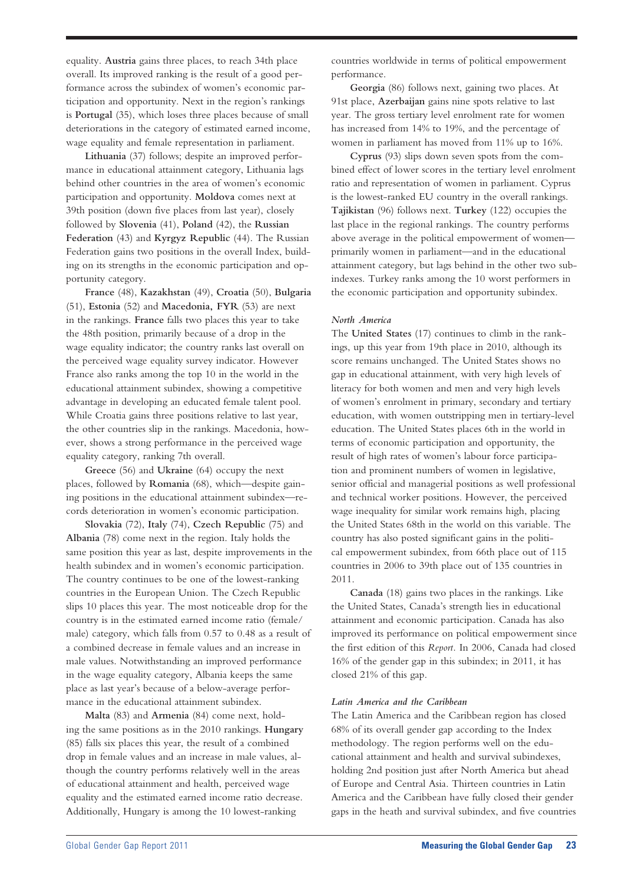equality. **Austria** gains three places, to reach 34th place overall. Its improved ranking is the result of a good performance across the subindex of women's economic participation and opportunity. Next in the region's rankings is **Portugal** (35), which loses three places because of small deteriorations in the category of estimated earned income, wage equality and female representation in parliament.

**Lithuania** (37) follows; despite an improved performance in educational attainment category, Lithuania lags behind other countries in the area of women's economic participation and opportunity. **Moldova** comes next at 39th position (down five places from last year), closely followed by **Slovenia** (41), **Poland** (42), the **Russian Federation** (43) and **Kyrgyz Republic** (44). The Russian Federation gains two positions in the overall Index, building on its strengths in the economic participation and opportunity category.

**France** (48), **Kazakhstan** (49), **Croatia** (50), **Bulgaria** (51), **Estonia** (52) and **Macedonia, FYR** (53) are next in the rankings. **France** falls two places this year to take the 48th position, primarily because of a drop in the wage equality indicator; the country ranks last overall on the perceived wage equality survey indicator. However France also ranks among the top 10 in the world in the educational attainment subindex, showing a competitive advantage in developing an educated female talent pool. While Croatia gains three positions relative to last year, the other countries slip in the rankings. Macedonia, however, shows a strong performance in the perceived wage equality category, ranking 7th overall.

**Greece** (56) and **Ukraine** (64) occupy the next places, followed by **Romania** (68), which—despite gaining positions in the educational attainment subindex—records deterioration in women's economic participation.

**Slovakia** (72), **Italy** (74), **Czech Republic** (75) and **Albania** (78) come next in the region. Italy holds the same position this year as last, despite improvements in the health subindex and in women's economic participation. The country continues to be one of the lowest-ranking countries in the European Union. The Czech Republic slips 10 places this year. The most noticeable drop for the country is in the estimated earned income ratio (female/male) category, which falls from 0.57 to 0.48 as a result of a combined decrease in female values and an increase in male values. Notwithstanding an improved performance in the wage equality category, Albania keeps the same place as last year's because of a below-average performance in the educational attainment subindex.

**Malta** (83) and **Armenia** (84) come next, holding the same positions as in the 2010 rankings. **Hungary** (85) falls six places this year, the result of a combined drop in female values and an increase in male values, although the country performs relatively well in the areas of educational attainment and health, perceived wage equality and the estimated earned income ratio decrease. Additionally, Hungary is among the 10 lowest-ranking countries worldwide in terms of political empowerment performance.

**Georgia** (86) follows next, gaining two places. At 91st place, **Azerbaijan** gains nine spots relative to last year. The gross tertiary level enrolment rate for women has increased from 14% to 19%, and the percentage of women in parliament has moved from 11% up to 16%.

**Cyprus** (93) slips down seven spots from the combined effect of lower scores in the tertiary level enrolment ratio and representation of women in parliament. Cyprus is the lowest-ranked EU country in the overall rankings. **Tajikistan** (96) follows next. **Turkey** (122) occupies the last place in the regional rankings. The country performs above average in the political empowerment of women—primarily women in parliament—and in the educational attainment category, but lags behind in the other two subindexes. Turkey ranks among the 10 worst performers in the economic participation and opportunity subindex.

*North America*

The **United States** (17) continues to climb in the rankings, up this year from 19th place in 2010, although its score remains unchanged. The United States shows no gap in educational attainment, with very high levels of literacy for both women and men and very high levels of women's enrolment in primary, secondary and tertiary education, with women outstripping men in tertiary-level education. The United States places 6th in the world in terms of economic participation and opportunity, the result of high rates of women's labour force participation and prominent numbers of women in legislative, senior official and managerial positions as well professional and technical worker positions. However, the perceived wage inequality for similar work remains high, placing the United States 68th in the world on this variable. The country has also posted significant gains in the political empowerment subindex, from 66th place out of 115 countries in 2006 to 39th place out of 135 countries in 2011.

**Canada** (18) gains two places in the rankings. Like the United States, Canada's strength lies in educational attainment and economic participation. Canada has also improved its performance on political empowerment since the first edition of this *Report*. In 2006, Canada had closed 16% of the gender gap in this subindex; in 2011, it has closed 21% of this gap.

*Latin America and the Caribbean*

The Latin America and the Caribbean region has closed 68% of its overall gender gap according to the Index methodology. The region performs well on the educational attainment and health and survival subindexes, holding 2nd position just after North America but ahead of Europe and Central Asia. Thirteen countries in Latin America and the Caribbean have fully closed their gender gaps in the heath and survival subindex, and five countries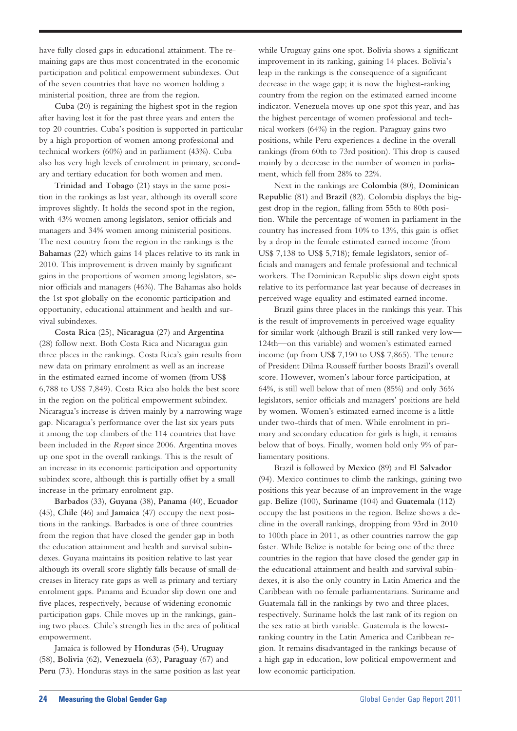have fully closed gaps in educational attainment. The remaining gaps are thus most concentrated in the economic participation and political empowerment subindexes. Out of the seven countries that have no women holding a ministerial position, three are from the region.

**Cuba** (20) is regaining the highest spot in the region after having lost it for the past three years and enters the top 20 countries. Cuba's position is supported in particular by a high proportion of women among professional and technical workers (60%) and in parliament (43%). Cuba also has very high levels of enrolment in primary, secondary and tertiary education for both women and men.

**Trinidad and Tobago** (21) stays in the same position in the rankings as last year, although its overall score improves slightly. It holds the second spot in the region, with 43% women among legislators, senior officials and managers and 34% women among ministerial positions. The next country from the region in the rankings is the **Bahamas** (22) which gains 14 places relative to its rank in 2010. This improvement is driven mainly by significant gains in the proportions of women among legislators, senior officials and managers (46%). The Bahamas also holds the 1st spot globally on the economic participation and opportunity, educational attainment and health and survival subindexes.

**Costa Rica** (25), **Nicaragua** (27) and **Argentina** (28) follow next. Both Costa Rica and Nicaragua gain three places in the rankings. Costa Rica's gain results from new data on primary enrolment as well as an increase in the estimated earned income of women (from US$ 6,788 to US$ 7,849). Costa Rica also holds the best score in the region on the political empowerment subindex. Nicaragua's increase is driven mainly by a narrowing wage gap. Nicaragua's performance over the last six years puts it among the top climbers of the 114 countries that have been included in the *Report* since 2006. Argentina moves up one spot in the overall rankings. This is the result of an increase in its economic participation and opportunity subindex score, although this is partially offset by a small increase in the primary enrolment gap.

**Barbados** (33), **Guyana** (38), **Panama** (40), **Ecuador** (45), **Chile** (46) and **Jamaica** (47) occupy the next positions in the rankings. Barbados is one of three countries from the region that have closed the gender gap in both the education attainment and health and survival subindexes. Guyana maintains its position relative to last year although its overall score slightly falls because of small decreases in literacy rate gaps as well as primary and tertiary enrolment gaps. Panama and Ecuador slip down one and five places, respectively, because of widening economic participation gaps. Chile moves up in the rankings, gaining two places. Chile's strength lies in the area of political empowerment.

Jamaica is followed by **Honduras** (54), **Uruguay** (58), **Bolivia** (62), **Venezuela** (63), **Paraguay** (67) and **Peru** (73). Honduras stays in the same position as last year while Uruguay gains one spot. Bolivia shows a significant improvement in its ranking, gaining 14 places. Bolivia's leap in the rankings is the consequence of a significant decrease in the wage gap; it is now the highest-ranking country from the region on the estimated earned income indicator. Venezuela moves up one spot this year, and has the highest percentage of women professional and technical workers (64%) in the region. Paraguay gains two positions, while Peru experiences a decline in the overall rankings (from 60th to 73rd position). This drop is caused mainly by a decrease in the number of women in parliament, which fell from 28% to 22%.

Next in the rankings are **Colombia** (80), **Dominican Republic** (81) and **Brazil** (82). Colombia displays the biggest drop in the region, falling from 55th to 80th position. While the percentage of women in parliament in the country has increased from 10% to 13%, this gain is offset by a drop in the female estimated earned income (from US$ 7,138 to US$ 5,718); female legislators, senior officials and managers and female professional and technical workers. The Dominican Republic slips down eight spots relative to its performance last year because of decreases in perceived wage equality and estimated earned income.

Brazil gains three places in the rankings this year. This is the result of improvements in perceived wage equality for similar work (although Brazil is still ranked very low—124th—on this variable) and women's estimated earned income (up from US$ 7,190 to US$ 7,865). The tenure of President Dilma Rousseff further boosts Brazil's overall score. However, women's labour force participation, at 64%, is still well below that of men (85%) and only 36% legislators, senior officials and managers' positions are held by women. Women's estimated earned income is a little under two-thirds that of men. While enrolment in primary and secondary education for girls is high, it remains below that of boys. Finally, women hold only 9% of parliamentary positions.

Brazil is followed by **Mexico** (89) and **El Salvador** (94). Mexico continues to climb the rankings, gaining two positions this year because of an improvement in the wage gap. **Belize** (100), **Suriname** (104) and **Guatemala** (112) occupy the last positions in the region. Belize shows a decline in the overall rankings, dropping from 93rd in 2010 to 100th place in 2011, as other countries narrow the gap faster. While Belize is notable for being one of the three countries in the region that have closed the gender gap in the educational attainment and health and survival subindexes, it is also the only country in Latin America and the Caribbean with no female parliamentarians. Suriname and Guatemala fall in the rankings by two and three places, respectively. Suriname holds the last rank of its region on the sex ratio at birth variable. Guatemala is the lowest-ranking country in the Latin America and Caribbean region. It remains disadvantaged in the rankings because of a high gap in education, low political empowerment and low economic participation.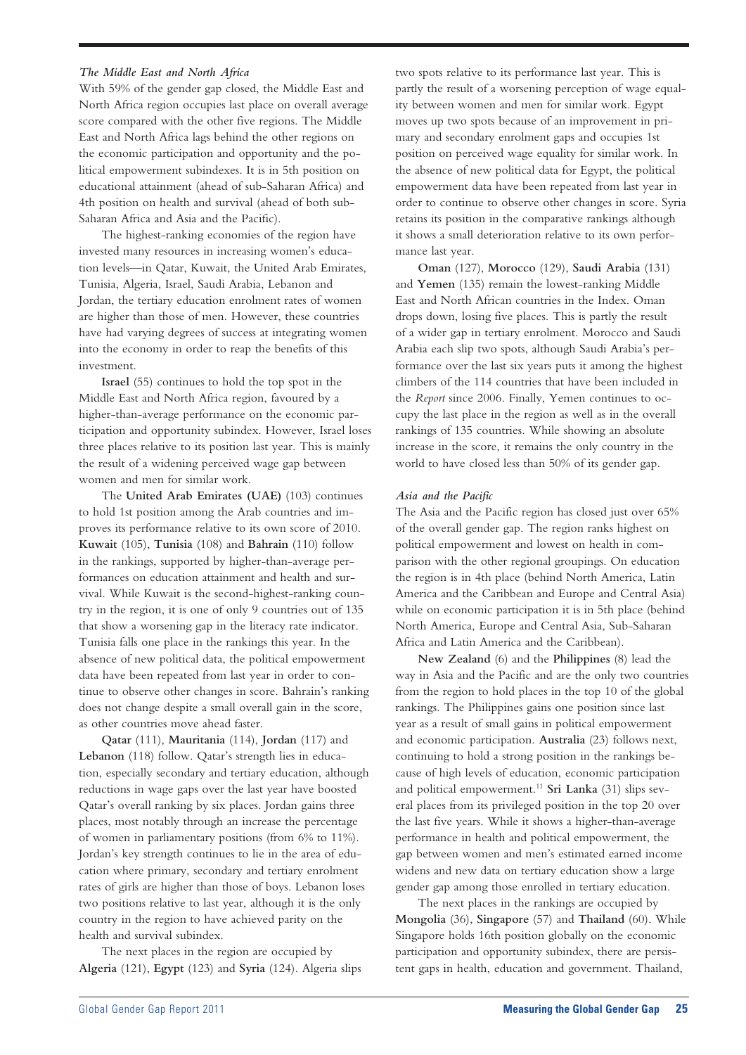*The Middle East and North Africa*

With 59% of the gender gap closed, the Middle East and North Africa region occupies last place on overall average score compared with the other five regions. The Middle East and North Africa lags behind the other regions on the economic participation and opportunity and the political empowerment subindexes. It is in 5th position on educational attainment (ahead of sub-Saharan Africa) and 4th position on health and survival (ahead of both sub-Saharan Africa and Asia and the Pacific).

The highest-ranking economies of the region have invested many resources in increasing women's education levels—in Qatar, Kuwait, the United Arab Emirates, Tunisia, Algeria, Israel, Saudi Arabia, Lebanon and Jordan, the tertiary education enrolment rates of women are higher than those of men. However, these countries have had varying degrees of success at integrating women into the economy in order to reap the benefits of this investment.

**Israel** (55) continues to hold the top spot in the Middle East and North Africa region, favoured by a higher-than-average performance on the economic participation and opportunity subindex. However, Israel loses three places relative to its position last year. This is mainly the result of a widening perceived wage gap between women and men for similar work.

The **United Arab Emirates (UAE)** (103) continues to hold 1st position among the Arab countries and improves its performance relative to its own score of 2010. **Kuwait** (105), **Tunisia** (108) and **Bahrain** (110) follow in the rankings, supported by higher-than-average performances on education attainment and health and survival. While Kuwait is the second-highest-ranking country in the region, it is one of only 9 countries out of 135 that show a worsening gap in the literacy rate indicator. Tunisia falls one place in the rankings this year. In the absence of new political data, the political empowerment data have been repeated from last year in order to continue to observe other changes in score. Bahrain's ranking does not change despite a small overall gain in the score, as other countries move ahead faster.

**Qatar** (111), **Mauritania** (114), **Jordan** (117) and **Lebanon** (118) follow. Qatar's strength lies in education, especially secondary and tertiary education, although reductions in wage gaps over the last year have boosted Qatar's overall ranking by six places. Jordan gains three places, most notably through an increase the percentage of women in parliamentary positions (from 6% to 11%). Jordan's key strength continues to lie in the area of education where primary, secondary and tertiary enrolment rates of girls are higher than those of boys. Lebanon loses two positions relative to last year, although it is the only country in the region to have achieved parity on the health and survival subindex.

The next places in the region are occupied by **Algeria** (121), **Egypt** (123) and **Syria** (124). Algeria slips two spots relative to its performance last year. This is partly the result of a worsening perception of wage equality between women and men for similar work. Egypt moves up two spots because of an improvement in primary and secondary enrolment gaps and occupies 1st position on perceived wage equality for similar work. In the absence of new political data for Egypt, the political empowerment data have been repeated from last year in order to continue to observe other changes in score. Syria retains its position in the comparative rankings although it shows a small deterioration relative to its own performance last year.

**Oman** (127), **Morocco** (129), **Saudi Arabia** (131) and **Yemen** (135) remain the lowest-ranking Middle East and North African countries in the Index. Oman drops down, losing five places. This is partly the result of a wider gap in tertiary enrolment. Morocco and Saudi Arabia each slip two spots, although Saudi Arabia's performance over the last six years puts it among the highest climbers of the 114 countries that have been included in the *Report* since 2006. Finally, Yemen continues to occupy the last place in the region as well as in the overall rankings of 135 countries. While showing an absolute increase in the score, it remains the only country in the world to have closed less than 50% of its gender gap.

*Asia and the Pacific*

The Asia and the Pacific region has closed just over 65% of the overall gender gap. The region ranks highest on political empowerment and lowest on health in comparison with the other regional groupings. On education the region is in 4th place (behind North America, Latin America and the Caribbean and Europe and Central Asia) while on economic participation it is in 5th place (behind North America, Europe and Central Asia, Sub-Saharan Africa and Latin America and the Caribbean).

**New Zealand** (6) and the **Philippines** (8) lead the way in Asia and the Pacific and are the only two countries from the region to hold places in the top 10 of the global rankings. The Philippines gains one position since last year as a result of small gains in political empowerment and economic participation. **Australia** (23) follows next, continuing to hold a strong position in the rankings because of high levels of education, economic participation and political empowerment.[11] **Sri Lanka** (31) slips several places from its privileged position in the top 20 over the last five years. While it shows a higher-than-average performance in health and political empowerment, the gap between women and men's estimated earned income widens and new data on tertiary education show a large gender gap among those enrolled in tertiary education.

The next places in the rankings are occupied by **Mongolia** (36), **Singapore** (57) and **Thailand** (60). While Singapore holds 16th position globally on the economic participation and opportunity subindex, there are persistent gaps in health, education and government. Thailand,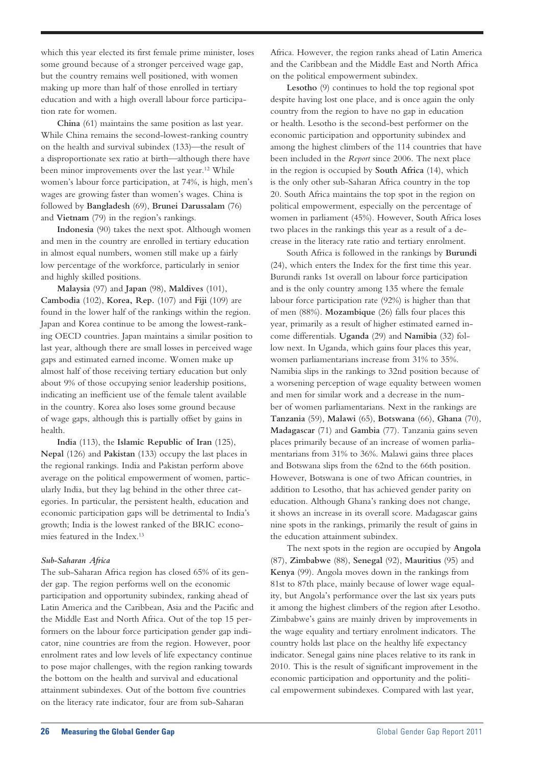which this year elected its first female prime minister, loses some ground because of a stronger perceived wage gap, but the country remains well positioned, with women making up more than half of those enrolled in tertiary education and with a high overall labour force participation rate for women.

**China** (61) maintains the same position as last year. While China remains the second-lowest-ranking country on the health and survival subindex (133)—the result of a disproportionate sex ratio at birth—although there have been minor improvements over the last year.[12] While women's labour force participation, at 74%, is high, men's wages are growing faster than women's wages. China is followed by **Bangladesh** (69), **Brunei Darussalam** (76) and **Vietnam** (79) in the region's rankings.

**Indonesia** (90) takes the next spot. Although women and men in the country are enrolled in tertiary education in almost equal numbers, women still make up a fairly low percentage of the workforce, particularly in senior and highly skilled positions.

**Malaysia** (97) and **Japan** (98), **Maldives** (101), **Cambodia** (102), **Korea, Rep.** (107) and **Fiji** (109) are found in the lower half of the rankings within the region. Japan and Korea continue to be among the lowest-ranking OECD countries. Japan maintains a similar position to last year, although there are small losses in perceived wage gaps and estimated earned income. Women make up almost half of those receiving tertiary education but only about 9% of those occupying senior leadership positions, indicating an inefficient use of the female talent available in the country. Korea also loses some ground because of wage gaps, although this is partially offset by gains in health.

**India** (113), the **Islamic Republic of Iran** (125), **Nepal** (126) and **Pakistan** (133) occupy the last places in the regional rankings. India and Pakistan perform above average on the political empowerment of women, particularly India, but they lag behind in the other three categories. In particular, the persistent health, education and economic participation gaps will be detrimental to India's growth; India is the lowest ranked of the BRIC economies featured in the Index.[13]

*Sub-Saharan Africa*

The sub-Saharan Africa region has closed 65% of its gender gap. The region performs well on the economic participation and opportunity subindex, ranking ahead of Latin America and the Caribbean, Asia and the Pacific and the Middle East and North Africa. Out of the top 15 performers on the labour force participation gender gap indicator, nine countries are from the region. However, poor enrolment rates and low levels of life expectancy continue to pose major challenges, with the region ranking towards the bottom on the health and survival and educational attainment subindexes. Out of the bottom five countries on the literacy rate indicator, four are from sub-Saharan Africa. However, the region ranks ahead of Latin America and the Caribbean and the Middle East and North Africa on the political empowerment subindex.

**Lesotho** (9) continues to hold the top regional spot despite having lost one place, and is once again the only country from the region to have no gap in education or health. Lesotho is the second-best performer on the economic participation and opportunity subindex and among the highest climbers of the 114 countries that have been included in the *Report* since 2006. The next place in the region is occupied by **South Africa** (14), which is the only other sub-Saharan Africa country in the top 20. South Africa maintains the top spot in the region on political empowerment, especially on the percentage of women in parliament (45%). However, South Africa loses two places in the rankings this year as a result of a decrease in the literacy rate ratio and tertiary enrolment.

South Africa is followed in the rankings by **Burundi** (24), which enters the Index for the first time this year. Burundi ranks 1st overall on labour force participation and is the only country among 135 where the female labour force participation rate (92%) is higher than that of men (88%). **Mozambique** (26) falls four places this year, primarily as a result of higher estimated earned income differentials. **Uganda** (29) and **Namibia** (32) follow next. In Uganda, which gains four places this year, women parliamentarians increase from 31% to 35%. Namibia slips in the rankings to 32nd position because of a worsening perception of wage equality between women and men for similar work and a decrease in the number of women parliamentarians. Next in the rankings are **Tanzania** (59), **Malawi** (65), **Botswana** (66), **Ghana** (70), **Madagascar** (71) and **Gambia** (77). Tanzania gains seven places primarily because of an increase of women parliamentarians from 31% to 36%. Malawi gains three places and Botswana slips from the 62nd to the 66th position. However, Botswana is one of two African countries, in addition to Lesotho, that has achieved gender parity on education. Although Ghana's ranking does not change, it shows an increase in its overall score. Madagascar gains nine spots in the rankings, primarily the result of gains in the education attainment subindex.

The next spots in the region are occupied by **Angola** (87), **Zimbabwe** (88), **Senegal** (92), **Mauritius** (95) and **Kenya** (99). Angola moves down in the rankings from 81st to 87th place, mainly because of lower wage equality, but Angola's performance over the last six years puts it among the highest climbers of the region after Lesotho. Zimbabwe's gains are mainly driven by improvements in the wage equality and tertiary enrolment indicators. The country holds last place on the healthy life expectancy indicator. Senegal gains nine places relative to its rank in 2010. This is the result of significant improvement in the economic participation and opportunity and the political empowerment subindexes. Compared with last year,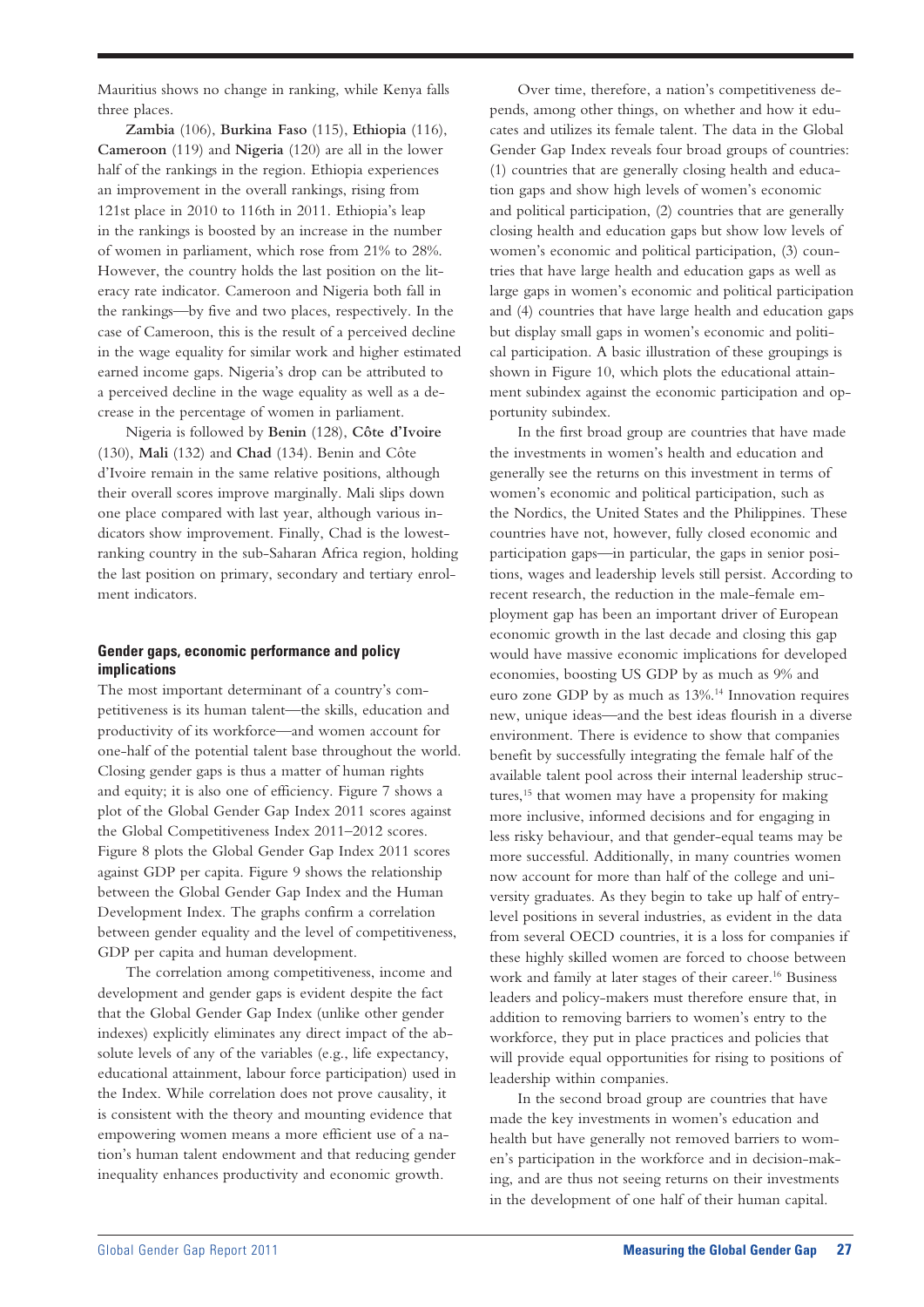Mauritius shows no change in ranking, while Kenya falls three places.

**Zambia** (106), **Burkina Faso** (115), **Ethiopia** (116), **Cameroon** (119) and **Nigeria** (120) are all in the lower half of the rankings in the region. Ethiopia experiences an improvement in the overall rankings, rising from 121st place in 2010 to 116th in 2011. Ethiopia's leap in the rankings is boosted by an increase in the number of women in parliament, which rose from 21% to 28%. However, the country holds the last position on the literacy rate indicator. Cameroon and Nigeria both fall in the rankings—by five and two places, respectively. In the case of Cameroon, this is the result of a perceived decline in the wage equality for similar work and higher estimated earned income gaps. Nigeria's drop can be attributed to a perceived decline in the wage equality as well as a decrease in the percentage of women in parliament.

Nigeria is followed by **Benin** (128), **Côte d'Ivoire** (130), **Mali** (132) and **Chad** (134). Benin and Côte d'Ivoire remain in the same relative positions, although their overall scores improve marginally. Mali slips down one place compared with last year, although various indicators show improvement. Finally, Chad is the lowest-ranking country in the sub-Saharan Africa region, holding the last position on primary, secondary and tertiary enrolment indicators.

### Gender gaps, economic performance and policy implications

The most important determinant of a country's competitiveness is its human talent—the skills, education and productivity of its workforce—and women account for one-half of the potential talent base throughout the world. Closing gender gaps is thus a matter of human rights and equity; it is also one of efficiency. Figure 7 shows a plot of the Global Gender Gap Index 2011 scores against the Global Competitiveness Index 2011–2012 scores. Figure 8 plots the Global Gender Gap Index 2011 scores against GDP per capita. Figure 9 shows the relationship between the Global Gender Gap Index and the Human Development Index. The graphs confirm a correlation between gender equality and the level of competitiveness, GDP per capita and human development.

The correlation among competitiveness, income and development and gender gaps is evident despite the fact that the Global Gender Gap Index (unlike other gender indexes) explicitly eliminates any direct impact of the absolute levels of any of the variables (e.g., life expectancy, educational attainment, labour force participation) used in the Index. While correlation does not prove causality, it is consistent with the theory and mounting evidence that empowering women means a more efficient use of a nation's human talent endowment and that reducing gender inequality enhances productivity and economic growth.

Over time, therefore, a nation's competitiveness depends, among other things, on whether and how it educates and utilizes its female talent. The data in the Global Gender Gap Index reveals four broad groups of countries: (1) countries that are generally closing health and education gaps and show high levels of women's economic and political participation, (2) countries that are generally closing health and education gaps but show low levels of women's economic and political participation, (3) countries that have large health and education gaps as well as large gaps in women's economic and political participation and (4) countries that have large health and education gaps but display small gaps in women's economic and political participation. A basic illustration of these groupings is shown in Figure 10, which plots the educational attainment subindex against the economic participation and opportunity subindex.

In the first broad group are countries that have made the investments in women's health and education and generally see the returns on this investment in terms of women's economic and political participation, such as the Nordics, the United States and the Philippines. These countries have not, however, fully closed economic and participation gaps—in particular, the gaps in senior positions, wages and leadership levels still persist. According to recent research, the reduction in the male-female employment gap has been an important driver of European economic growth in the last decade and closing this gap would have massive economic implications for developed economies, boosting US GDP by as much as 9% and euro zone GDP by as much as 13%.[14] Innovation requires new, unique ideas—and the best ideas flourish in a diverse environment. There is evidence to show that companies benefit by successfully integrating the female half of the available talent pool across their internal leadership structures,[15] that women may have a propensity for making more inclusive, informed decisions and for engaging in less risky behaviour, and that gender-equal teams may be more successful. Additionally, in many countries women now account for more than half of the college and university graduates. As they begin to take up half of entry-level positions in several industries, as evident in the data from several OECD countries, it is a loss for companies if these highly skilled women are forced to choose between work and family at later stages of their career.[16] Business leaders and policy-makers must therefore ensure that, in addition to removing barriers to women's entry to the workforce, they put in place practices and policies that will provide equal opportunities for rising to positions of leadership within companies.

In the second broad group are countries that have made the key investments in women's education and health but have generally not removed barriers to women's participation in the workforce and in decision-making, and are thus not seeing returns on their investments in the development of one half of their human capital.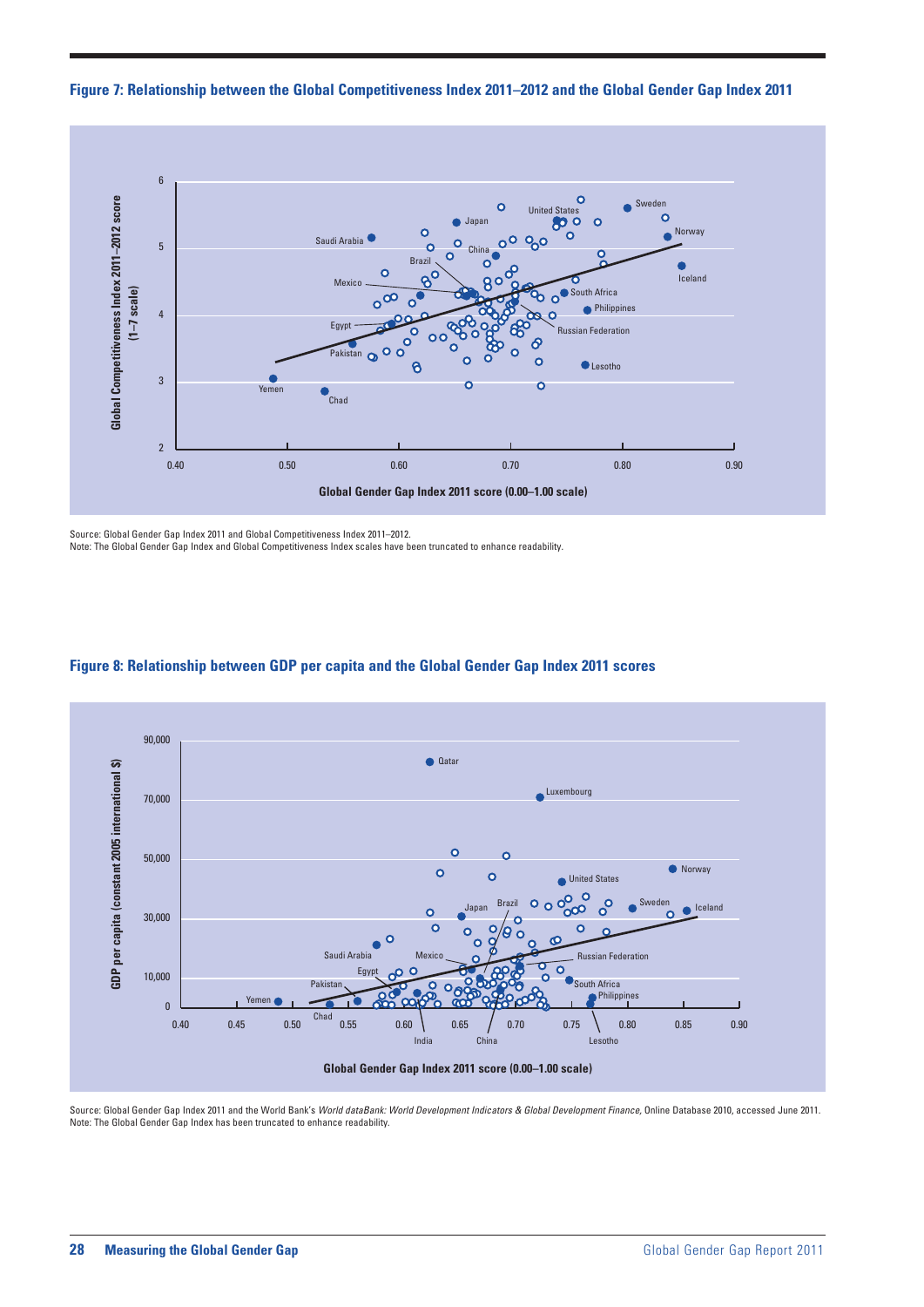**Figure 7: Relationship between the Global Competitiveness Index 2011–2012 and the Global Gender Gap Index 2011**

Source: Global Gender Gap Index 2011 and Global Competitiveness Index 2011–2012.
Note: The Global Gender Gap Index and Global Competitiveness Index scales have been truncated to enhance readability.

**Figure 8: Relationship between GDP per capita and the Global Gender Gap Index 2011 scores**

Source: Global Gender Gap Index 2011 and the World Bank's *World dataBank: World Development Indicators & Global Development Finance,* Online Database 2010, accessed June 2011.
Note: The Global Gender Gap Index has been truncated to enhance readability.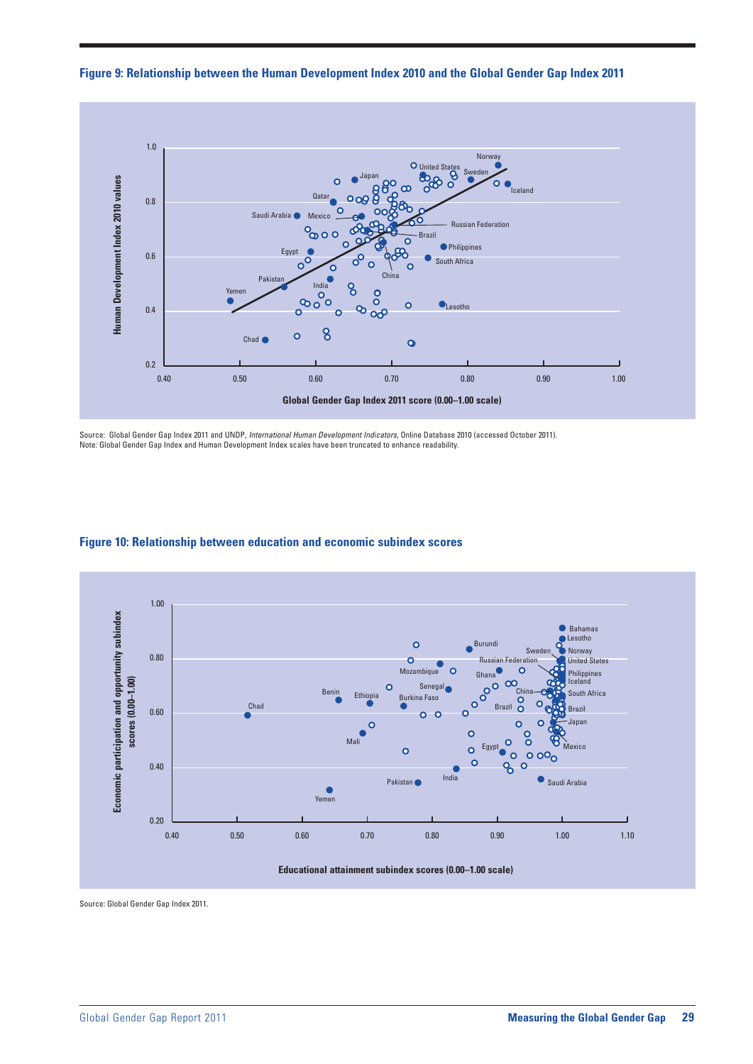## Figure 9: Relationship between the Human Development Index 2010 and the Global Gender Gap Index 2011

Source: Global Gender Gap Index 2011 and UNDP, *International Human Development Indicators*, Online Database 2010 (accessed October 2011).
Note: Global Gender Gap Index and Human Development Index scales have been truncated to enhance readability.

## Figure 10: Relationship between education and economic subindex scores

Source: Global Gender Gap Index 2011.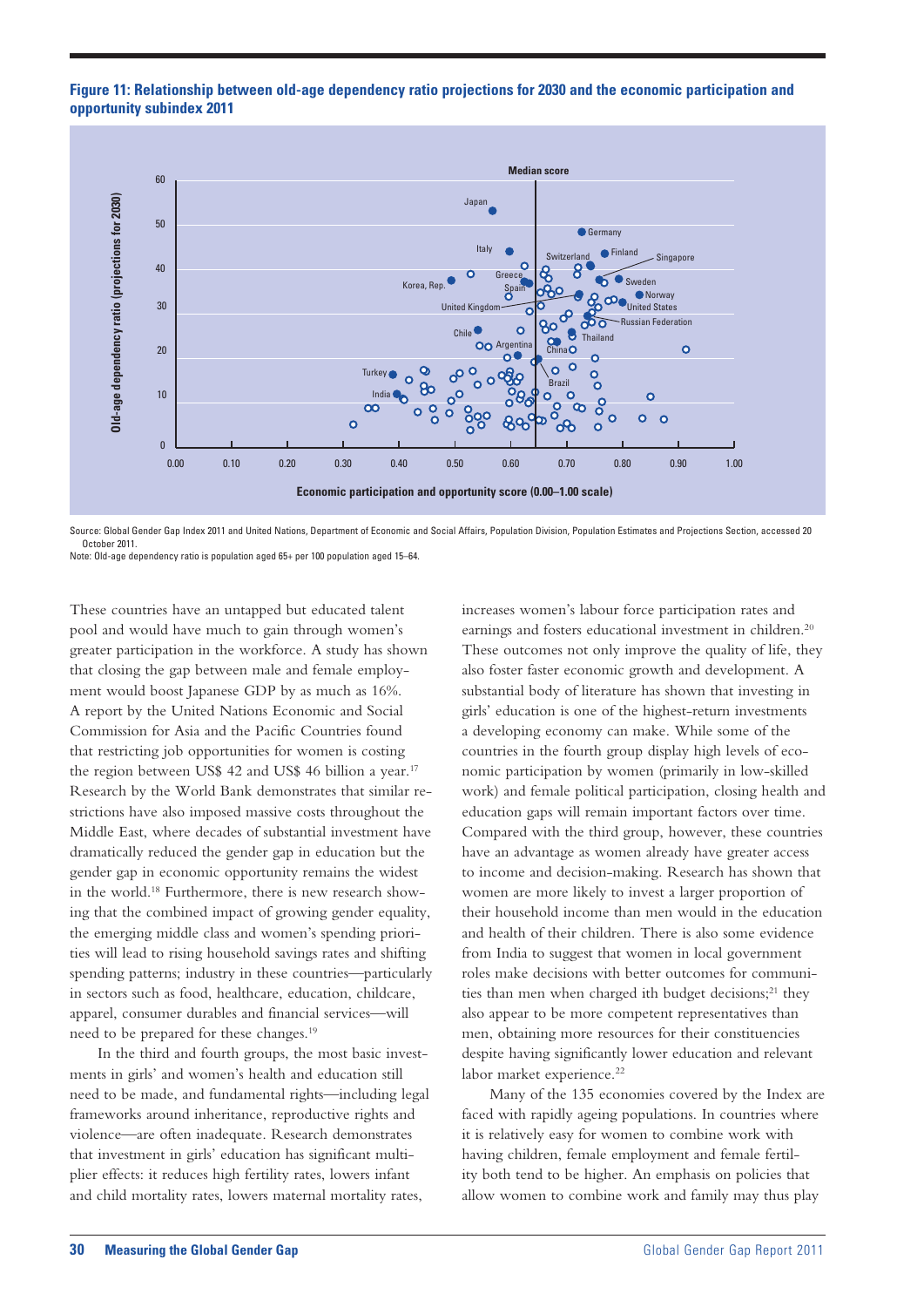**Figure 11: Relationship between old-age dependency ratio projections for 2030 and the economic participation and opportunity subindex 2011**

Source: Global Gender Gap Index 2011 and United Nations, Department of Economic and Social Affairs, Population Division, Population Estimates and Projections Section, accessed 20 October 2011.

Note: Old-age dependency ratio is population aged 65+ per 100 population aged 15–64.

These countries have an untapped but educated talent pool and would have much to gain through women's greater participation in the workforce. A study has shown that closing the gap between male and female employment would boost Japanese GDP by as much as 16%. A report by the United Nations Economic and Social Commission for Asia and the Pacific Countries found that restricting job opportunities for women is costing the region between US$ 42 and US$ 46 billion a year.[17] Research by the World Bank demonstrates that similar restrictions have also imposed massive costs throughout the Middle East, where decades of substantial investment have dramatically reduced the gender gap in education but the gender gap in economic opportunity remains the widest in the world.[18] Furthermore, there is new research showing that the combined impact of growing gender equality, the emerging middle class and women's spending priorities will lead to rising household savings rates and shifting spending patterns; industry in these countries—particularly in sectors such as food, healthcare, education, childcare, apparel, consumer durables and financial services—will need to be prepared for these changes.[19]

In the third and fourth groups, the most basic investments in girls' and women's health and education still need to be made, and fundamental rights—including legal frameworks around inheritance, reproductive rights and violence—are often inadequate. Research demonstrates that investment in girls' education has significant multiplier effects: it reduces high fertility rates, lowers infant and child mortality rates, lowers maternal mortality rates, increases women's labour force participation rates and earnings and fosters educational investment in children.[20] These outcomes not only improve the quality of life, they also foster faster economic growth and development. A substantial body of literature has shown that investing in girls' education is one of the highest-return investments a developing economy can make. While some of the countries in the fourth group display high levels of economic participation by women (primarily in low-skilled work) and female political participation, closing health and education gaps will remain important factors over time. Compared with the third group, however, these countries have an advantage as women already have greater access to income and decision-making. Research has shown that women are more likely to invest a larger proportion of their household income than men would in the education and health of their children. There is also some evidence from India to suggest that women in local government roles make decisions with better outcomes for communities than men when charged ith budget decisions;[21] they also appear to be more competent representatives than men, obtaining more resources for their constituencies despite having significantly lower education and relevant labor market experience.[22]

Many of the 135 economies covered by the Index are faced with rapidly ageing populations. In countries where it is relatively easy for women to combine work with having children, female employment and female fertility both tend to be higher. An emphasis on policies that allow women to combine work and family may thus play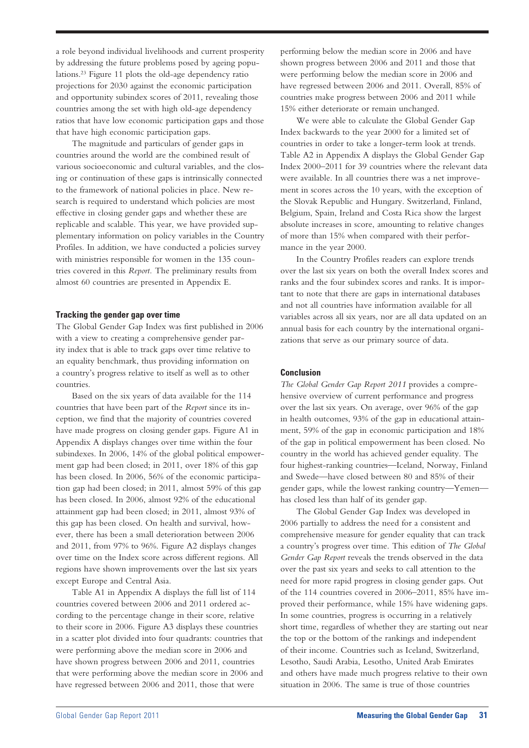a role beyond individual livelihoods and current prosperity by addressing the future problems posed by ageing populations.[23] Figure 11 plots the old-age dependency ratio projections for 2030 against the economic participation and opportunity subindex scores of 2011, revealing those countries among the set with high old-age dependency ratios that have low economic participation gaps and those that have high economic participation gaps.

The magnitude and particulars of gender gaps in countries around the world are the combined result of various socioeconomic and cultural variables, and the closing or continuation of these gaps is intrinsically connected to the framework of national policies in place. New research is required to understand which policies are most effective in closing gender gaps and whether these are replicable and scalable. This year, we have provided supplementary information on policy variables in the Country Profiles. In addition, we have conducted a policies survey with ministries responsible for women in the 135 countries covered in this *Report.* The preliminary results from almost 60 countries are presented in Appendix E.

#### Tracking the gender gap over time

The Global Gender Gap Index was first published in 2006 with a view to creating a comprehensive gender parity index that is able to track gaps over time relative to an equality benchmark, thus providing information on a country's progress relative to itself as well as to other countries.

Based on the six years of data available for the 114 countries that have been part of the *Report* since its inception, we find that the majority of countries covered have made progress on closing gender gaps. Figure A1 in Appendix A displays changes over time within the four subindexes. In 2006, 14% of the global political empowerment gap had been closed; in 2011, over 18% of this gap has been closed. In 2006, 56% of the economic participation gap had been closed; in 2011, almost 59% of this gap has been closed. In 2006, almost 92% of the educational attainment gap had been closed; in 2011, almost 93% of this gap has been closed. On health and survival, however, there has been a small deterioration between 2006 and 2011, from 97% to 96%. Figure A2 displays changes over time on the Index score across different regions. All regions have shown improvements over the last six years except Europe and Central Asia.

Table A1 in Appendix A displays the full list of 114 countries covered between 2006 and 2011 ordered according to the percentage change in their score, relative to their score in 2006. Figure A3 displays these countries in a scatter plot divided into four quadrants: countries that were performing above the median score in 2006 and have shown progress between 2006 and 2011, countries that were performing above the median score in 2006 and have regressed between 2006 and 2011, those that were performing below the median score in 2006 and have shown progress between 2006 and 2011 and those that were performing below the median score in 2006 and have regressed between 2006 and 2011. Overall, 85% of countries make progress between 2006 and 2011 while 15% either deteriorate or remain unchanged.

We were able to calculate the Global Gender Gap Index backwards to the year 2000 for a limited set of countries in order to take a longer-term look at trends. Table A2 in Appendix A displays the Global Gender Gap Index 2000–2011 for 39 countries where the relevant data were available. In all countries there was a net improvement in scores across the 10 years, with the exception of the Slovak Republic and Hungary. Switzerland, Finland, Belgium, Spain, Ireland and Costa Rica show the largest absolute increases in score, amounting to relative changes of more than 15% when compared with their performance in the year 2000.

In the Country Profiles readers can explore trends over the last six years on both the overall Index scores and ranks and the four subindex scores and ranks. It is important to note that there are gaps in international databases and not all countries have information available for all variables across all six years, nor are all data updated on an annual basis for each country by the international organizations that serve as our primary source of data.

#### Conclusion

*The Global Gender Gap Report 2011* provides a comprehensive overview of current performance and progress over the last six years. On average, over 96% of the gap in health outcomes, 93% of the gap in educational attainment, 59% of the gap in economic participation and 18% of the gap in political empowerment has been closed. No country in the world has achieved gender equality. The four highest-ranking countries—Iceland, Norway, Finland and Swede—have closed between 80 and 85% of their gender gaps, while the lowest ranking country—Yemen—has closed less than half of its gender gap.

The Global Gender Gap Index was developed in 2006 partially to address the need for a consistent and comprehensive measure for gender equality that can track a country's progress over time. This edition of *The Global Gender Gap Report* reveals the trends observed in the data over the past six years and seeks to call attention to the need for more rapid progress in closing gender gaps. Out of the 114 countries covered in 2006–2011, 85% have improved their performance, while 15% have widening gaps. In some countries, progress is occurring in a relatively short time, regardless of whether they are starting out near the top or the bottom of the rankings and independent of their income. Countries such as Iceland, Switzerland, Lesotho, Saudi Arabia, Lesotho, United Arab Emirates and others have made much progress relative to their own situation in 2006. The same is true of those countries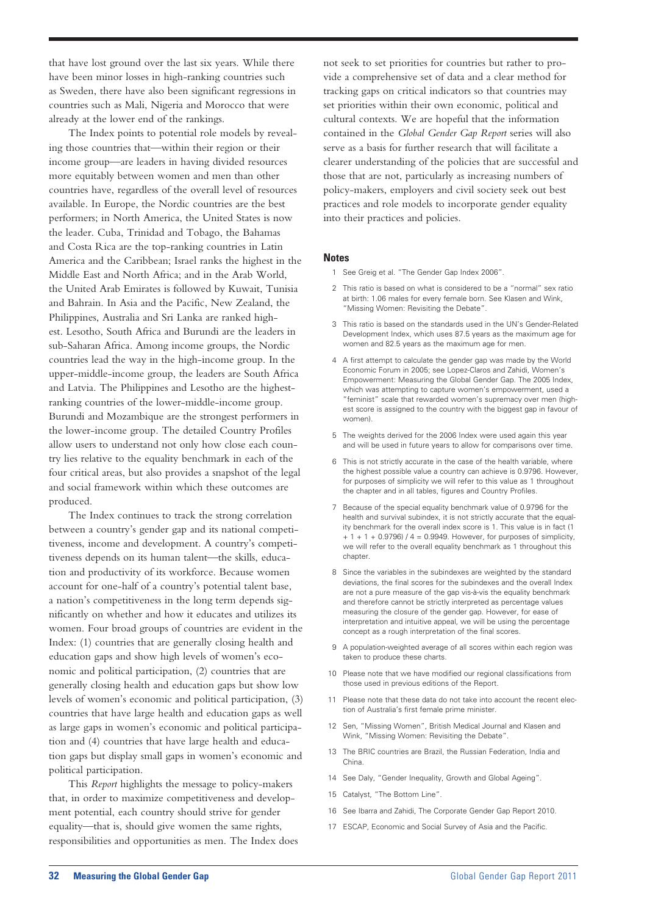that have lost ground over the last six years. While there have been minor losses in high-ranking countries such as Sweden, there have also been significant regressions in countries such as Mali, Nigeria and Morocco that were already at the lower end of the rankings.

The Index points to potential role models by revealing those countries that—within their region or their income group—are leaders in having divided resources more equitably between women and men than other countries have, regardless of the overall level of resources available. In Europe, the Nordic countries are the best performers; in North America, the United States is now the leader. Cuba, Trinidad and Tobago, the Bahamas and Costa Rica are the top-ranking countries in Latin America and the Caribbean; Israel ranks the highest in the Middle East and North Africa; and in the Arab World, the United Arab Emirates is followed by Kuwait, Tunisia and Bahrain. In Asia and the Pacific, New Zealand, the Philippines, Australia and Sri Lanka are ranked highest. Lesotho, South Africa and Burundi are the leaders in sub-Saharan Africa. Among income groups, the Nordic countries lead the way in the high-income group. In the upper-middle-income group, the leaders are South Africa and Latvia. The Philippines and Lesotho are the highest-ranking countries of the lower-middle-income group. Burundi and Mozambique are the strongest performers in the lower-income group. The detailed Country Profiles allow users to understand not only how close each country lies relative to the equality benchmark in each of the four critical areas, but also provides a snapshot of the legal and social framework within which these outcomes are produced.

The Index continues to track the strong correlation between a country's gender gap and its national competitiveness, income and development. A country's competitiveness depends on its human talent—the skills, education and productivity of its workforce. Because women account for one-half of a country's potential talent base, a nation's competitiveness in the long term depends significantly on whether and how it educates and utilizes its women. Four broad groups of countries are evident in the Index: (1) countries that are generally closing health and education gaps and show high levels of women's economic and political participation, (2) countries that are generally closing health and education gaps but show low levels of women's economic and political participation, (3) countries that have large health and education gaps as well as large gaps in women's economic and political participation and (4) countries that have large health and education gaps but display small gaps in women's economic and political participation.

This *Report* highlights the message to policy-makers that, in order to maximize competitiveness and development potential, each country should strive for gender equality—that is, should give women the same rights, responsibilities and opportunities as men. The Index does not seek to set priorities for countries but rather to provide a comprehensive set of data and a clear method for tracking gaps on critical indicators so that countries may set priorities within their own economic, political and cultural contexts. We are hopeful that the information contained in the *Global Gender Gap Report* series will also serve as a basis for further research that will facilitate a clearer understanding of the policies that are successful and those that are not, particularly as increasing numbers of policy-makers, employers and civil society seek out best practices and role models to incorporate gender equality into their practices and policies.

## Notes

1. See Greig et al. "The Gender Gap Index 2006".
2. This ratio is based on what is considered to be a "normal" sex ratio at birth: 1.06 males for every female born. See Klasen and Wink, "Missing Women: Revisiting the Debate".
3. This ratio is based on the standards used in the UN's Gender-Related Development Index, which uses 87.5 years as the maximum age for women and 82.5 years as the maximum age for men.
4. A first attempt to calculate the gender gap was made by the World Economic Forum in 2005; see Lopez-Claros and Zahidi, Women's Empowerment: Measuring the Global Gender Gap. The 2005 Index, which was attempting to capture women's empowerment, used a "feminist" scale that rewarded women's supremacy over men (highest score is assigned to the country with the biggest gap in favour of women).
5. The weights derived for the 2006 Index were used again this year and will be used in future years to allow for comparisons over time.
6. This is not strictly accurate in the case of the health variable, where the highest possible value a country can achieve is 0.9796. However, for purposes of simplicity we will refer to this value as 1 throughout the chapter and in all tables, figures and Country Profiles.
7. Because of the special equality benchmark value of 0.9796 for the health and survival subindex, it is not strictly accurate that the equality benchmark for the overall index score is 1. This value is in fact $(1 + 1 + 1 + 0.9796) / 4 = 0.9949$. However, for purposes of simplicity, we will refer to the overall equality benchmark as 1 throughout this chapter.
8. Since the variables in the subindexes are weighted by the standard deviations, the final scores for the subindexes and the overall Index are not a pure measure of the gap vis-à-vis the equality benchmark and therefore cannot be strictly interpreted as percentage values measuring the closure of the gender gap. However, for ease of interpretation and intuitive appeal, we will be using the percentage concept as a rough interpretation of the final scores.
9. A population-weighted average of all scores within each region was taken to produce these charts.
10. Please note that we have modified our regional classifications from those used in previous editions of the Report.
11. Please note that these data do not take into account the recent election of Australia's first female prime minister.
12. Sen, "Missing Women", British Medical Journal and Klasen and Wink, "Missing Women: Revisiting the Debate".
13. The BRIC countries are Brazil, the Russian Federation, India and China.
14. See Daly, "Gender Inequality, Growth and Global Ageing".
15. Catalyst, "The Bottom Line".
16. See Ibarra and Zahidi, The Corporate Gender Gap Report 2010.
17. ESCAP, Economic and Social Survey of Asia and the Pacific.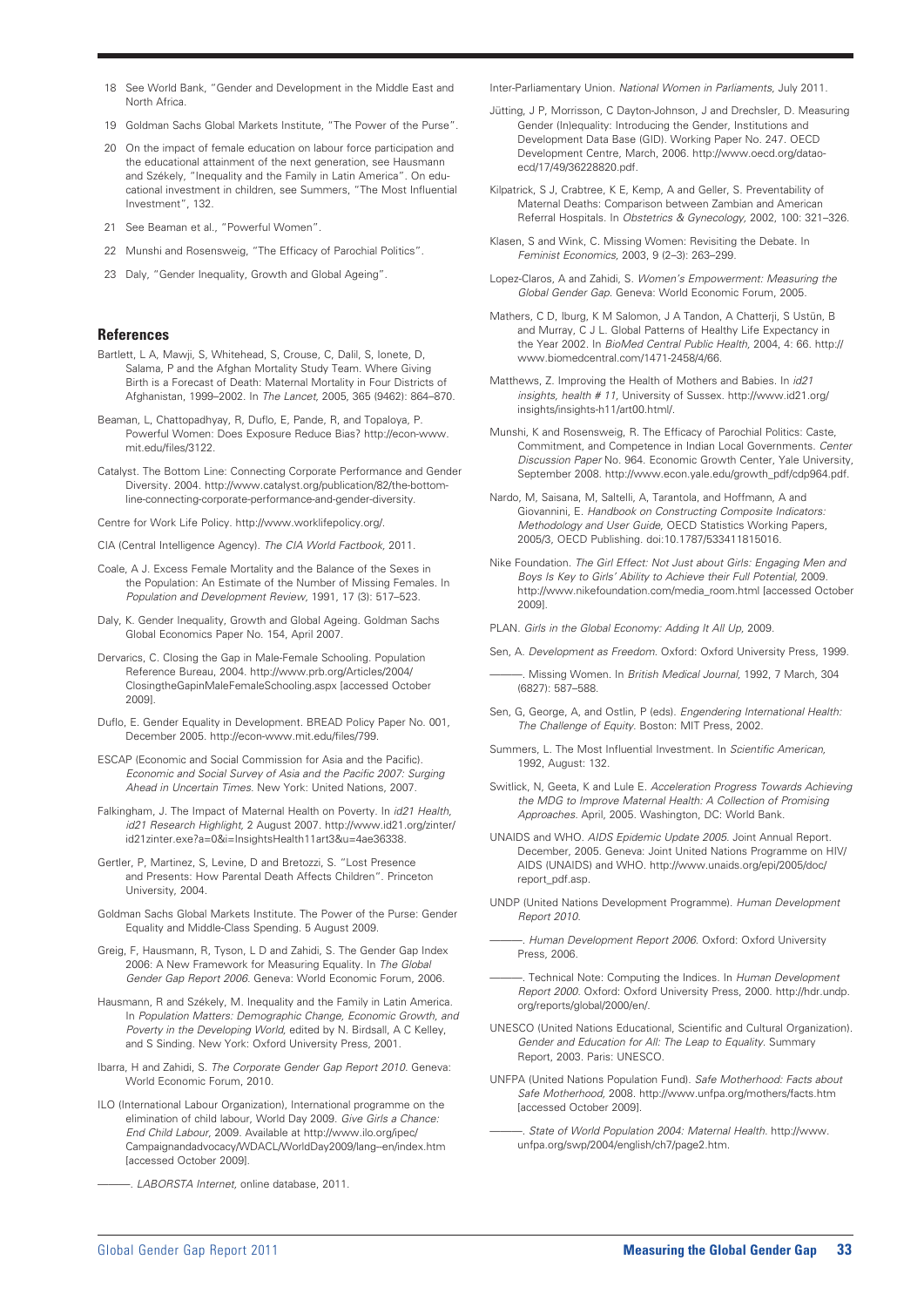18 See World Bank, "Gender and Development in the Middle East and North Africa.

19 Goldman Sachs Global Markets Institute, "The Power of the Purse".

20 On the impact of female education on labour force participation and the educational attainment of the next generation, see Hausmann and Székely, "Inequality and the Family in Latin America". On educational investment in children, see Summers, "The Most Influential Investment", 132.

21 See Beaman et al., "Powerful Women".

22 Munshi and Rosensweig, "The Efficacy of Parochial Politics".

23 Daly, "Gender Inequality, Growth and Global Ageing".

## References

Bartlett, L A, Mawji, S, Whitehead, S, Crouse, C, Dalil, S, Ionete, D, Salama, P and the Afghan Mortality Study Team. Where Giving Birth is a Forecast of Death: Maternal Mortality in Four Districts of Afghanistan, 1999–2002. In *The Lancet*, 2005, 365 (9462): 864–870.

Beaman, L, Chattopadhyay, R, Duflo, E, Pande, R, and Topaloya, P. Powerful Women: Does Exposure Reduce Bias? http://econ-www.mit.edu/files/3122.

Catalyst. The Bottom Line: Connecting Corporate Performance and Gender Diversity. 2004. http://www.catalyst.org/publication/82/the-bottom-line-connecting-corporate-performance-and-gender-diversity.

Centre for Work Life Policy. http://www.worklifepolicy.org/.

CIA (Central Intelligence Agency). *The CIA World Factbook*, 2011.

Coale, A J. Excess Female Mortality and the Balance of the Sexes in the Population: An Estimate of the Number of Missing Females. In *Population and Development Review*, 1991, 17 (3): 517–523.

Daly, K. Gender Inequality, Growth and Global Ageing. Goldman Sachs Global Economics Paper No. 154, April 2007.

Dervarics, C. Closing the Gap in Male-Female Schooling. Population Reference Bureau, 2004. http://www.prb.org/Articles/2004/ClosingtheGapinMaleFemaleSchooling.aspx [accessed October 2009].

Duflo, E. Gender Equality in Development. BREAD Policy Paper No. 001, December 2005. http://econ-www.mit.edu/files/799.

ESCAP (Economic and Social Commission for Asia and the Pacific). *Economic and Social Survey of Asia and the Pacific 2007: Surging Ahead in Uncertain Times*. New York: United Nations, 2007.

Falkingham, J. The Impact of Maternal Health on Poverty. In *id21 Health, id21 Research Highlight*, 2 August 2007. http://www.id21.org/zinter/id21zinter.exe?a=0&i=InsightsHealth11art3&u=4ae36338.

Gertler, P, Martinez, S, Levine, D and Bretozzi, S. "Lost Presence and Presents: How Parental Death Affects Children". Princeton University, 2004.

Goldman Sachs Global Markets Institute. The Power of the Purse: Gender Equality and Middle-Class Spending. 5 August 2009.

Greig, F, Hausmann, R, Tyson, L D and Zahidi, S. The Gender Gap Index 2006: A New Framework for Measuring Equality. In *The Global Gender Gap Report 2006*. Geneva: World Economic Forum, 2006.

Hausmann, R and Székely, M. Inequality and the Family in Latin America. In *Population Matters: Demographic Change, Economic Growth, and Poverty in the Developing World*, edited by N. Birdsall, A C Kelley, and S Sinding. New York: Oxford University Press, 2001.

Ibarra, H and Zahidi, S. *The Corporate Gender Gap Report 2010*. Geneva: World Economic Forum, 2010.

ILO (International Labour Organization), International programme on the elimination of child labour, World Day 2009. *Give Girls a Chance: End Child Labour*, 2009. Available at http://www.ilo.org/ipec/Campaignandadvocacy/WDACL/WorldDay2009/lang--en/index.htm [accessed October 2009].

———. *LABORSTA Internet*, online database, 2011.

Inter-Parliamentary Union. *National Women in Parliaments*, July 2011.

Jütting, J P, Morrisson, C Dayton-Johnson, J and Drechsler, D. Measuring Gender (In)equality: Introducing the Gender, Institutions and Development Data Base (GID). Working Paper No. 247. OECD Development Centre, March, 2006. http://www.oecd.org/dataoecd/17/49/36228820.pdf.

Kilpatrick, S J, Crabtree, K E, Kemp, A and Geller, S. Preventability of Maternal Deaths: Comparison between Zambian and American Referral Hospitals. In *Obstetrics & Gynecology*, 2002, 100: 321–326.

Klasen, S and Wink, C. Missing Women: Revisiting the Debate. In *Feminist Economics*, 2003, 9 (2–3): 263–299.

Lopez-Claros, A and Zahidi, S. *Women's Empowerment: Measuring the Global Gender Gap*. Geneva: World Economic Forum, 2005.

Mathers, C D, Iburg, K M Salomon, J A Tandon, A Chatterji, S Ustün, B and Murray, C J L. Global Patterns of Healthy Life Expectancy in the Year 2002. In *BioMed Central Public Health*, 2004, 4: 66. http://www.biomedcentral.com/1471-2458/4/66.

Matthews, Z. Improving the Health of Mothers and Babies. In *id21 insights, health # 11*, University of Sussex. http://www.id21.org/insights/insights-h11/art00.html/.

Munshi, K and Rosensweig, R. The Efficacy of Parochial Politics: Caste, Commitment, and Competence in Indian Local Governments. *Center Discussion Paper* No. 964. Economic Growth Center, Yale University, September 2008. http://www.econ.yale.edu/growth_pdf/cdp964.pdf.

Nardo, M, Saisana, M, Saltelli, A, Tarantola, and Hoffmann, A and Giovannini, E. *Handbook on Constructing Composite Indicators: Methodology and User Guide*, OECD Statistics Working Papers, 2005/3, OECD Publishing. doi:10.1787/533411815016.

Nike Foundation. *The Girl Effect: Not Just about Girls: Engaging Men and Boys Is Key to Girls' Ability to Achieve their Full Potential*, 2009. http://www.nikefoundation.com/media_room.html [accessed October 2009].

PLAN. *Girls in the Global Economy: Adding It All Up*, 2009.

Sen, A. *Development as Freedom*. Oxford: Oxford University Press, 1999.

———. Missing Women. In *British Medical Journal*, 1992, 7 March, 304 (6827): 587–588.

Sen, G, George, A, and Ostlin, P (eds). *Engendering International Health: The Challenge of Equity*. Boston: MIT Press, 2002.

Summers, L. The Most Influential Investment. In *Scientific American*, 1992, August: 132.

Switlick, N, Geeta, K and Lule E. *Acceleration Progress Towards Achieving the MDG to Improve Maternal Health: A Collection of Promising Approaches*. April, 2005. Washington, DC: World Bank.

UNAIDS and WHO. *AIDS Epidemic Update 2005*. Joint Annual Report. December, 2005. Geneva: Joint United Nations Programme on HIV/AIDS (UNAIDS) and WHO. http://www.unaids.org/epi/2005/doc/report_pdf.asp.

UNDP (United Nations Development Programme). *Human Development Report 2010*.

———. *Human Development Report 2006*. Oxford: Oxford University Press, 2006.

———. Technical Note: Computing the Indices. In *Human Development Report 2000*. Oxford: Oxford University Press, 2000. http://hdr.undp.org/reports/global/2000/en/.

UNESCO (United Nations Educational, Scientific and Cultural Organization). *Gender and Education for All: The Leap to Equality*. Summary Report, 2003. Paris: UNESCO.

UNFPA (United Nations Population Fund). *Safe Motherhood: Facts about Safe Motherhood*, 2008. http://www.unfpa.org/mothers/facts.htm [accessed October 2009].

———. *State of World Population 2004: Maternal Health*. http://www.unfpa.org/swp/2004/english/ch7/page2.htm.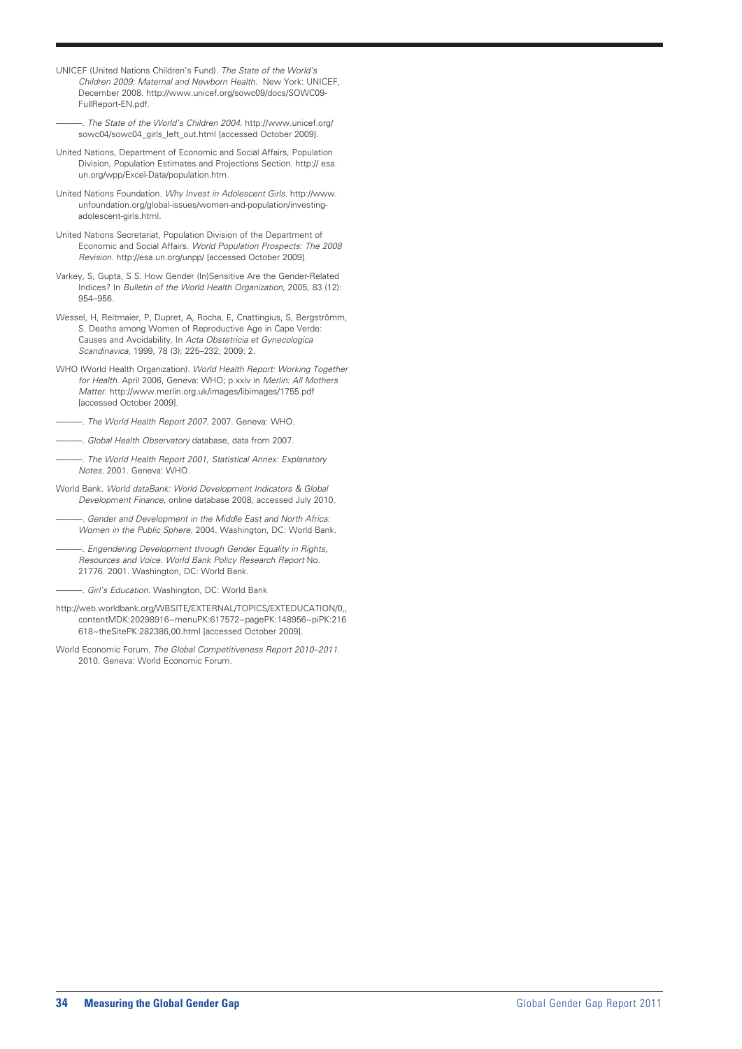UNICEF (United Nations Children's Fund). *The State of the World's Children 2009: Maternal and Newborn Health.* New York: UNICEF, December 2008. http://www.unicef.org/sowc09/docs/SOWC09-FullReport-EN.pdf.

———. *The State of the World's Children 2004.* http://www.unicef.org/sowc04/sowc04_girls_left_out.html [accessed October 2009].

United Nations, Department of Economic and Social Affairs, Population Division, Population Estimates and Projections Section. http:// esa.un.org/wpp/Excel-Data/population.htm.

United Nations Foundation. *Why Invest in Adolescent Girls.* http://www.unfoundation.org/global-issues/women-and-population/investing-adolescent-girls.html.

United Nations Secretariat, Population Division of the Department of Economic and Social Affairs. *World Population Prospects: The 2008 Revision.* http://esa.un.org/unpp/ [accessed October 2009].

Varkey, S, Gupta, S S. How Gender (In)Sensitive Are the Gender-Related Indices? In *Bulletin of the World Health Organization,* 2005, 83 (12): 954–956.

Wessel, H, Reitmaier, P, Dupret, A, Rocha, E, Cnattingius, S, Bergströmm, S. Deaths among Women of Reproductive Age in Cape Verde: Causes and Avoidability. In *Acta Obstetricia et Gynecologica Scandinavica,* 1999, 78 (3): 225–232; 2009: 2.

WHO (World Health Organization). *World Health Report: Working Together for Health.* April 2006, Geneva: WHO; p.xxiv in *Merlin: All Mothers Matter.* http://www.merlin.org.uk/images/libimages/1755.pdf [accessed October 2009].

———. *The World Health Report 2007.* 2007. Geneva: WHO.

———. *Global Health Observatory* database, data from 2007.

———. *The World Health Report 2001, Statistical Annex: Explanatory Notes.* 2001. Geneva: WHO.

World Bank. *World dataBank: World Development Indicators & Global Development Finance,* online database 2008, accessed July 2010.

———. *Gender and Development in the Middle East and North Africa: Women in the Public Sphere.* 2004. Washington, DC: World Bank.

———. *Engendering Development through Gender Equality in Rights, Resources and Voice. World Bank Policy Research Report* No. 21776. 2001. Washington, DC: World Bank.

———. *Girl's Education.* Washington, DC: World Bank

http://web.worldbank.org/WBSITE/EXTERNAL/TOPICS/EXTEDUCATION/0,,contentMDK:20298916~menuPK:617572~pagePK:148956~piPK:216618~theSitePK:282386,00.html [accessed October 2009].

World Economic Forum. *The Global Competitiveness Report 2010–2011.* 2010. Geneva: World Economic Forum.